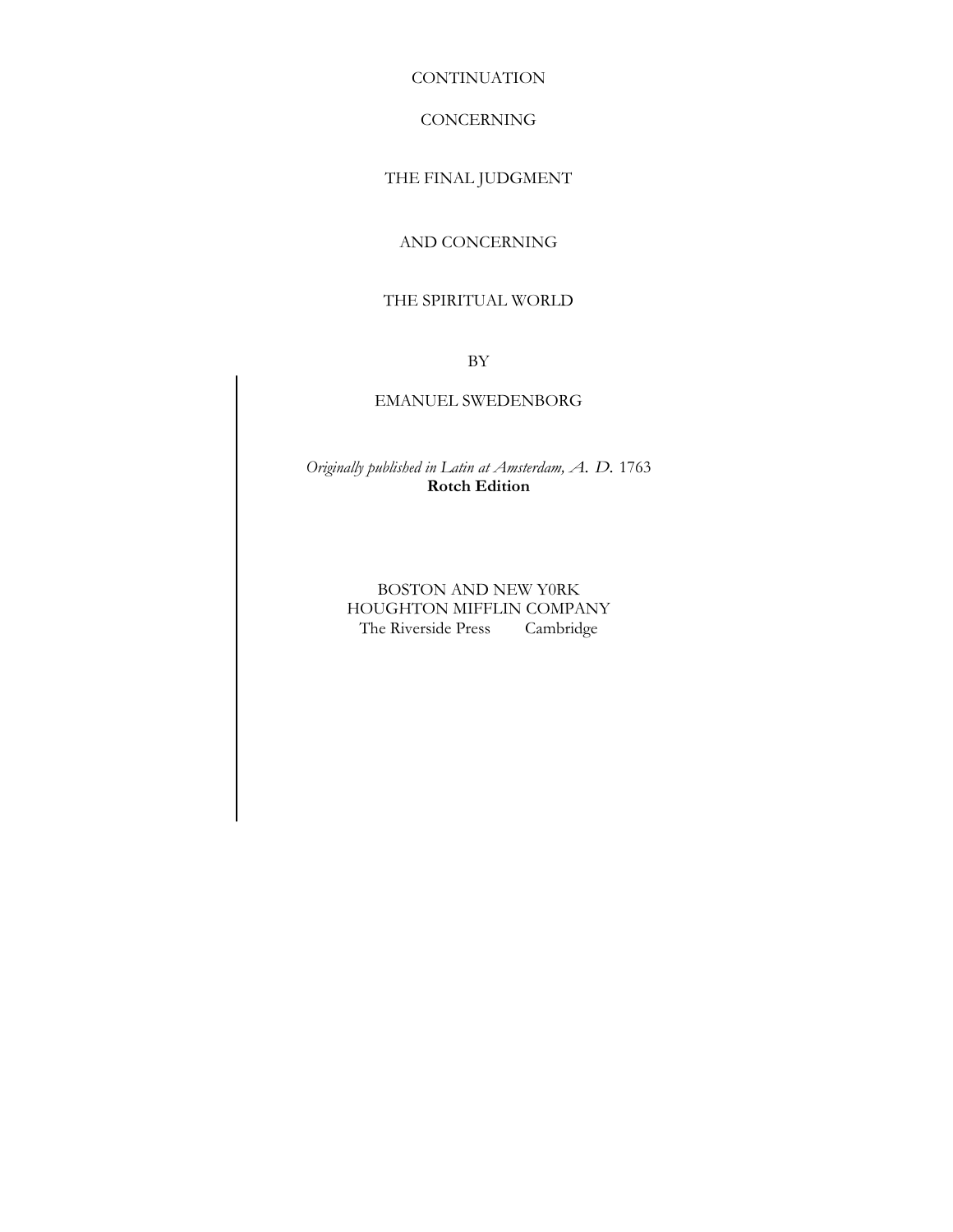# CONTINUATION

# CONCERNING

# THE FINAL JUDGMENT

# AND CONCERNING

# THE SPIRITUAL WORLD

BY

EMANUEL SWEDENBORG

*Originally published in Latin at Amsterdam, A. D.* 1763
**Rotch Edition**

BOSTON AND NEW Y0RK
HOUGHTON MIFFLIN COMPANY
The Riverside Press Cambridge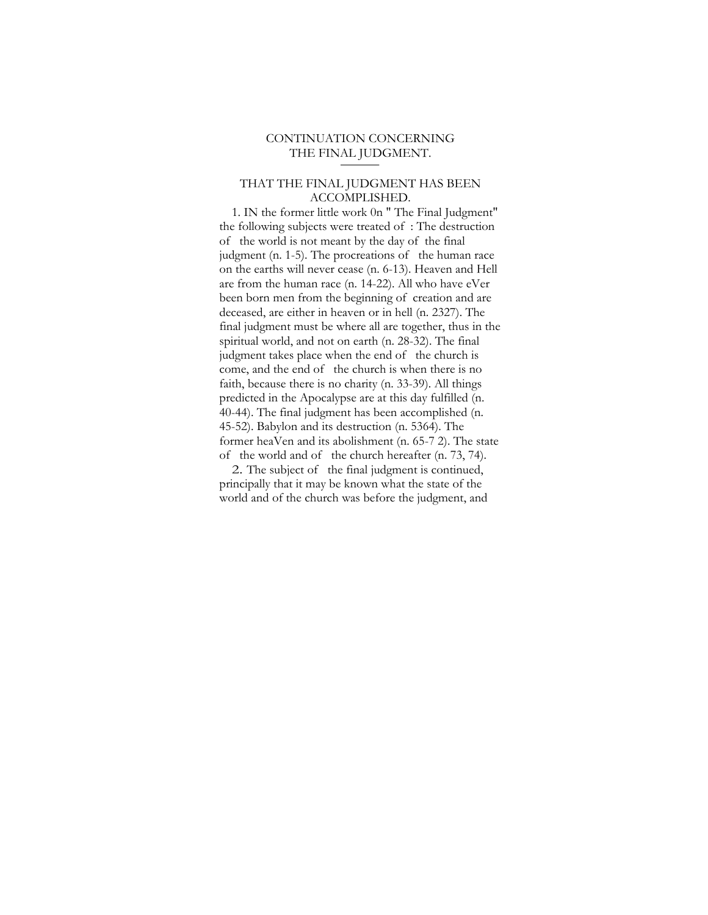# CONTINUATION CONCERNING THE FINAL JUDGMENT.

## THAT THE FINAL JUDGMENT HAS BEEN ACCOMPLISHED.

1. IN the former little work 0n " The Final Judgment" the following subjects were treated of : The destruction of the world is not meant by the day of the final judgment (n. 1-5). The procreations of the human race on the earths will never cease (n. 6-13). Heaven and Hell are from the human race (n. 14-22). All who have eVer been born men from the beginning of creation and are deceased, are either in heaven or in hell (n. 2327). The final judgment must be where all are together, thus in the spiritual world, and not on earth (n. 28-32). The final judgment takes place when the end of the church is come, and the end of the church is when there is no faith, because there is no charity (n. 33-39). All things predicted in the Apocalypse are at this day fulfilled (n. 40-44). The final judgment has been accomplished (n. 45-52). Babylon and its destruction (n. 5364). The former heaVen and its abolishment (n. 65-7 2). The state of the world and of the church hereafter (n. 73, 74).

2. The subject of the final judgment is continued, principally that it may be known what the state of the world and of the church was before the judgment, and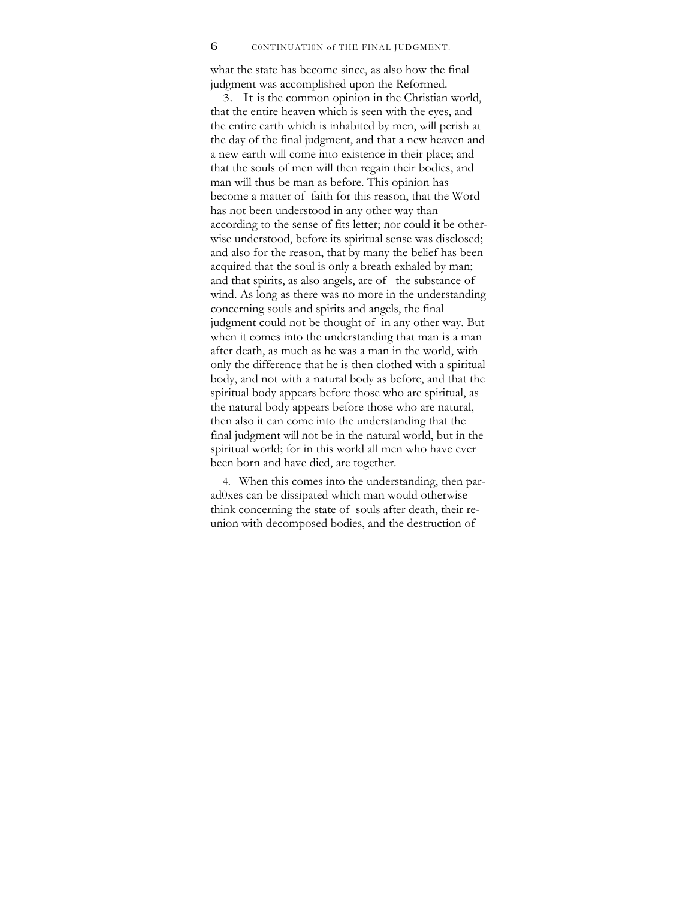what the state has become since, as also how the final judgment was accomplished upon the Reformed.

3. It is the common opinion in the Christian world, that the entire heaven which is seen with the eyes, and the entire earth which is inhabited by men, will perish at the day of the final judgment, and that a new heaven and a new earth will come into existence in their place; and that the souls of men will then regain their bodies, and man will thus be man as before. This opinion has become a matter of faith for this reason, that the Word has not been understood in any other way than according to the sense of fits letter; nor could it be otherwise understood, before its spiritual sense was disclosed; and also for the reason, that by many the belief has been acquired that the soul is only a breath exhaled by man; and that spirits, as also angels, are of the substance of wind. As long as there was no more in the understanding concerning souls and spirits and angels, the final judgment could not be thought of in any other way. But when it comes into the understanding that man is a man after death, as much as he was a man in the world, with only the difference that he is then clothed with a spiritual body, and not with a natural body as before, and that the spiritual body appears before those who are spiritual, as the natural body appears before those who are natural, then also it can come into the understanding that the final judgment will not be in the natural world, but in the spiritual world; for in this world all men who have ever been born and have died, are together.

4. When this comes into the understanding, then parad0xes can be dissipated which man would otherwise think concerning the state of souls after death, their reunion with decomposed bodies, and the destruction of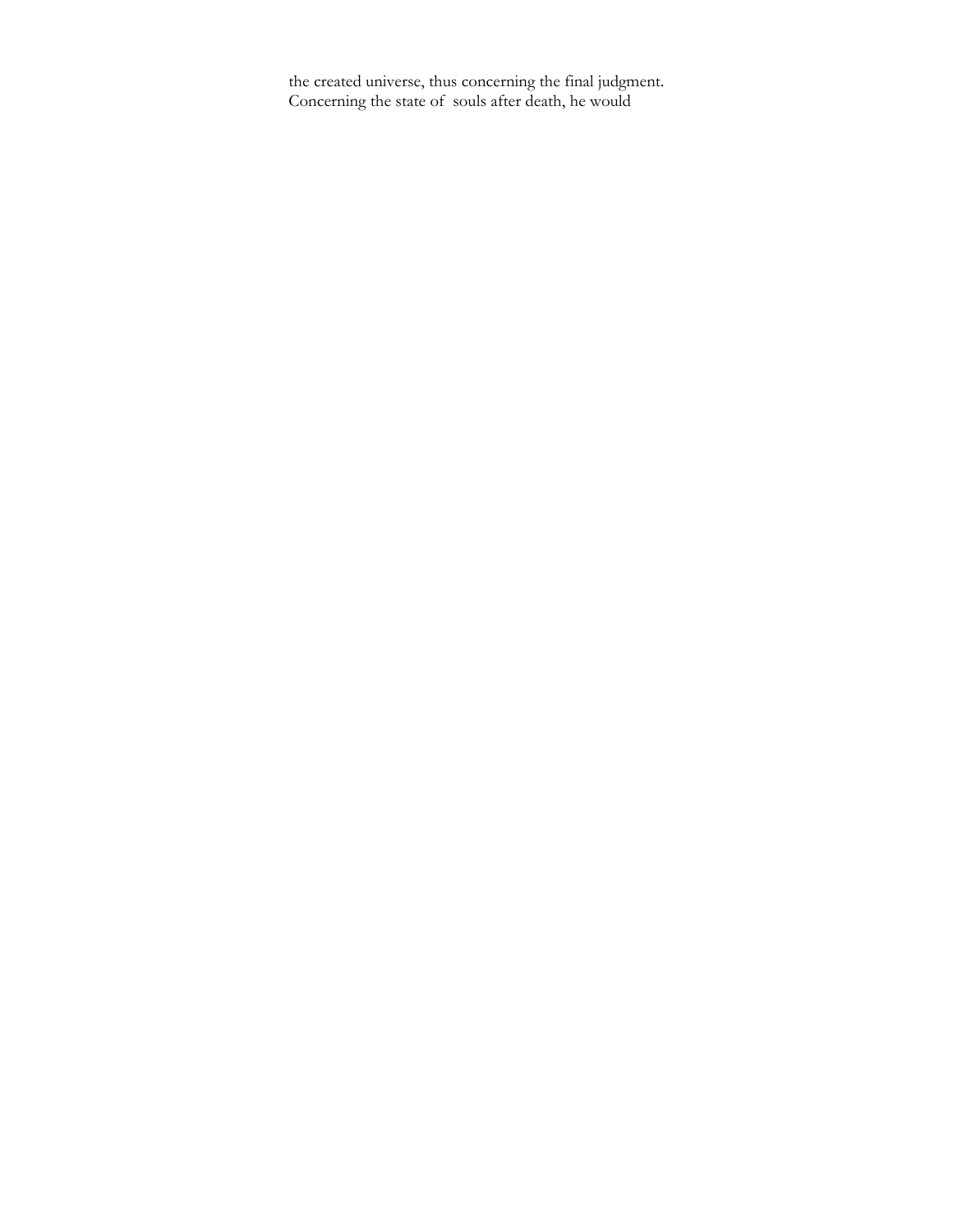the created universe, thus concerning the final judgment. Concerning the state of souls after death, he would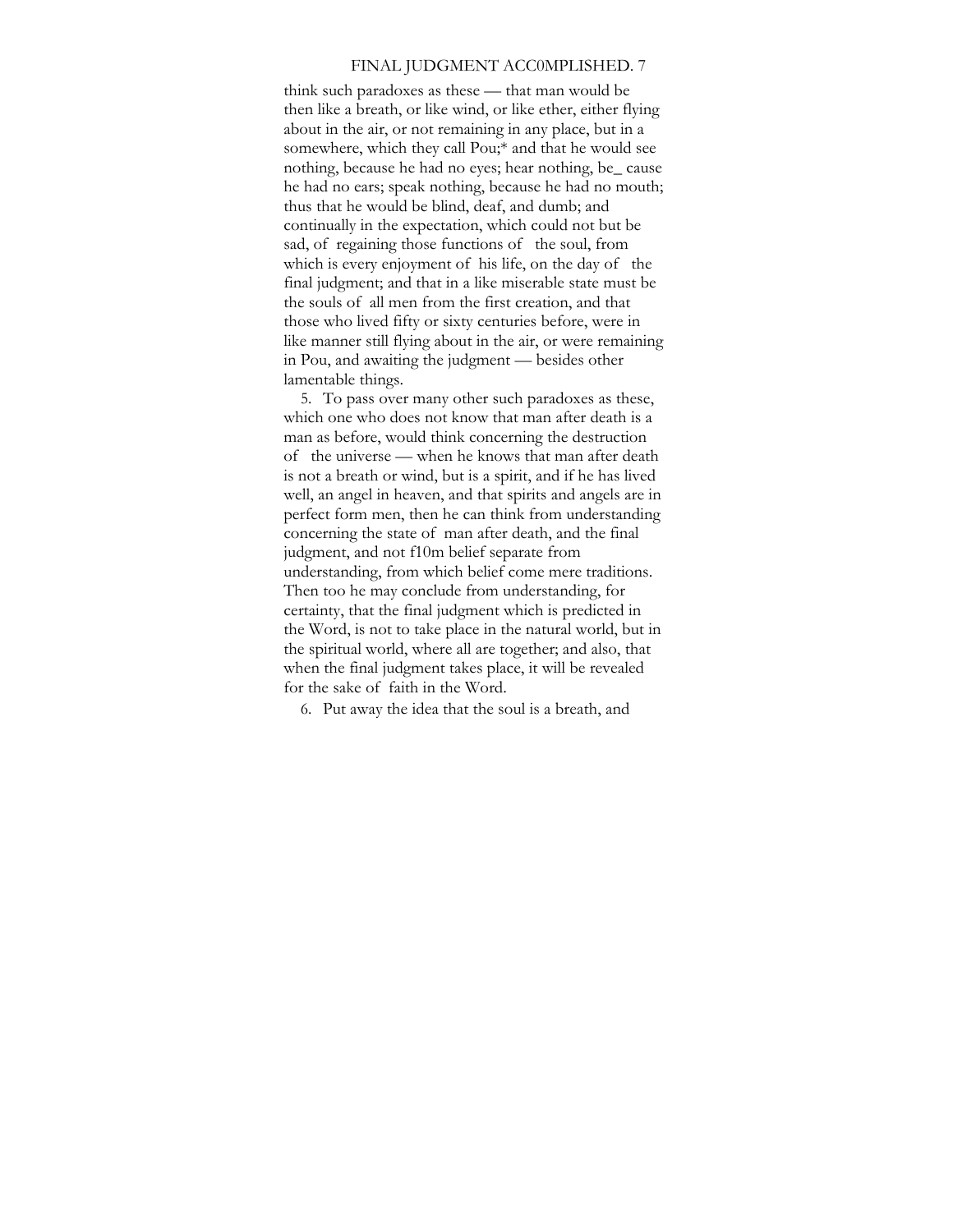think such paradoxes as these — that man would be then like a breath, or like wind, or like ether, either flying about in the air, or not remaining in any place, but in a somewhere, which they call Pou;* and that he would see nothing, because he had no eyes; hear nothing, be_ cause he had no ears; speak nothing, because he had no mouth; thus that he would be blind, deaf, and dumb; and continually in the expectation, which could not but be sad, of regaining those functions of the soul, from which is every enjoyment of his life, on the day of the final judgment; and that in a like miserable state must be the souls of all men from the first creation, and that those who lived fifty or sixty centuries before, were in like manner still flying about in the air, or were remaining in Pou, and awaiting the judgment — besides other lamentable things.

5. To pass over many other such paradoxes as these, which one who does not know that man after death is a man as before, would think concerning the destruction of the universe — when he knows that man after death is not a breath or wind, but is a spirit, and if he has lived well, an angel in heaven, and that spirits and angels are in perfect form men, then he can think from understanding concerning the state of man after death, and the final judgment, and not f10m belief separate from understanding, from which belief come mere traditions. Then too he may conclude from understanding, for certainty, that the final judgment which is predicted in the Word, is not to take place in the natural world, but in the spiritual world, where all are together; and also, that when the final judgment takes place, it will be revealed for the sake of faith in the Word.

6. Put away the idea that the soul is a breath, and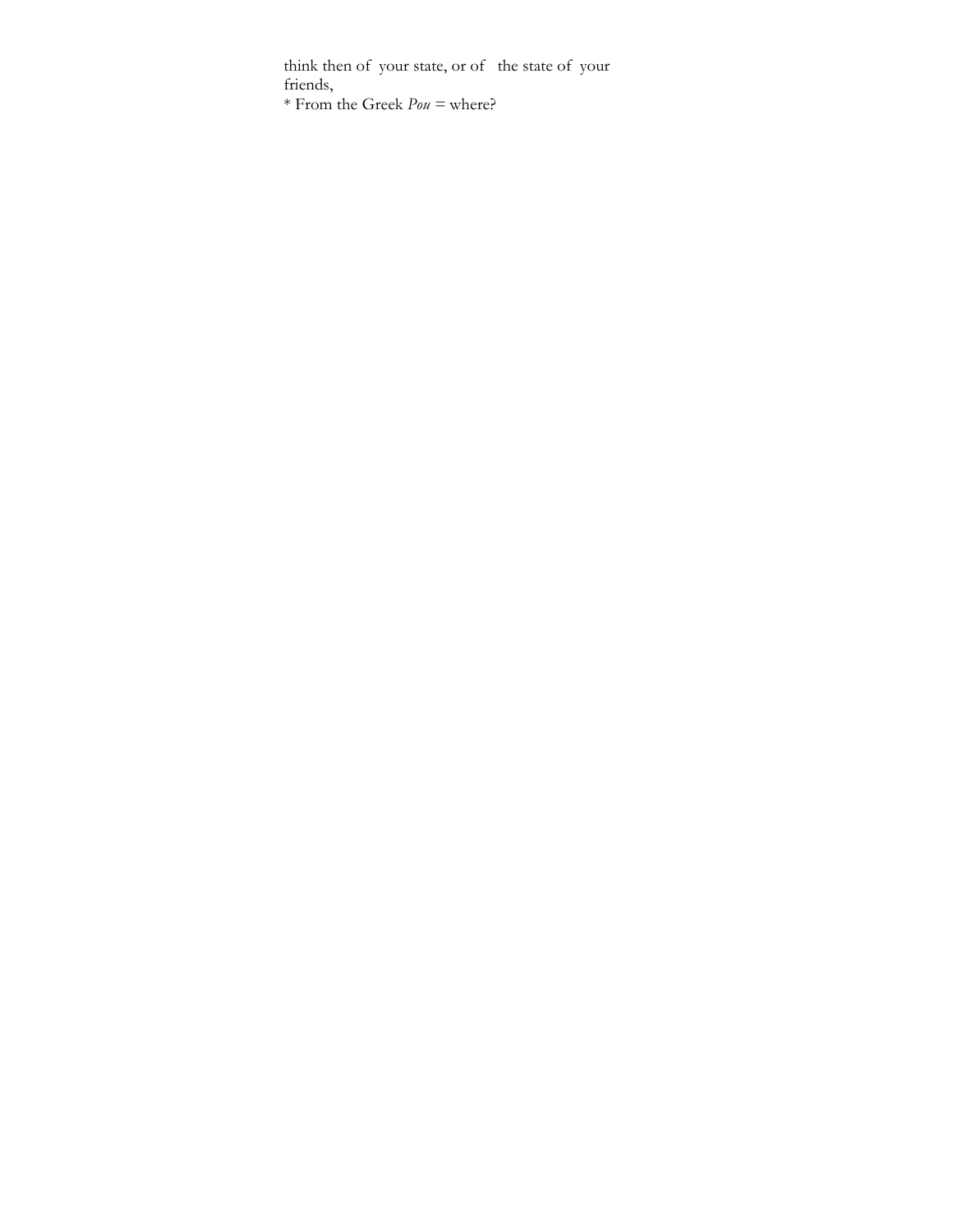think then of your state, or of the state of your friends,

* From the Greek *Pou* = where?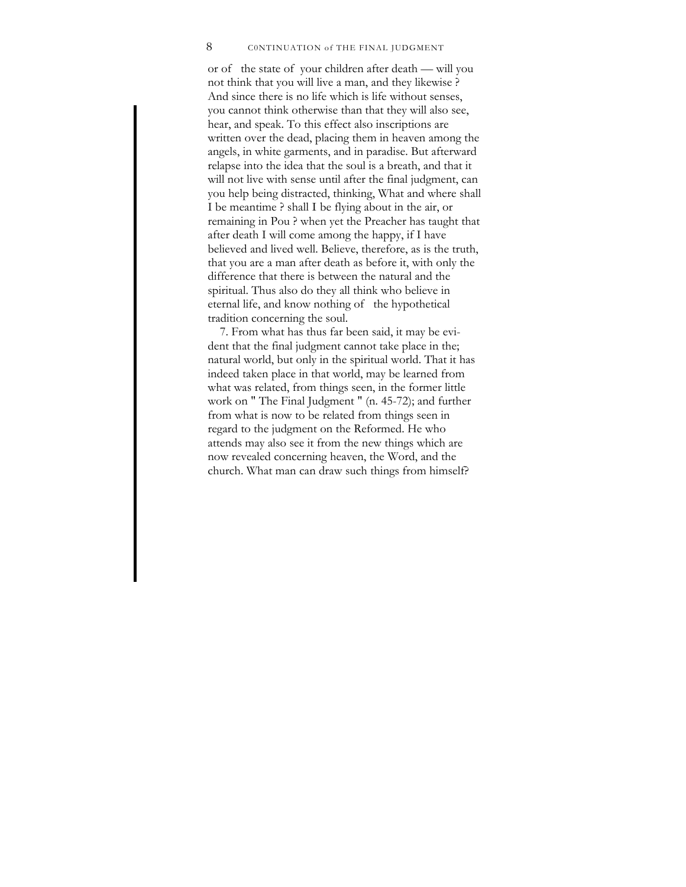or of the state of your children after death — will you not think that you will live a man, and they likewise ? And since there is no life which is life without senses, you cannot think otherwise than that they will also see, hear, and speak. To this effect also inscriptions are written over the dead, placing them in heaven among the angels, in white garments, and in paradise. But afterward relapse into the idea that the soul is a breath, and that it will not live with sense until after the final judgment, can you help being distracted, thinking, What and where shall I be meantime ? shall I be flying about in the air, or remaining in Pou ? when yet the Preacher has taught that after death I will come among the happy, if I have believed and lived well. Believe, therefore, as is the truth, that you are a man after death as before it, with only the difference that there is between the natural and the spiritual. Thus also do they all think who believe in eternal life, and know nothing of the hypothetical tradition concerning the soul.

7. From what has thus far been said, it may be evident that the final judgment cannot take place in the; natural world, but only in the spiritual world. That it has indeed taken place in that world, may be learned from what was related, from things seen, in the former little work on " The Final Judgment " (n. 45-72); and further from what is now to be related from things seen in regard to the judgment on the Reformed. He who attends may also see it from the new things which are now revealed concerning heaven, the Word, and the church. What man can draw such things from himself?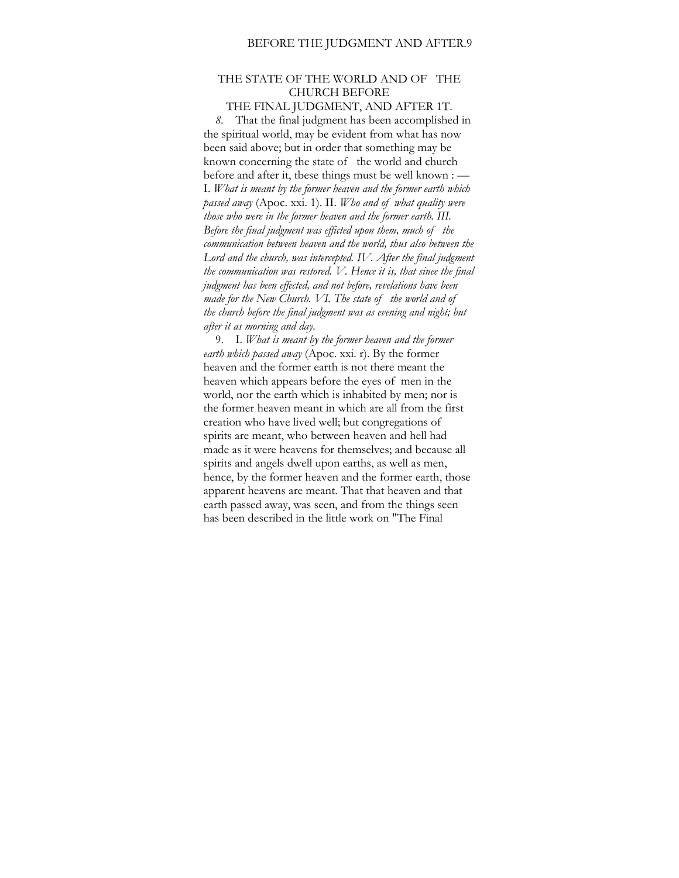## THE STATE OF THE WORLD AND OF THE CHURCH BEFORE THE FINAL JUDGMENT, AND AFTER 1T.

*8.* That the final judgment has been accomplished in the spiritual world, may be evident from what has now been said above; but in order that something may be known concerning the state of the world and church before and after it, tbese things must be well known : — I. *What is meant by the former heaven and the former earth which passed away* (Apoc. xxi. 1). II. *Who and of what quality were those who were in the former heaven and the former earth. III. Before the final judgment was efficted upon them, much of the communication between heaven and the world, thus also between the Lord and the church, was intercepted. IV. After the final judgment the communication was restored. V. Hence it is, that sinee the final judgment has been effected, and not before, revelations have been made for the New Church. VI. The state of the world and of the church before the final judgment was as evening and night; but after it as morning and day.*

9. I. *What is meant by the former heaven and the former earth which passed away* (Apoc. xxi. r). By the former heaven and the former earth is not there meant the heaven which appears before the eyes of men in the world, nor the earth which is inhabited by men; nor is the former heaven meant in which are all from the first creation who have lived well; but congregations of spirits are meant, who between heaven and hell had made as it were heavens for themselves; and because all spirits and angels dwell upon earths, as well as men, hence, by the former heaven and the former earth, those apparent heavens are meant. That that heaven and that earth passed away, was seen, and from the things seen has been described in the little work on "The Final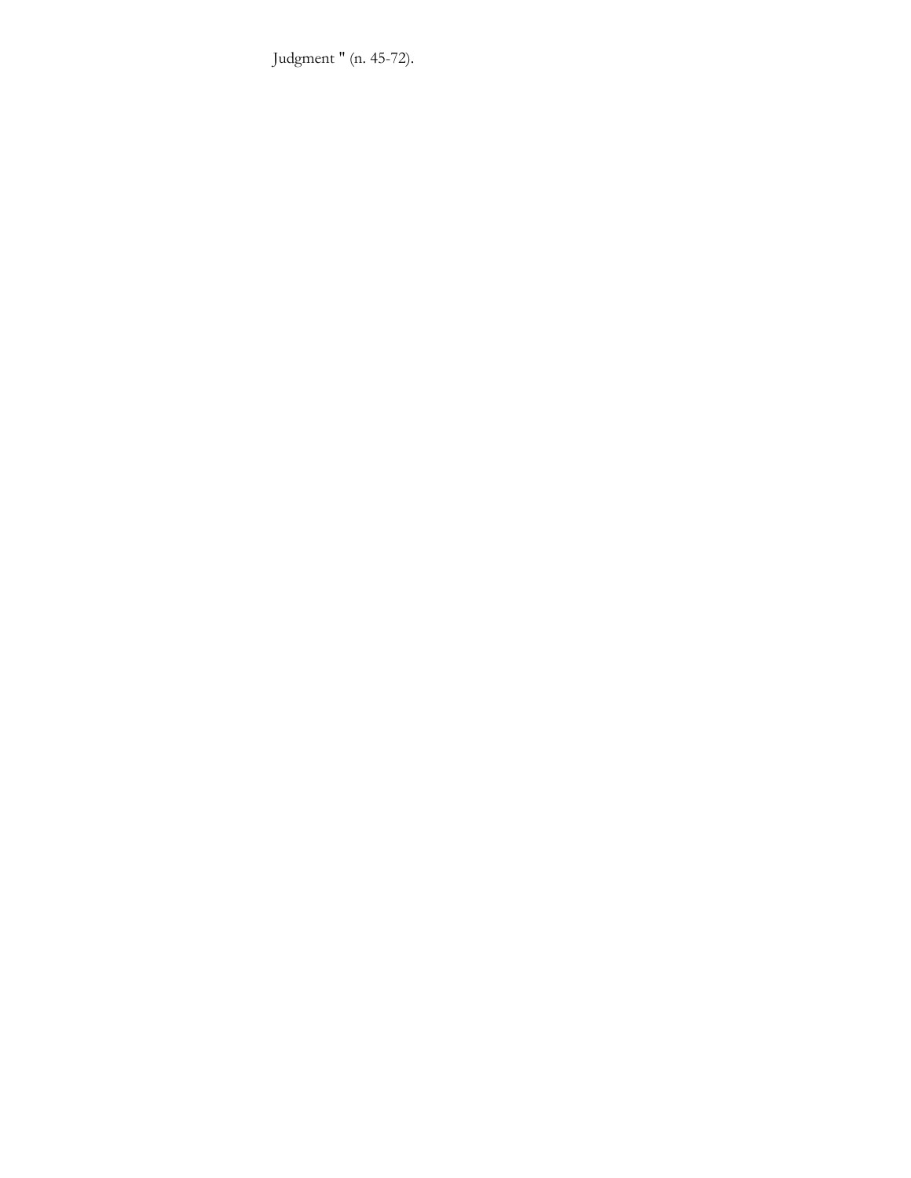Judgment " (n. 45-72).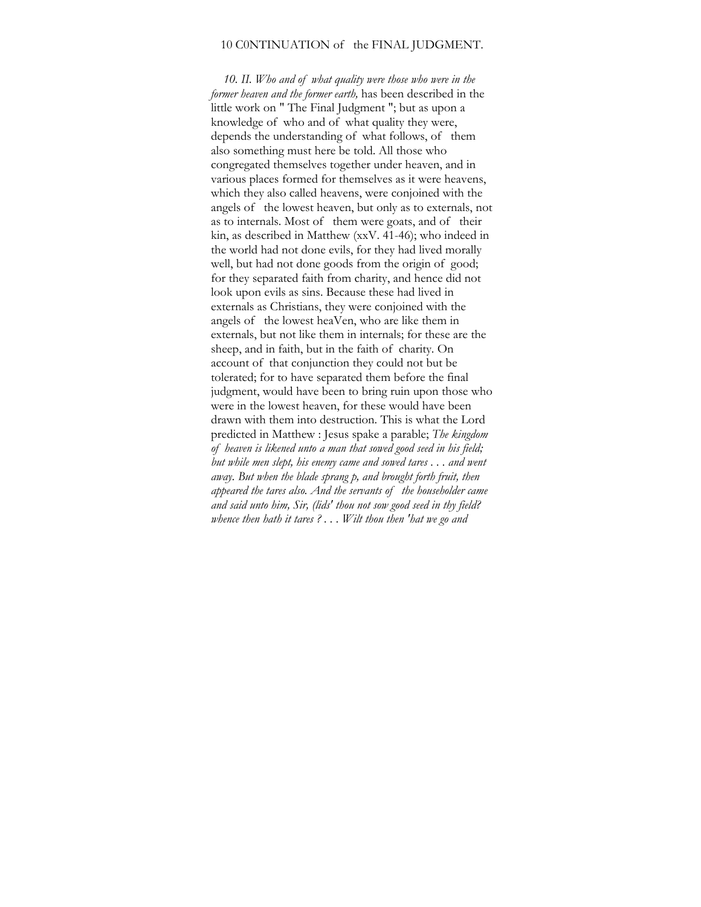*10. II. Who and of what quality were those who were in the former heaven and the former earth,* has been described in the little work on " The Final Judgment "; but as upon a knowledge of who and of what quality they were, depends the understanding of what follows, of them also something must here be told. All those who congregated themselves together under heaven, and in various places formed for themselves as it were heavens, which they also called heavens, were conjoined with the angels of the lowest heaven, but only as to externals, not as to internals. Most of them were goats, and of their kin, as described in Matthew (xxV. 41-46); who indeed in the world had not done evils, for they had lived morally well, but had not done goods from the origin of good; for they separated faith from charity, and hence did not look upon evils as sins. Because these had lived in externals as Christians, they were conjoined with the angels of the lowest heaVen, who are like them in externals, but not like them in internals; for these are the sheep, and in faith, but in the faith of charity. On account of that conjunction they could not but be tolerated; for to have separated them before the final judgment, would have been to bring ruin upon those who were in the lowest heaven, for these would have been drawn with them into destruction. This is what the Lord predicted in Matthew : Jesus spake a parable; *The kingdom of heaven is likened unto a man that sowed good seed in his field; but while men slept, his enemy came and sowed tares . . . and went away. But when the blade sprang p, and brought forth fruit, then appeared the tares also. And the servants of the householder came and said unto him, Sir, (lids' thou not sow good seed in thy field? whence then hath it tares ? . . . Wilt thou then 'hat we go and*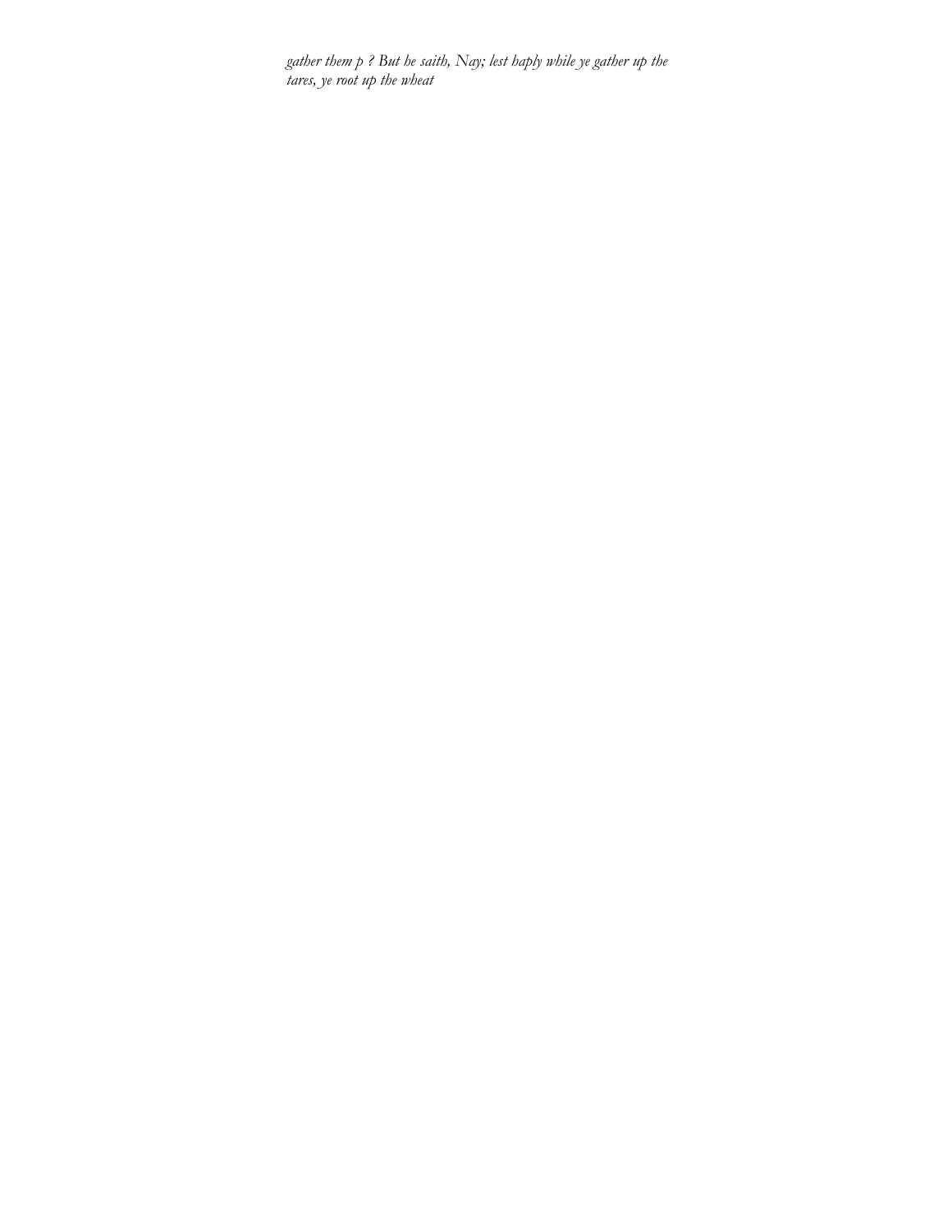*gather them p ? But he saith, Nay; lest haply while ye gather up the tares, ye root up the wheat*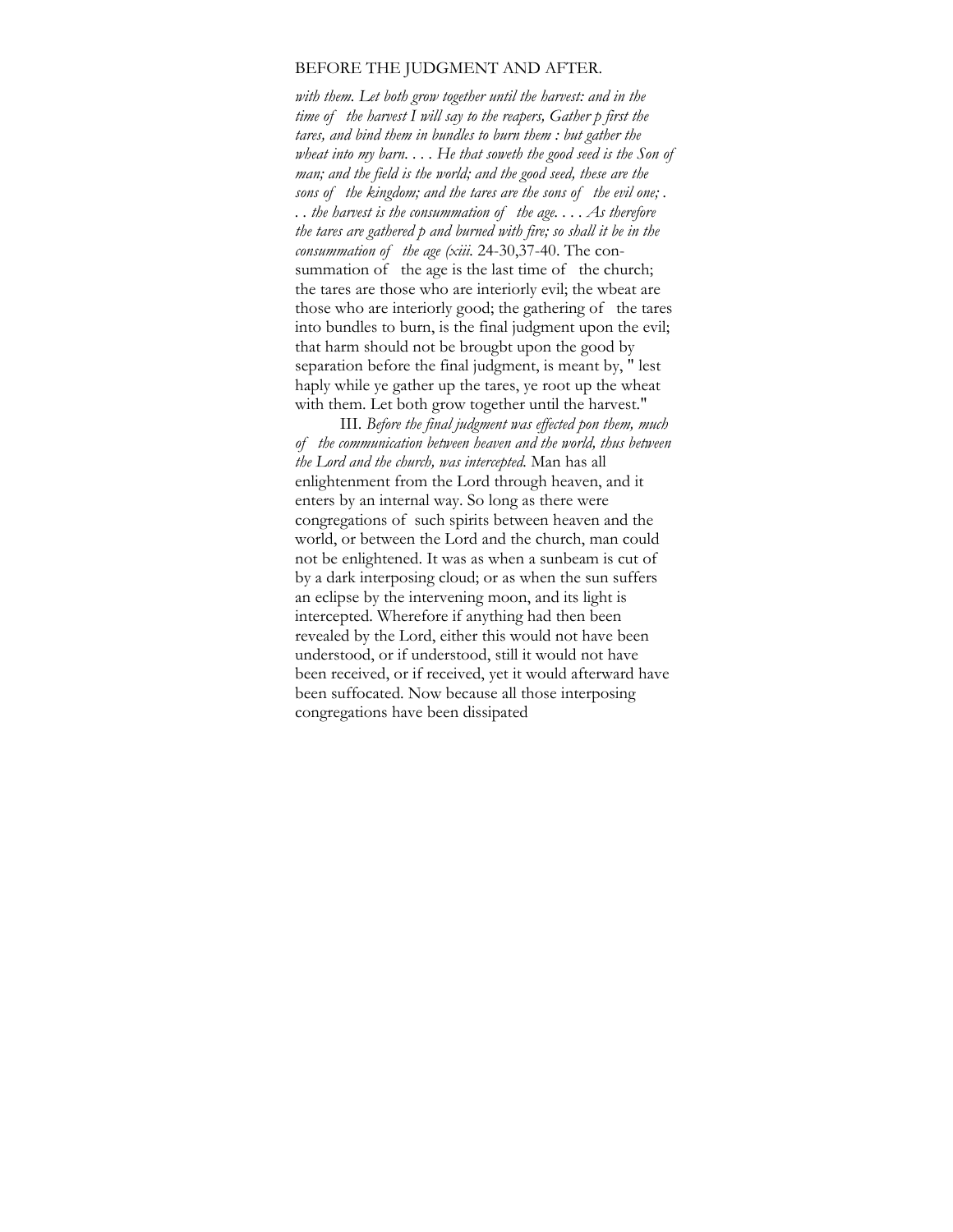*with them. Let both grow together until the harvest: and in the time of the harvest I will say to the reapers, Gather p first the tares, and bind them in bundles to burn them : but gather the wheat into my barn. . . . He that soweth the good seed is the Son of man; and the field is the world; and the good seed, these are the sons of the kingdom; and the tares are the sons of the evil one; . . . the harvest is the consummation of the age. . . . As therefore the tares are gathered p and burned with fire; so shall it be in the consummation of the age (xiii.* 24-30,37-40. The consummation of the age is the last time of the church; the tares are those who are interiorly evil; the wbeat are those who are interiorly good; the gathering of the tares into bundles to burn, is the final judgment upon the evil; that harm should not be brougbt upon the good by separation before the final judgment, is meant by, " lest haply while ye gather up the tares, ye root up the wheat with them. Let both grow together until the harvest."

III. *Before the final judgment was effected pon them, much of the communication between heaven and the world, thus between the Lord and the church, was intercepted.* Man has all enlightenment from the Lord through heaven, and it enters by an internal way. So long as there were congregations of such spirits between heaven and the world, or between the Lord and the church, man could not be enlightened. It was as when a sunbeam is cut of by a dark interposing cloud; or as when the sun suffers an eclipse by the intervening moon, and its light is intercepted. Wherefore if anything had then been revealed by the Lord, either this would not have been understood, or if understood, still it would not have been received, or if received, yet it would afterward have been suffocated. Now because all those interposing congregations have been dissipated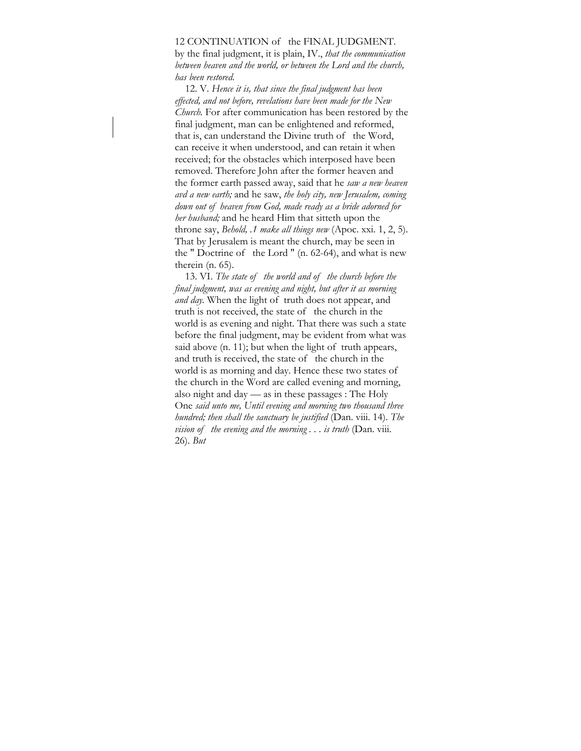by the final judgment, it is plain, IV., *that the communication between heaven and the world, or between the Lord and the church, has been restored.*

12. V. *Hence it is, that since the final judgment has been effected, and not before, revelations have been made for the New Church.* For after communication has been restored by the final judgment, man can be enlightened and reformed, that is, can understand the Divine truth of the Word, can receive it when understood, and can retain it when received; for the obstacles which interposed have been removed. Therefore John after the former heaven and the former earth passed away, said that he *saw a new heaven avd a new earth;* and he saw, *the holy city, new Jerusalem, coming down out of heaven from God, made ready as a bride adorned for her husband;* and he heard Him that sitteth upon the throne say, *Behold, .1 make all things new* (Apoc. xxi. 1, 2, 5). That by Jerusalem is meant the church, may be seen in the " Doctrine of the Lord " (n. 62-64), and what is new therein (n. 65).

13. VI. *The state of the world and of the church before the final judgment, was as evening and night, but after it as morning and day.* When the light of truth does not appear, and truth is not received, the state of the church in the world is as evening and night. That there was such a state before the final judgment, may be evident from what was said above (n. 11); but when the light of truth appears, and truth is received, the state of the church in the world is as morning and day. Hence these two states of the church in the Word are called evening and morning, also night and day — as in these passages : The Holy One *said unto me, Until evening and morning two thousand three hundred; then shall the sanctuary be justified* (Dan. viii. 14). *The vision of the evening and the morning . . . is truth* (Dan. viii. 26). *But*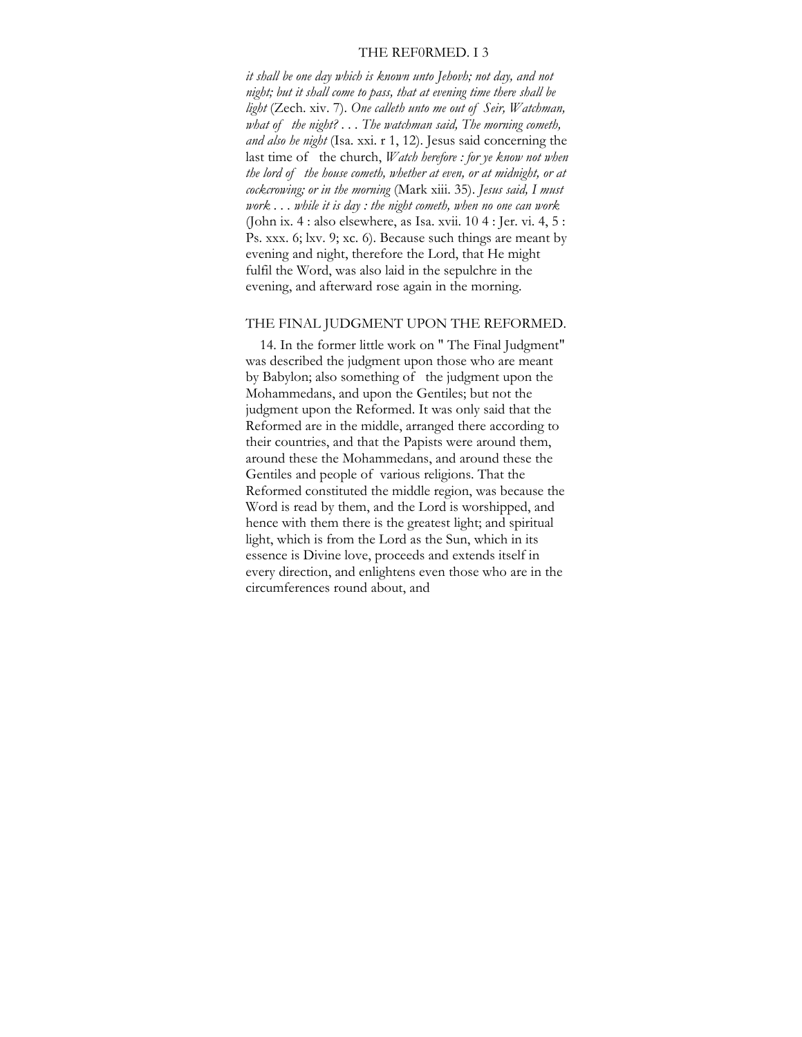*it shall be one day which is known unto Jehovh; not day, and not night; but it shall come to pass, that at evening time there shall be light* (Zech. xiv. 7). *One calleth unto me out of Seir, Watchman, what of the night? . . . The watchman said, The morning cometh, and also he night* (Isa. xxi. r 1, 12). Jesus said concerning the last time of the church, *Watch herefore : for ye know not when the lord of the house cometh, whether at even, or at midnight, or at cockcrowing; or in the morning* (Mark xiii. 35). *Jesus said, I must work . . . while it is day : the night cometh, when no one can work* (John ix. 4 : also elsewhere, as Isa. xvii. 10 4 : Jer. vi. 4, 5 : Ps. xxx. 6; lxv. 9; xc. 6). Because such things are meant by evening and night, therefore the Lord, that He might fulfil the Word, was also laid in the sepulchre in the evening, and afterward rose again in the morning.

## THE FINAL JUDGMENT UPON THE REFORMED.

14. In the former little work on " The Final Judgment" was described the judgment upon those who are meant by Babylon; also something of the judgment upon the Mohammedans, and upon the Gentiles; but not the judgment upon the Reformed. It was only said that the Reformed are in the middle, arranged there according to their countries, and that the Papists were around them, around these the Mohammedans, and around these the Gentiles and people of various religions. That the Reformed constituted the middle region, was because the Word is read by them, and the Lord is worshipped, and hence with them there is the greatest light; and spiritual light, which is from the Lord as the Sun, which in its essence is Divine love, proceeds and extends itself in every direction, and enlightens even those who are in the circumferences round about, and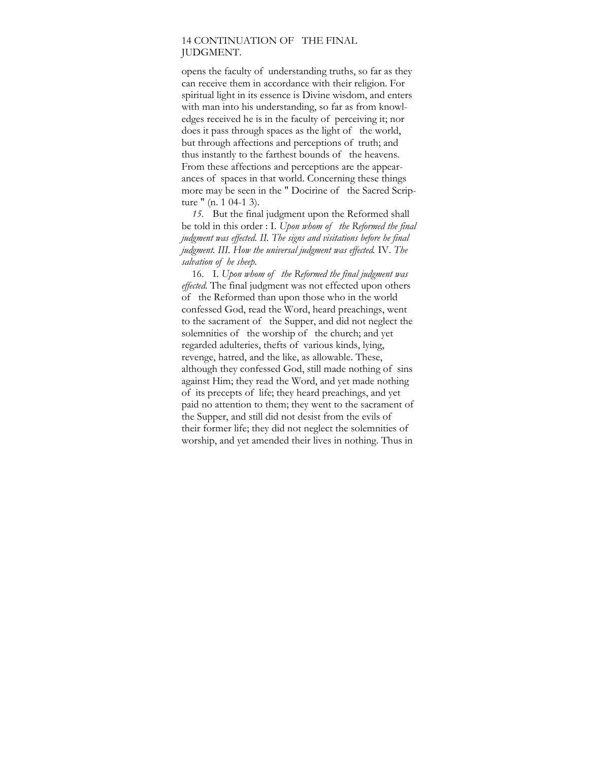opens the faculty of understanding truths, so far as they can receive them in accordance with their religion. For spiritual light in its essence is Divine wisdom, and enters with man into his understanding, so far as from knowledges received he is in the faculty of perceiving it; nor does it pass through spaces as the light of the world, but through affections and perceptions of truth; and thus instantly to the farthest bounds of the heavens. From these affections and perceptions are the appearances of spaces in that world. Concerning these things more may be seen in the " Docirine of the Sacred Scripture " (n. 1 04-1 3).

*15.* But the final judgment upon the Reformed shall be told in this order : I. *Upon whom of the Reformed the final judgment was effected. II. The signs and visitations before he final judgment. III. How the universal judgment was effected.* IV. *The salvation of he sheep.*

16. I. *Upon whom of the Reformed the final judgment was effected.* The final judgment was not effected upon others of the Reformed than upon those who in the world confessed God, read the Word, heard preachings, went to the sacrament of the Supper, and did not neglect the solemnities of the worship of the church; and yet regarded adulteries, thefts of various kinds, lying, revenge, hatred, and the like, as allowable. These, although they confessed God, still made nothing of sins against Him; they read the Word, and yet made nothing of its precepts of life; they heard preachings, and yet paid no attention to them; they went to the sacrament of the Supper, and still did not desist from the evils of their former life; they did not neglect the solemnities of worship, and yet amended their lives in nothing. Thus in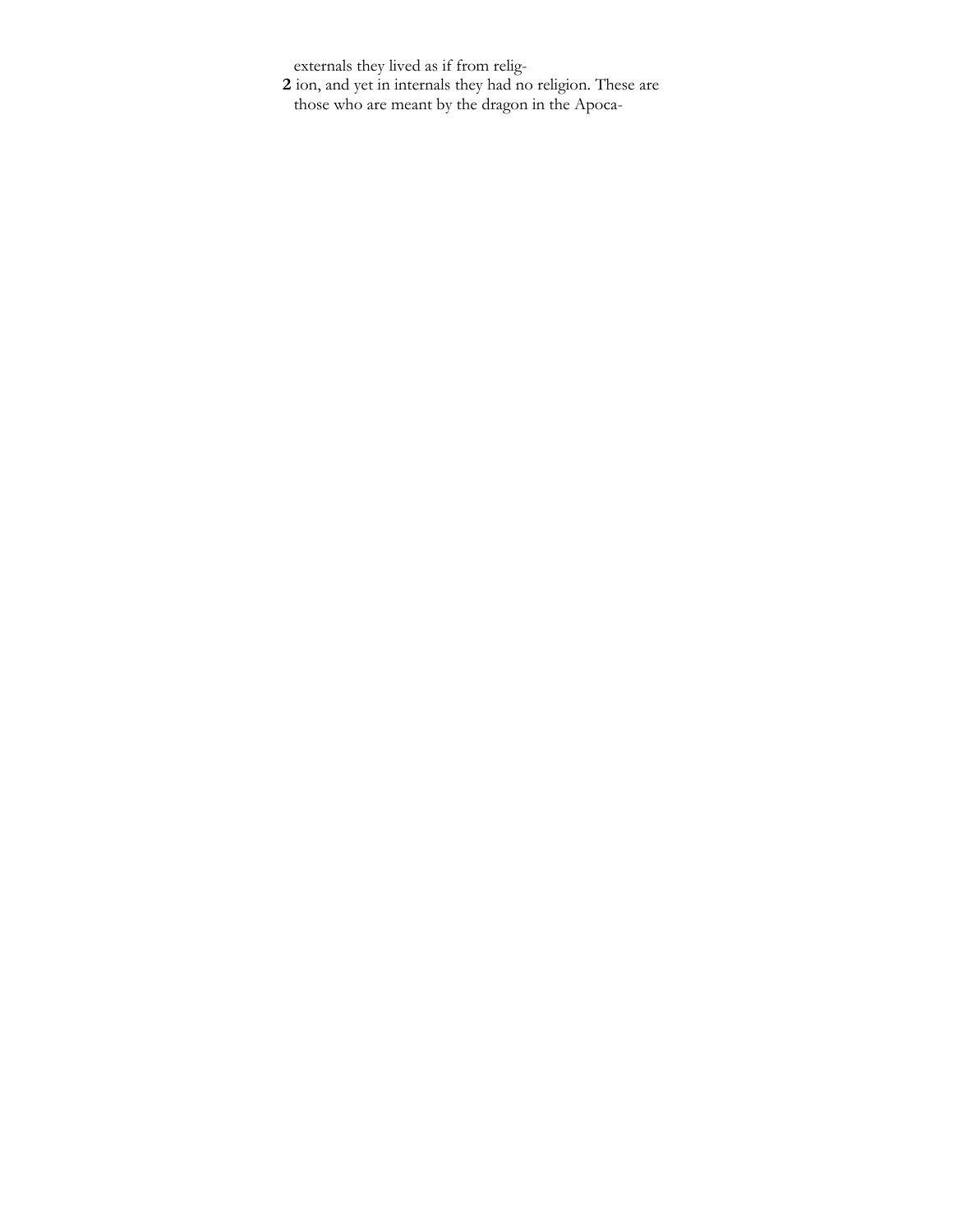externals they lived as if from relig-
**2** ion, and yet in internals they had no religion. These are
those who are meant by the dragon in the Apoca-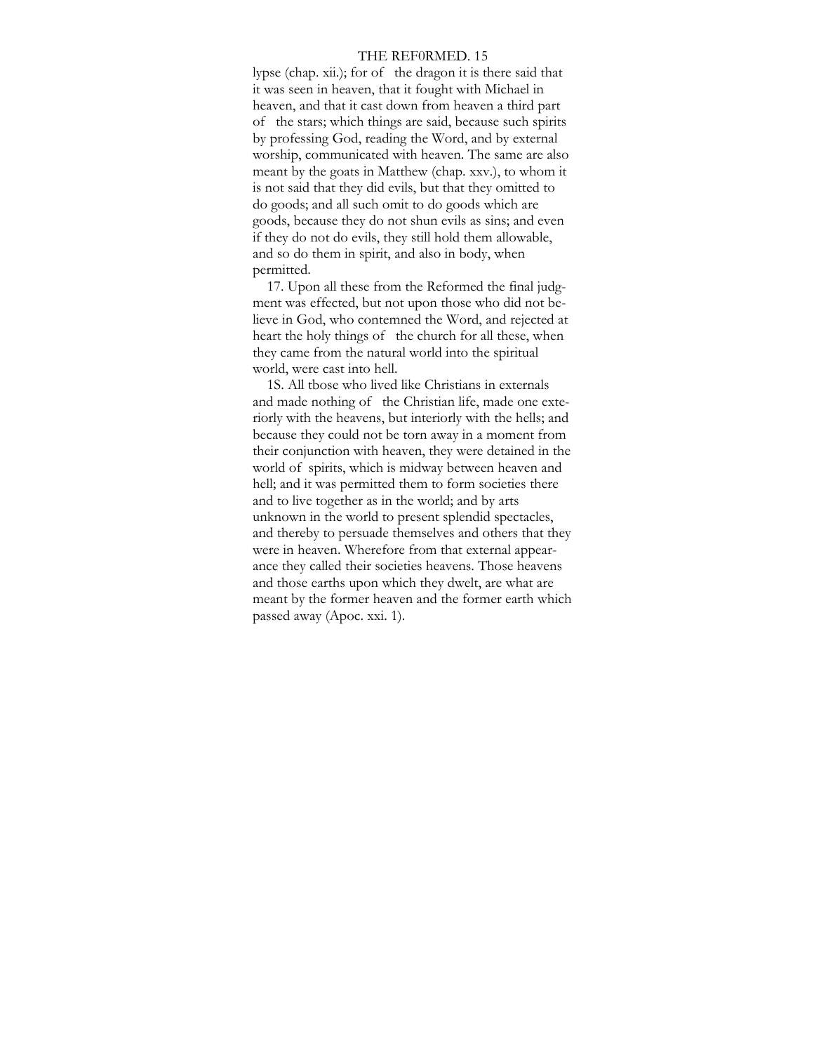lypse (chap. xii.); for of the dragon it is there said that it was seen in heaven, that it fought with Michael in heaven, and that it cast down from heaven a third part of the stars; which things are said, because such spirits by professing God, reading the Word, and by external worship, communicated with heaven. The same are also meant by the goats in Matthew (chap. xxv.), to whom it is not said that they did evils, but that they omitted to do goods; and all such omit to do goods which are goods, because they do not shun evils as sins; and even if they do not do evils, they still hold them allowable, and so do them in spirit, and also in body, when permitted.

17. Upon all these from the Reformed the final judgment was effected, but not upon those who did not believe in God, who contemned the Word, and rejected at heart the holy things of the church for all these, when they came from the natural world into the spiritual world, were cast into hell.

18. All those who lived like Christians in externals and made nothing of the Christian life, made one exteriorly with the heavens, but interiorly with the hells; and because they could not be torn away in a moment from their conjunction with heaven, they were detained in the world of spirits, which is midway between heaven and hell; and it was permitted them to form societies there and to live together as in the world; and by arts unknown in the world to present splendid spectacles, and thereby to persuade themselves and others that they were in heaven. Wherefore from that external appearance they called their societies heavens. Those heavens and those earths upon which they dwelt, are what are meant by the former heaven and the former earth which passed away (Apoc. xxi. 1).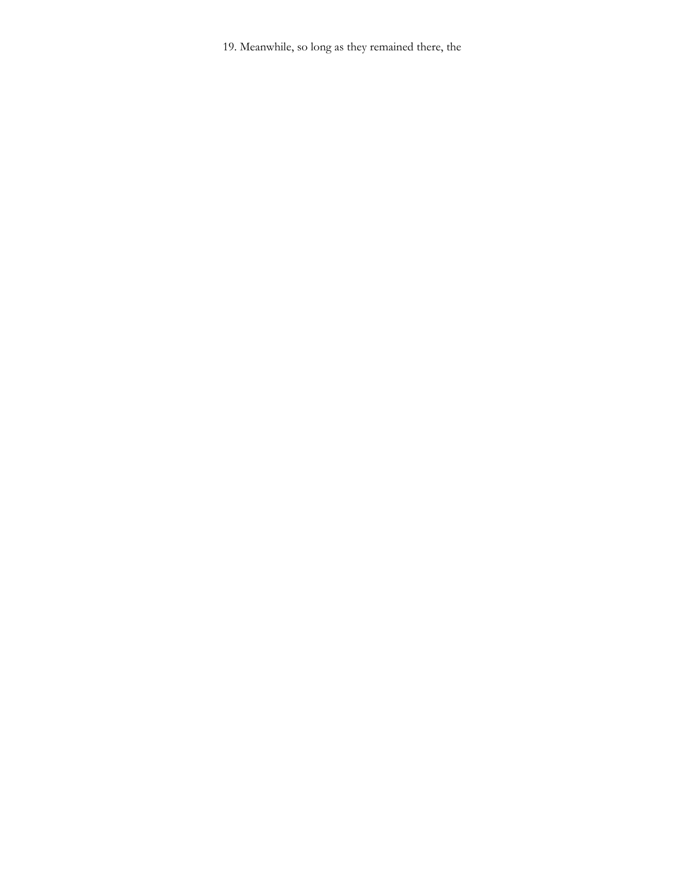19. Meanwhile, so long as they remained there, the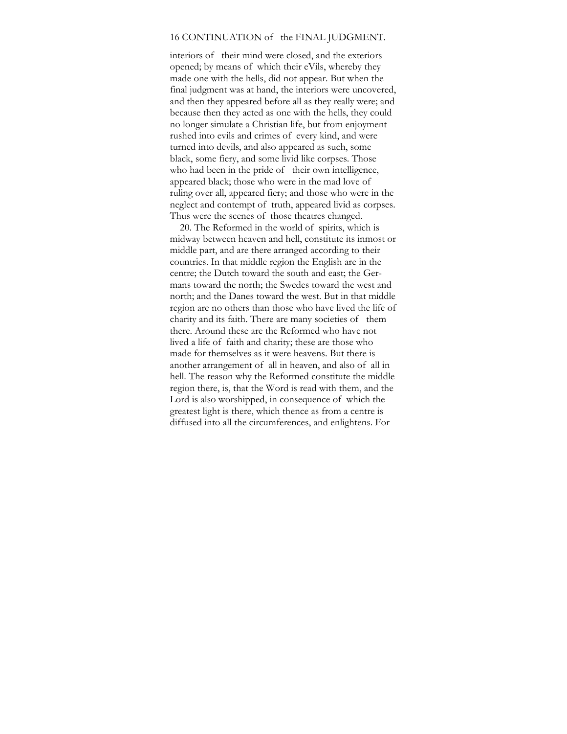interiors of their mind were closed, and the exteriors opened; by means of which their eVils, whereby they made one with the hells, did not appear. But when the final judgment was at hand, the interiors were uncovered, and then they appeared before all as they really were; and because then they acted as one with the hells, they could no longer simulate a Christian life, but from enjoyment rushed into evils and crimes of every kind, and were turned into devils, and also appeared as such, some black, some fiery, and some livid like corpses. Those who had been in the pride of their own intelligence, appeared black; those who were in the mad love of ruling over all, appeared fiery; and those who were in the neglect and contempt of truth, appeared livid as corpses. Thus were the scenes of those theatres changed.

20. The Reformed in the world of spirits, which is midway between heaven and hell, constitute its inmost or middle part, and are there arranged according to their countries. In that middle region the English are in the centre; the Dutch toward the south and east; the Germans toward the north; the Swedes toward the west and north; and the Danes toward the west. But in that middle region are no others than those who have lived the life of charity and its faith. There are many societies of them there. Around these are the Reformed who have not lived a life of faith and charity; these are those who made for themselves as it were heavens. But there is another arrangement of all in heaven, and also of all in hell. The reason why the Reformed constitute the middle region there, is, that the Word is read with them, and the Lord is also worshipped, in consequence of which the greatest light is there, which thence as from a centre is diffused into all the circumferences, and enlightens. For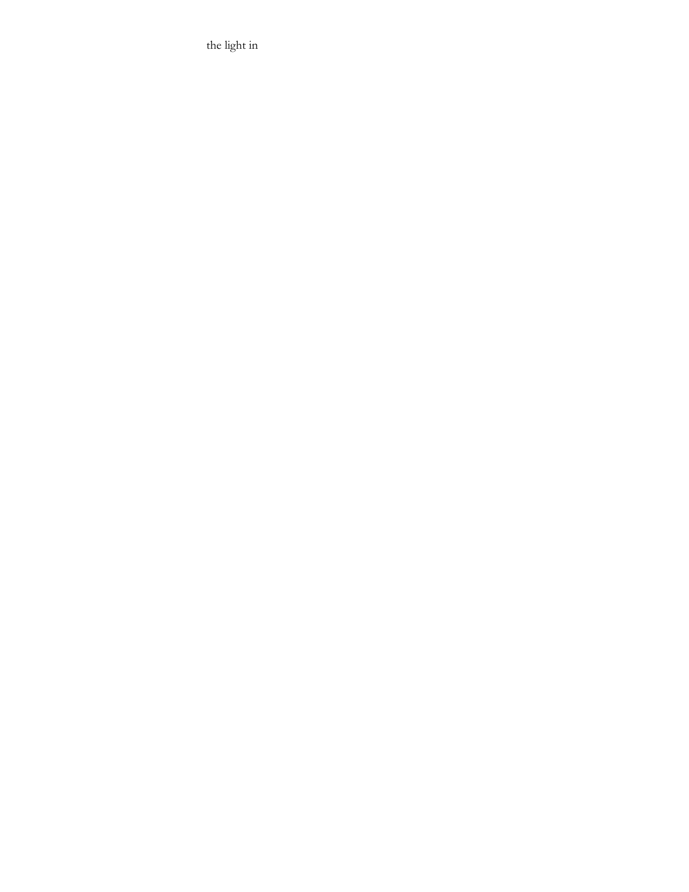the light in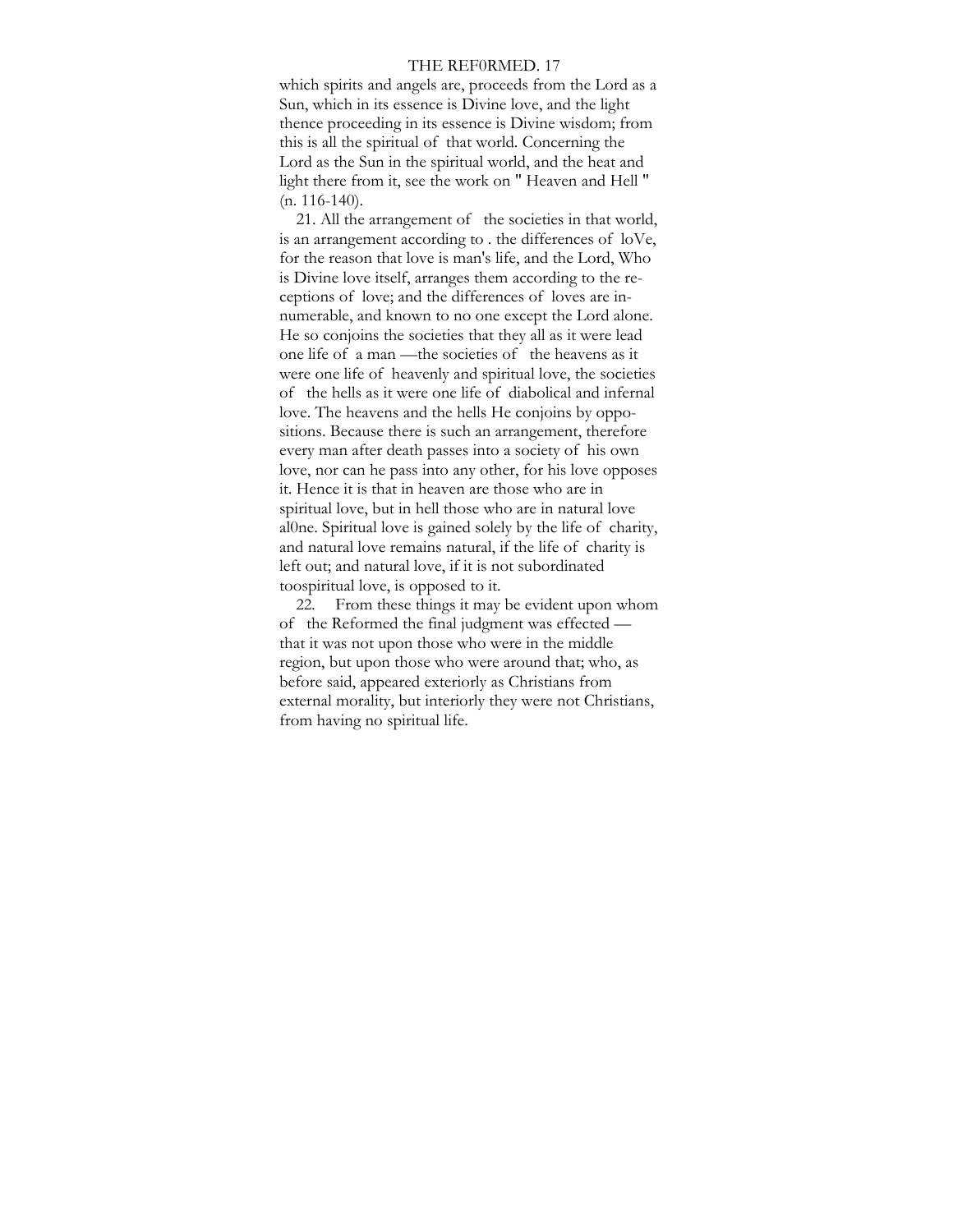which spirits and angels are, proceeds from the Lord as a Sun, which in its essence is Divine love, and the light thence proceeding in its essence is Divine wisdom; from this is all the spiritual of that world. Concerning the Lord as the Sun in the spiritual world, and the heat and light there from it, see the work on " Heaven and Hell " (n. 116-140).

21. All the arrangement of the societies in that world, is an arrangement according to . the differences of loVe, for the reason that love is man's life, and the Lord, Who is Divine love itself, arranges them according to the receptions of love; and the differences of loves are innumerable, and known to no one except the Lord alone. He so conjoins the societies that they all as it were lead one life of a man —the societies of the heavens as it were one life of heavenly and spiritual love, the societies of the hells as it were one life of diabolical and infernal love. The heavens and the hells He conjoins by oppositions. Because there is such an arrangement, therefore every man after death passes into a society of his own love, nor can he pass into any other, for his love opposes it. Hence it is that in heaven are those who are in spiritual love, but in hell those who are in natural love al0ne. Spiritual love is gained solely by the life of charity, and natural love remains natural, if the life of charity is left out; and natural love, if it is not subordinated toospiritual love, is opposed to it.

22. From these things it may be evident upon whom of the Reformed the final judgment was effected — that it was not upon those who were in the middle region, but upon those who were around that; who, as before said, appeared exteriorly as Christians from external morality, but interiorly they were not Christians, from having no spiritual life.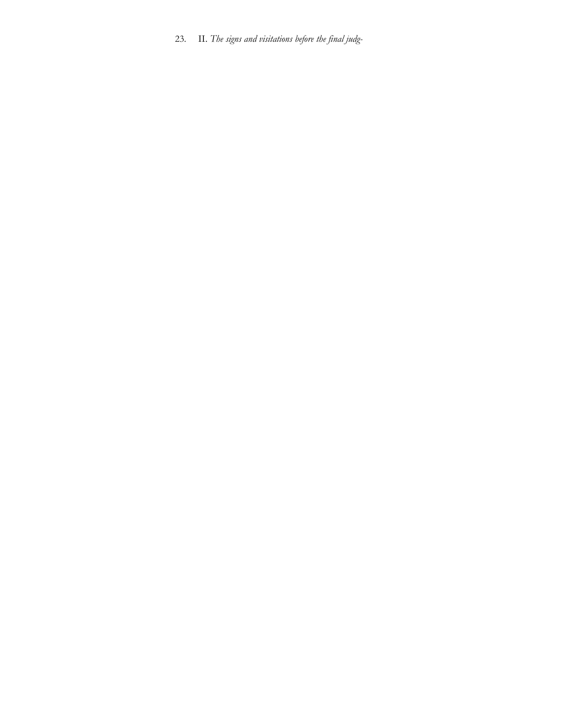23. II. *The signs and visitations before the final judg-*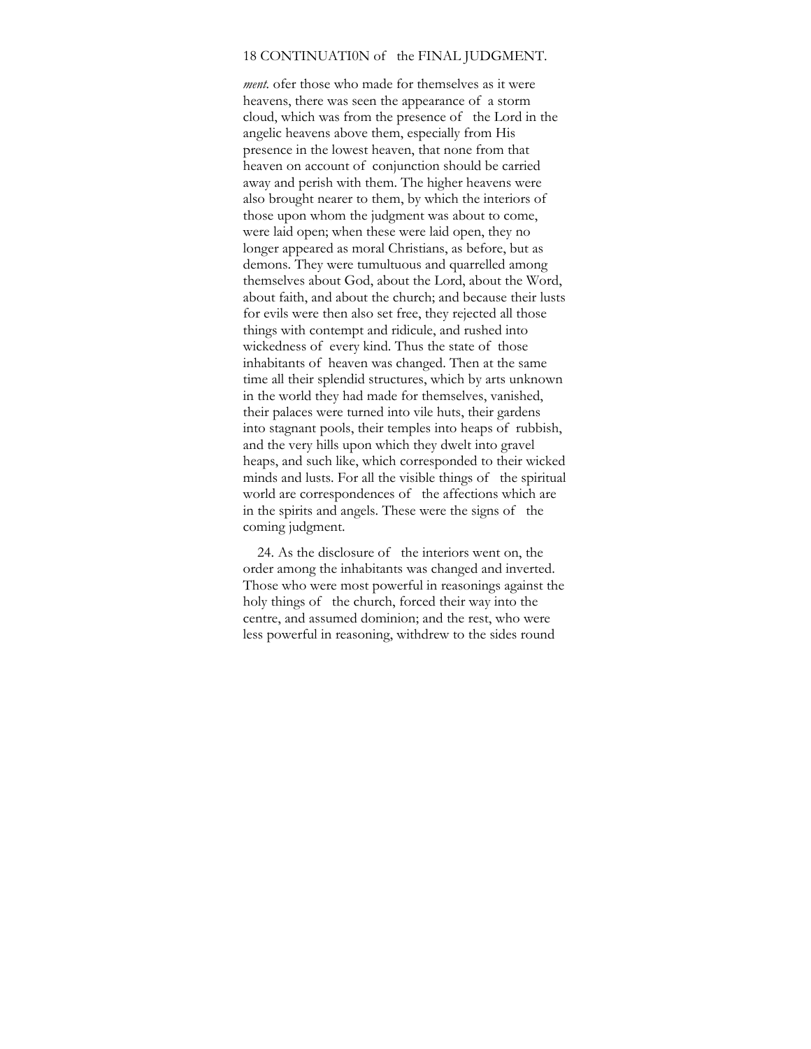*ment.* ofer those who made for themselves as it were heavens, there was seen the appearance of a storm cloud, which was from the presence of the Lord in the angelic heavens above them, especially from His presence in the lowest heaven, that none from that heaven on account of conjunction should be carried away and perish with them. The higher heavens were also brought nearer to them, by which the interiors of those upon whom the judgment was about to come, were laid open; when these were laid open, they no longer appeared as moral Christians, as before, but as demons. They were tumultuous and quarrelled among themselves about God, about the Lord, about the Word, about faith, and about the church; and because their lusts for evils were then also set free, they rejected all those things with contempt and ridicule, and rushed into wickedness of every kind. Thus the state of those inhabitants of heaven was changed. Then at the same time all their splendid structures, which by arts unknown in the world they had made for themselves, vanished, their palaces were turned into vile huts, their gardens into stagnant pools, their temples into heaps of rubbish, and the very hills upon which they dwelt into gravel heaps, and such like, which corresponded to their wicked minds and lusts. For all the visible things of the spiritual world are correspondences of the affections which are in the spirits and angels. These were the signs of the coming judgment.

24. As the disclosure of the interiors went on, the order among the inhabitants was changed and inverted. Those who were most powerful in reasonings against the holy things of the church, forced their way into the centre, and assumed dominion; and the rest, who were less powerful in reasoning, withdrew to the sides round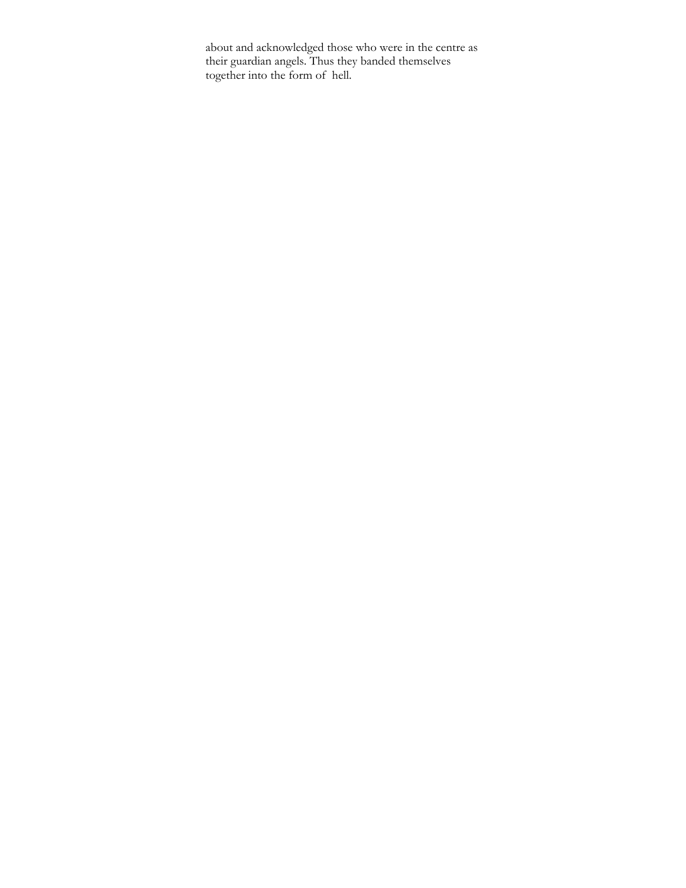about and acknowledged those who were in the centre as their guardian angels. Thus they banded themselves together into the form of hell.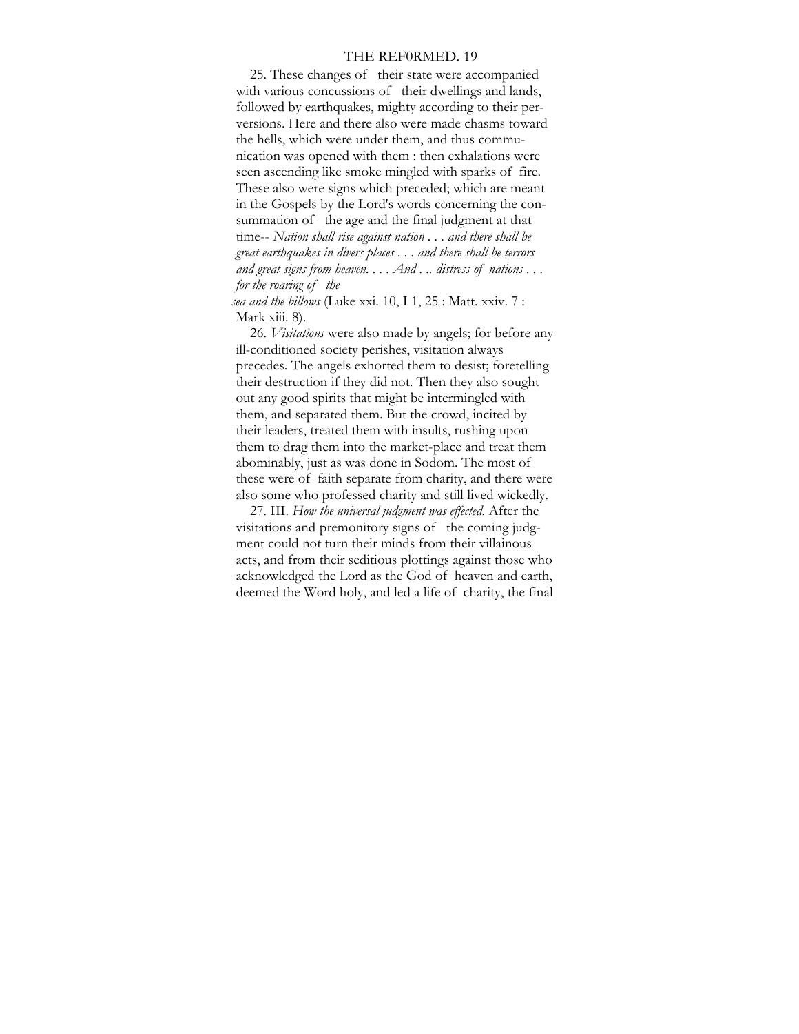25. These changes of their state were accompanied with various concussions of their dwellings and lands, followed by earthquakes, mighty according to their perversions. Here and there also were made chasms toward the hells, which were under them, and thus communication was opened with them : then exhalations were seen ascending like smoke mingled with sparks of fire. These also were signs which preceded; which are meant in the Gospels by the Lord's words concerning the consummation of the age and the final judgment at that time-- *Nation shall rise against nation . . . and there shall be great earthquakes in divers places . . . and there shall be terrors and great signs from heaven. . . . And . .. distress of nations . . . for the roaring of the sea and the billows* (Luke xxi. 10, I 1, 25 : Matt. xxiv. 7 : Mark xiii. 8).

26. *Visitations* were also made by angels; for before any ill-conditioned society perishes, visitation always precedes. The angels exhorted them to desist; foretelling their destruction if they did not. Then they also sought out any good spirits that might be intermingled with them, and separated them. But the crowd, incited by their leaders, treated them with insults, rushing upon them to drag them into the market-place and treat them abominably, just as was done in Sodom. The most of these were of faith separate from charity, and there were also some who professed charity and still lived wickedly.

27. III. *How the universal judgment was effected.* After the visitations and premonitory signs of the coming judgment could not turn their minds from their villainous acts, and from their seditious plottings against those who acknowledged the Lord as the God of heaven and earth, deemed the Word holy, and led a life of charity, the final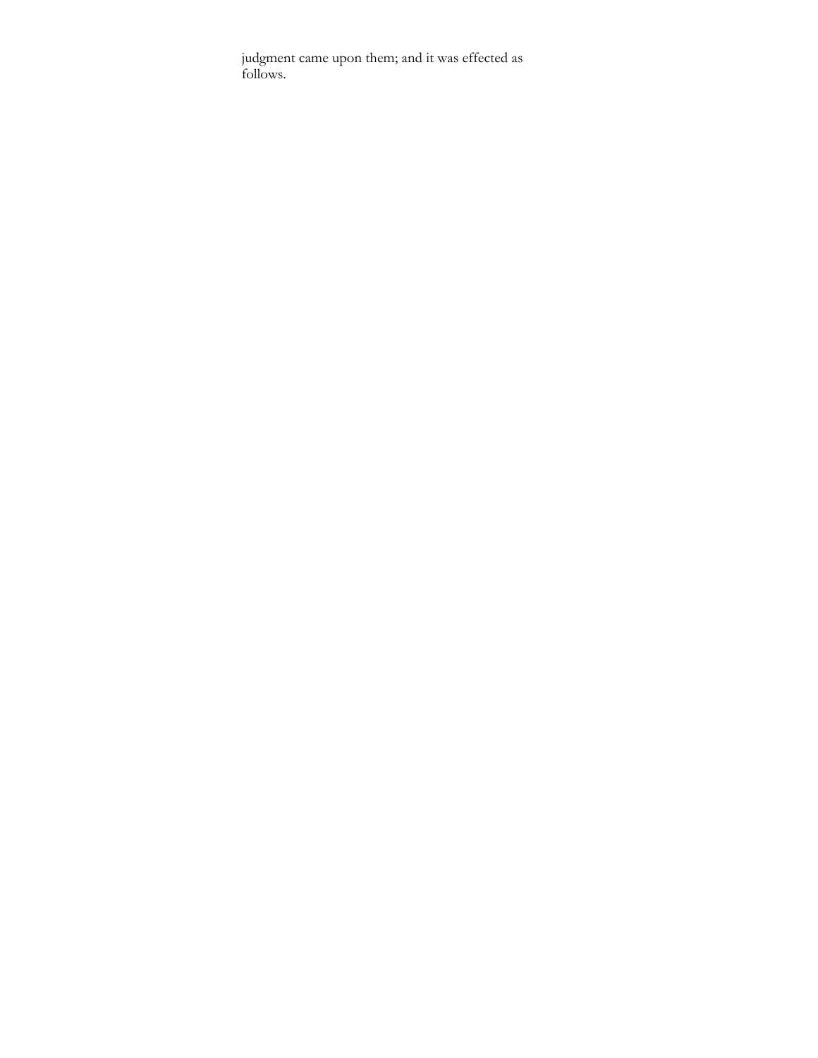judgment came upon them; and it was effected as follows.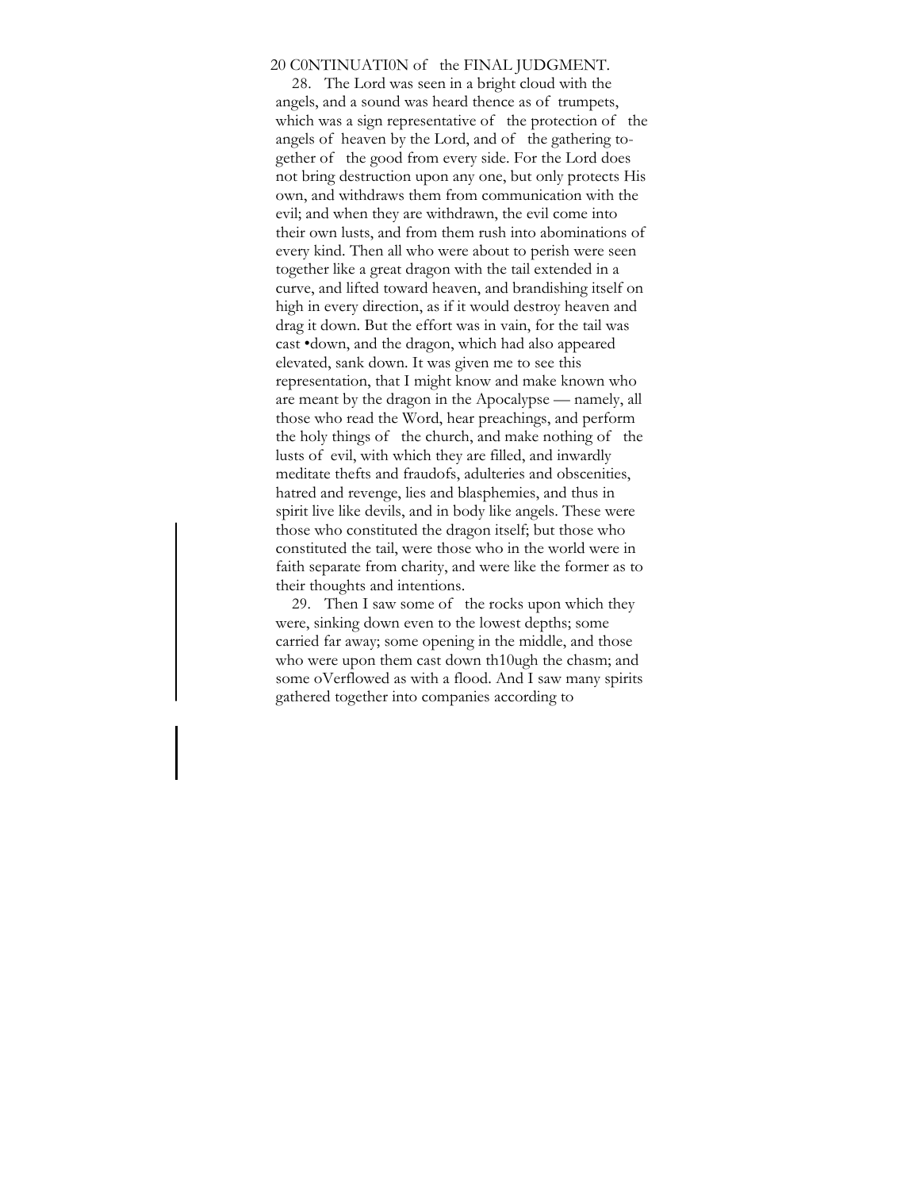28. The Lord was seen in a bright cloud with the angels, and a sound was heard thence as of trumpets, which was a sign representative of the protection of the angels of heaven by the Lord, and of the gathering together of the good from every side. For the Lord does not bring destruction upon any one, but only protects His own, and withdraws them from communication with the evil; and when they are withdrawn, the evil come into their own lusts, and from them rush into abominations of every kind. Then all who were about to perish were seen together like a great dragon with the tail extended in a curve, and lifted toward heaven, and brandishing itself on high in every direction, as if it would destroy heaven and drag it down. But the effort was in vain, for the tail was cast •down, and the dragon, which had also appeared elevated, sank down. It was given me to see this representation, that I might know and make known who are meant by the dragon in the Apocalypse — namely, all those who read the Word, hear preachings, and perform the holy things of the church, and make nothing of the lusts of evil, with which they are filled, and inwardly meditate thefts and fraudofs, adulteries and obscenities, hatred and revenge, lies and blasphemies, and thus in spirit live like devils, and in body like angels. These were those who constituted the dragon itself; but those who constituted the tail, were those who in the world were in faith separate from charity, and were like the former as to their thoughts and intentions.

29. Then I saw some of the rocks upon which they were, sinking down even to the lowest depths; some carried far away; some opening in the middle, and those who were upon them cast down th10ugh the chasm; and some oVerflowed as with a flood. And I saw many spirits gathered together into companies according to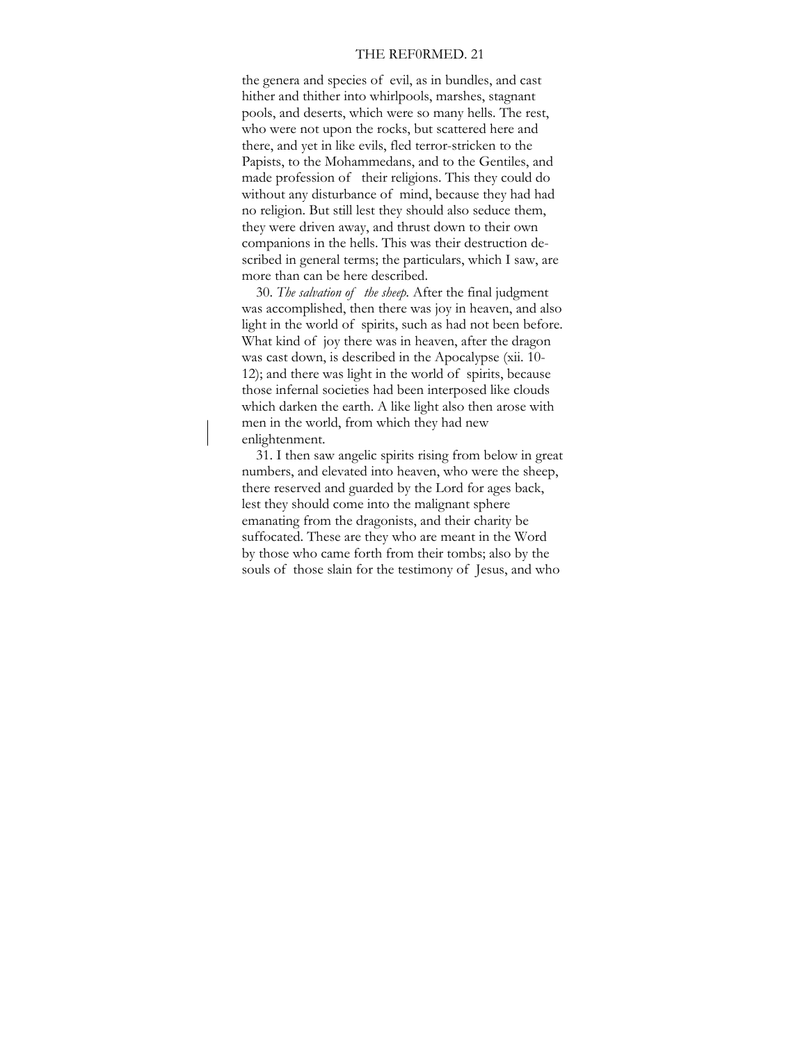the genera and species of evil, as in bundles, and cast hither and thither into whirlpools, marshes, stagnant pools, and deserts, which were so many hells. The rest, who were not upon the rocks, but scattered here and there, and yet in like evils, fled terror-stricken to the Papists, to the Mohammedans, and to the Gentiles, and made profession of their religions. This they could do without any disturbance of mind, because they had had no religion. But still lest they should also seduce them, they were driven away, and thrust down to their own companions in the hells. This was their destruction described in general terms; the particulars, which I saw, are more than can be here described.

30. *The salvation of the sheep.* After the final judgment was accomplished, then there was joy in heaven, and also light in the world of spirits, such as had not been before. What kind of joy there was in heaven, after the dragon was cast down, is described in the Apocalypse (xii. 10-12); and there was light in the world of spirits, because those infernal societies had been interposed like clouds which darken the earth. A like light also then arose with men in the world, from which they had new enlightenment.

31. I then saw angelic spirits rising from below in great numbers, and elevated into heaven, who were the sheep, there reserved and guarded by the Lord for ages back, lest they should come into the malignant sphere emanating from the dragonists, and their charity be suffocated. These are they who are meant in the Word by those who came forth from their tombs; also by the souls of those slain for the testimony of Jesus, and who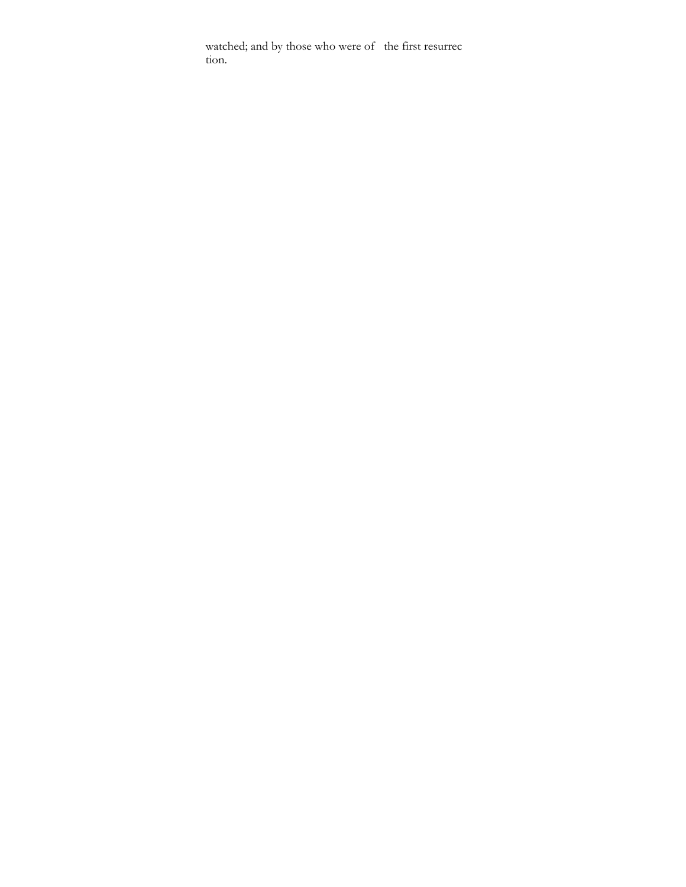watched; and by those who were of the first resurrection.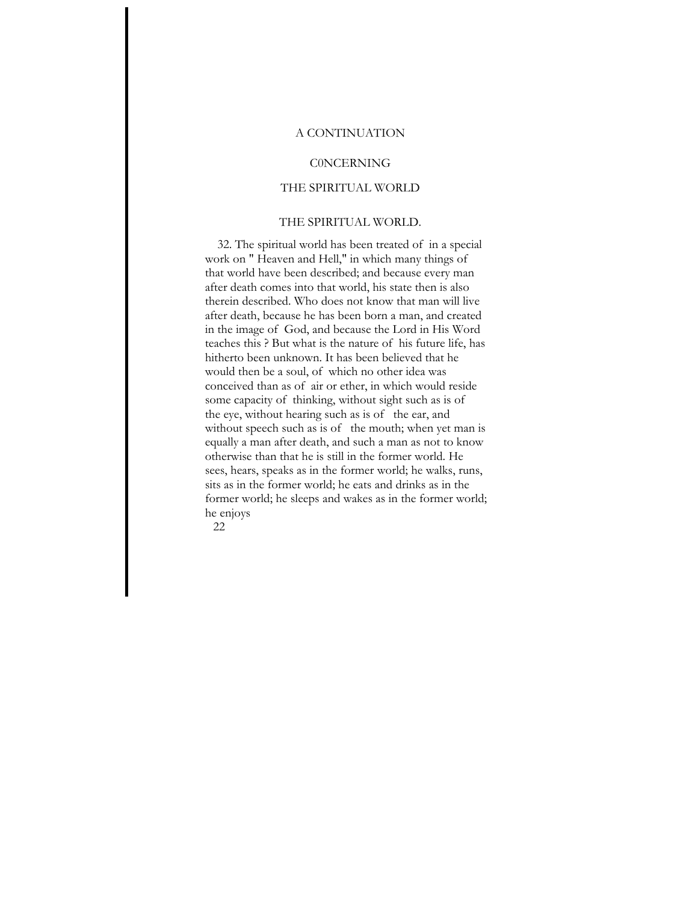# A CONTINUATION

# C0NCERNING

# THE SPIRITUAL WORLD

## THE SPIRITUAL WORLD.

32. The spiritual world has been treated of in a special work on " Heaven and Hell," in which many things of that world have been described; and because every man after death comes into that world, his state then is also therein described. Who does not know that man will live after death, because he has been born a man, and created in the image of God, and because the Lord in His Word teaches this ? But what is the nature of his future life, has hitherto been unknown. It has been believed that he would then be a soul, of which no other idea was conceived than as of air or ether, in which would reside some capacity of thinking, without sight such as is of the eye, without hearing such as is of the ear, and without speech such as is of the mouth; when yet man is equally a man after death, and such a man as not to know otherwise than that he is still in the former world. He sees, hears, speaks as in the former world; he walks, runs, sits as in the former world; he eats and drinks as in the former world; he sleeps and wakes as in the former world; he enjoys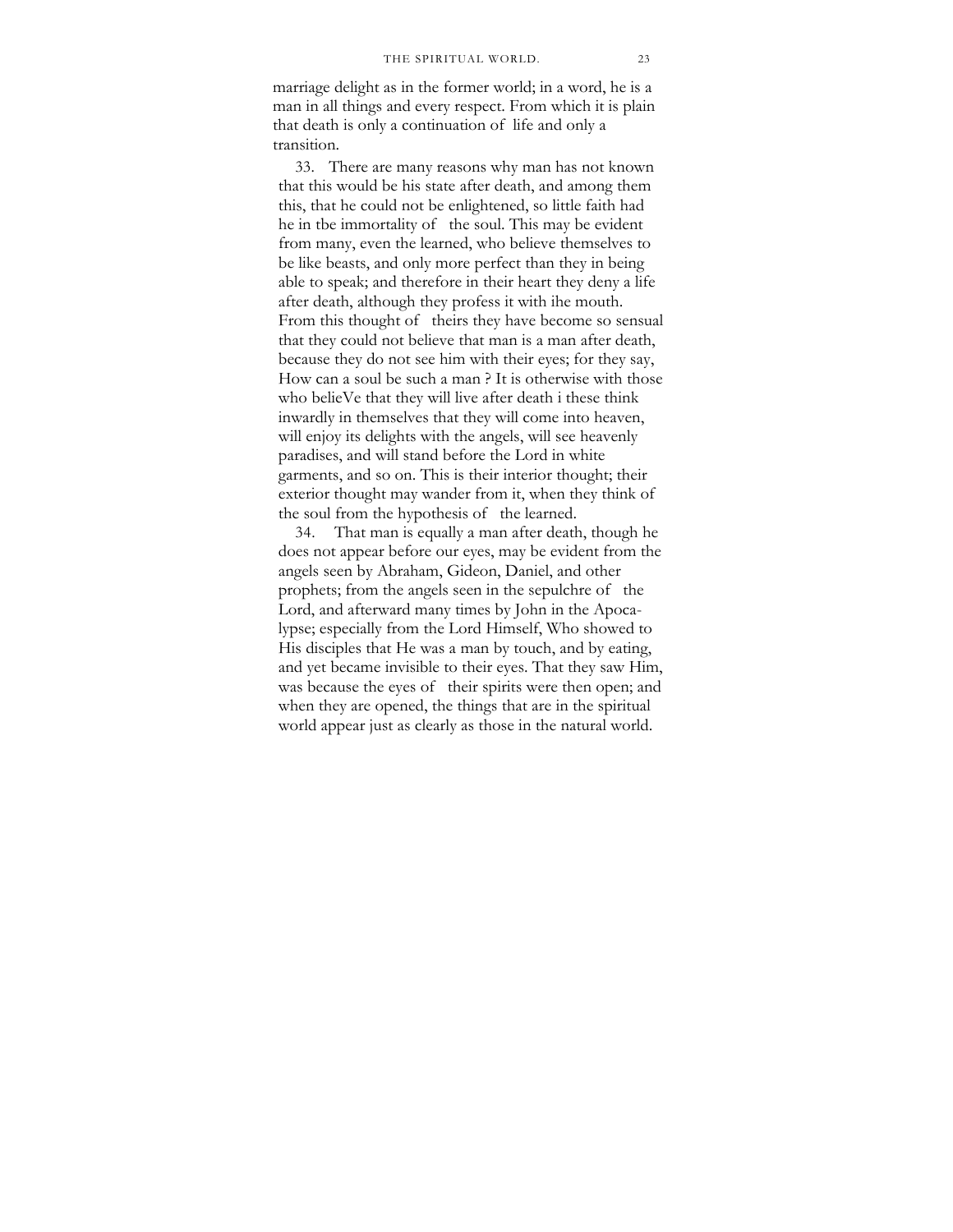marriage delight as in the former world; in a word, he is a man in all things and every respect. From which it is plain that death is only a continuation of life and only a transition.

33. There are many reasons why man has not known that this would be his state after death, and among them this, that he could not be enlightened, so little faith had he in tbe immortality of the soul. This may be evident from many, even the learned, who believe themselves to be like beasts, and only more perfect than they in being able to speak; and therefore in their heart they deny a life after death, although they profess it with ihe mouth. From this thought of theirs they have become so sensual that they could not believe that man is a man after death, because they do not see him with their eyes; for they say, How can a soul be such a man ? It is otherwise with those who belieVe that they will live after death i these think inwardly in themselves that they will come into heaven, will enjoy its delights with the angels, will see heavenly paradises, and will stand before the Lord in white garments, and so on. This is their interior thought; their exterior thought may wander from it, when they think of the soul from the hypothesis of the learned.

34. That man is equally a man after death, though he does not appear before our eyes, may be evident from the angels seen by Abraham, Gideon, Daniel, and other prophets; from the angels seen in the sepulchre of the Lord, and afterward many times by John in the Apocalypse; especially from the Lord Himself, Who showed to His disciples that He was a man by touch, and by eating, and yet became invisible to their eyes. That they saw Him, was because the eyes of their spirits were then open; and when they are opened, the things that are in the spiritual world appear just as clearly as those in the natural world.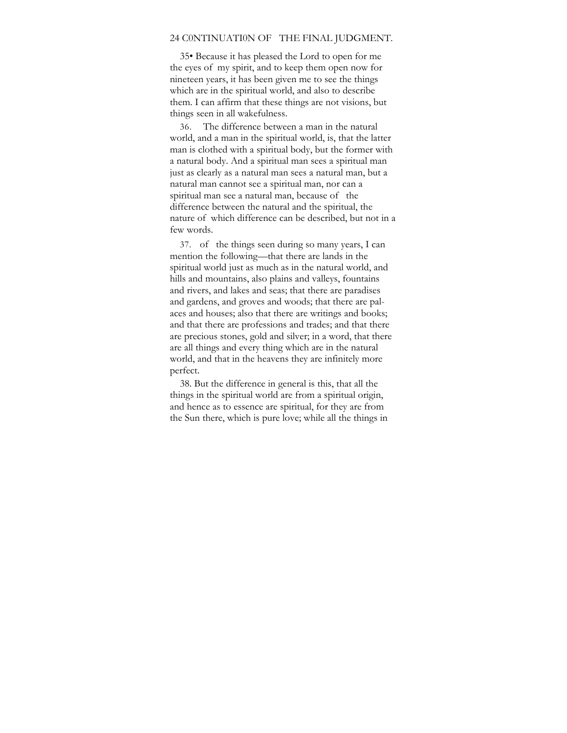35• Because it has pleased the Lord to open for me the eyes of my spirit, and to keep them open now for nineteen years, it has been given me to see the things which are in the spiritual world, and also to describe them. I can affirm that these things are not visions, but things seen in all wakefulness.

36. The difference between a man in the natural world, and a man in the spiritual world, is, that the latter man is clothed with a spiritual body, but the former with a natural body. And a spiritual man sees a spiritual man just as clearly as a natural man sees a natural man, but a natural man cannot see a spiritual man, nor can a spiritual man see a natural man, because of the difference between the natural and the spiritual, the nature of which difference can be described, but not in a few words.

37. of the things seen during so many years, I can mention the following—that there are lands in the spiritual world just as much as in the natural world, and hills and mountains, also plains and valleys, fountains and rivers, and lakes and seas; that there are paradises and gardens, and groves and woods; that there are palaces and houses; also that there are writings and books; and that there are professions and trades; and that there are precious stones, gold and silver; in a word, that there are all things and every thing which are in the natural world, and that in the heavens they are infinitely more perfect.

38. But the difference in general is this, that all the things in the spiritual world are from a spiritual origin, and hence as to essence are spiritual, for they are from the Sun there, which is pure love; while all the things in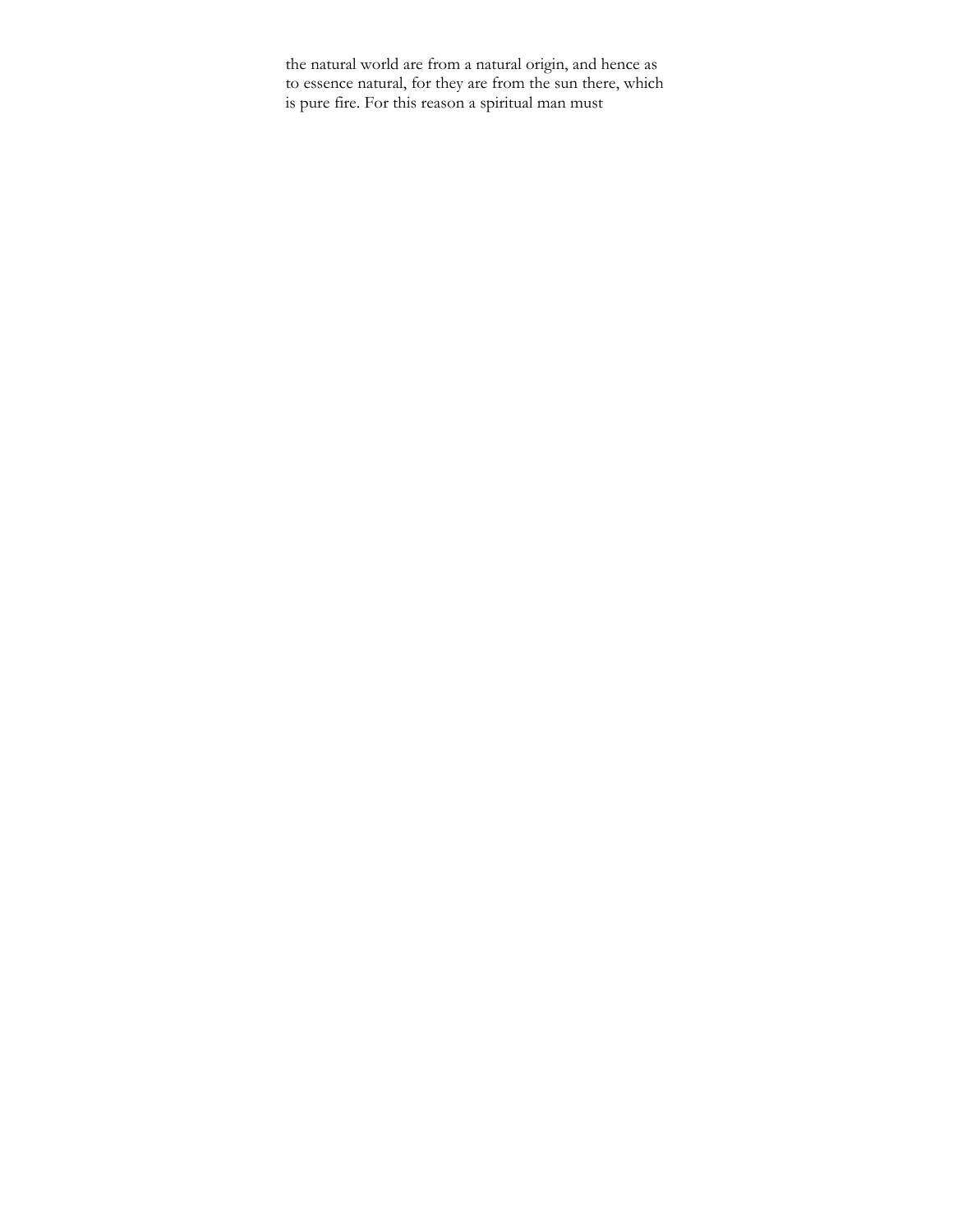the natural world are from a natural origin, and hence as to essence natural, for they are from the sun there, which is pure fire. For this reason a spiritual man must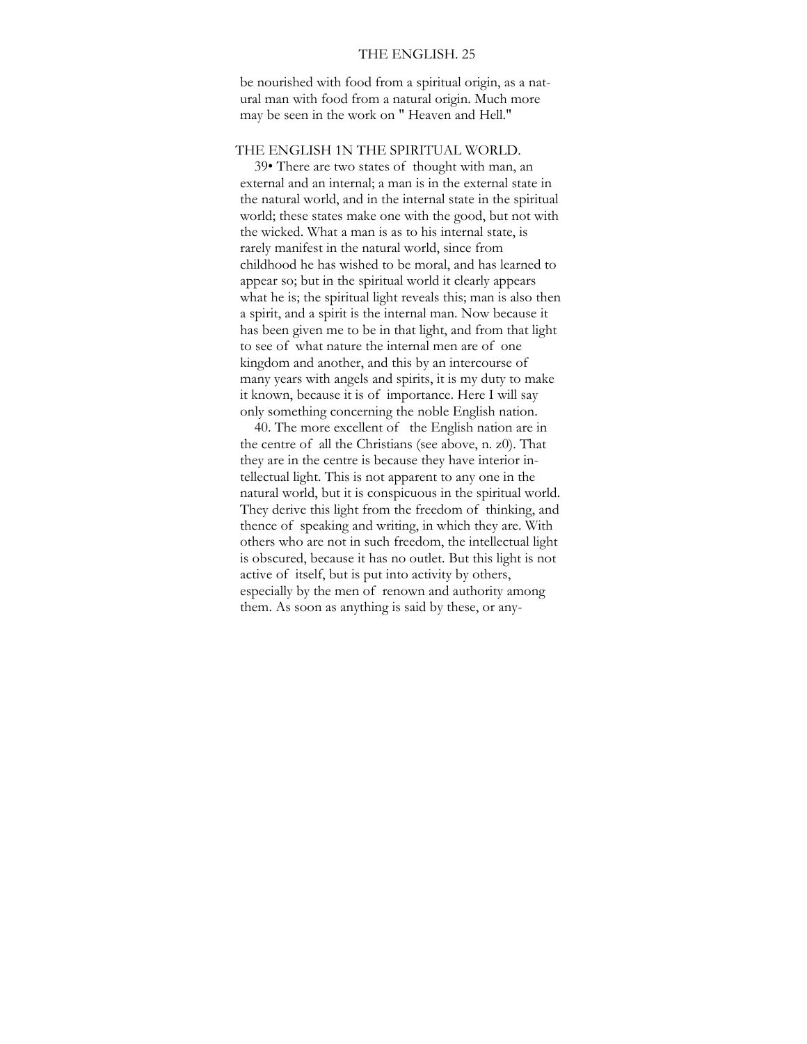be nourished with food from a spiritual origin, as a natural man with food from a natural origin. Much more may be seen in the work on " Heaven and Hell."

## THE ENGLISH 1N THE SPIRITUAL WORLD.

39• There are two states of thought with man, an external and an internal; a man is in the external state in the natural world, and in the internal state in the spiritual world; these states make one with the good, but not with the wicked. What a man is as to his internal state, is rarely manifest in the natural world, since from childhood he has wished to be moral, and has learned to appear so; but in the spiritual world it clearly appears what he is; the spiritual light reveals this; man is also then a spirit, and a spirit is the internal man. Now because it has been given me to be in that light, and from that light to see of what nature the internal men are of one kingdom and another, and this by an intercourse of many years with angels and spirits, it is my duty to make it known, because it is of importance. Here I will say only something concerning the noble English nation.

40. The more excellent of the English nation are in the centre of all the Christians (see above, n. z0). That they are in the centre is because they have interior intellectual light. This is not apparent to any one in the natural world, but it is conspicuous in the spiritual world. They derive this light from the freedom of thinking, and thence of speaking and writing, in which they are. With others who are not in such freedom, the intellectual light is obscured, because it has no outlet. But this light is not active of itself, but is put into activity by others, especially by the men of renown and authority among them. As soon as anything is said by these, or any-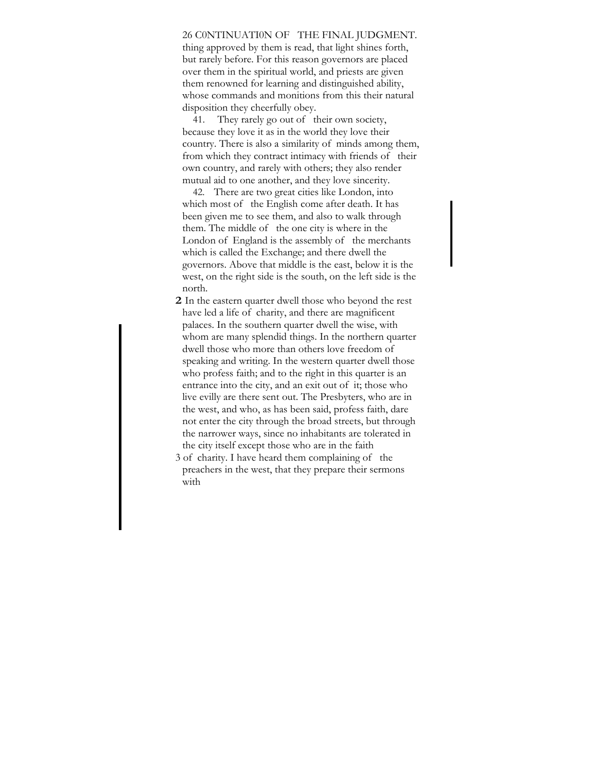thing approved by them is read, that light shines forth, but rarely before. For this reason governors are placed over them in the spiritual world, and priests are given them renowned for learning and distinguished ability, whose commands and monitions from this their natural disposition they cheerfully obey.

41. They rarely go out of their own society, because they love it as in the world they love their country. There is also a similarity of minds among them, from which they contract intimacy with friends of their own country, and rarely with others; they also render mutual aid to one another, and they love sincerity.

42. There are two great cities like London, into which most of the English come after death. It has been given me to see them, and also to walk through them. The middle of the one city is where in the London of England is the assembly of the merchants which is called the Exchange; and there dwell the governors. Above that middle is the east, below it is the west, on the right side is the south, on the left side is the north.

**2** In the eastern quarter dwell those who beyond the rest have led a life of charity, and there are magnificent palaces. In the southern quarter dwell the wise, with whom are many splendid things. In the northern quarter dwell those who more than others love freedom of speaking and writing. In the western quarter dwell those who profess faith; and to the right in this quarter is an entrance into the city, and an exit out of it; those who live evilly are there sent out. The Presbyters, who are in the west, and who, as has been said, profess faith, dare not enter the city through the broad streets, but through the narrower ways, since no inhabitants are tolerated in the city itself except those who are in the faith

3 of charity. I have heard them complaining of the preachers in the west, that they prepare their sermons with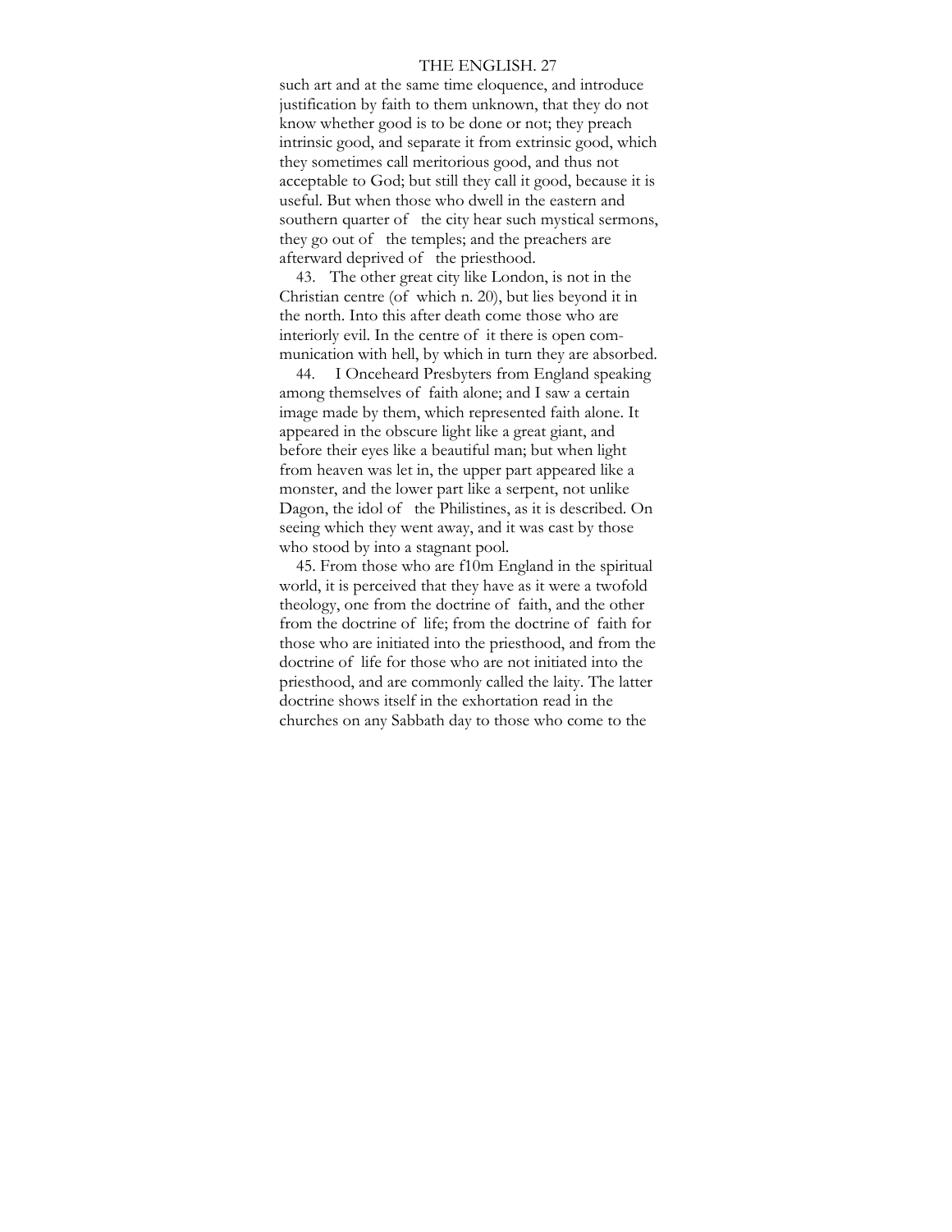such art and at the same time eloquence, and introduce justification by faith to them unknown, that they do not know whether good is to be done or not; they preach intrinsic good, and separate it from extrinsic good, which they sometimes call meritorious good, and thus not acceptable to God; but still they call it good, because it is useful. But when those who dwell in the eastern and southern quarter of the city hear such mystical sermons, they go out of the temples; and the preachers are afterward deprived of the priesthood.

43. The other great city like London, is not in the Christian centre (of which n. 20), but lies beyond it in the north. Into this after death come those who are interiorly evil. In the centre of it there is open communication with hell, by which in turn they are absorbed.

44. I Onceheard Presbyters from England speaking among themselves of faith alone; and I saw a certain image made by them, which represented faith alone. It appeared in the obscure light like a great giant, and before their eyes like a beautiful man; but when light from heaven was let in, the upper part appeared like a monster, and the lower part like a serpent, not unlike Dagon, the idol of the Philistines, as it is described. On seeing which they went away, and it was cast by those who stood by into a stagnant pool.

45. From those who are f10m England in the spiritual world, it is perceived that they have as it were a twofold theology, one from the doctrine of faith, and the other from the doctrine of life; from the doctrine of faith for those who are initiated into the priesthood, and from the doctrine of life for those who are not initiated into the priesthood, and are commonly called the laity. The latter doctrine shows itself in the exhortation read in the churches on any Sabbath day to those who come to the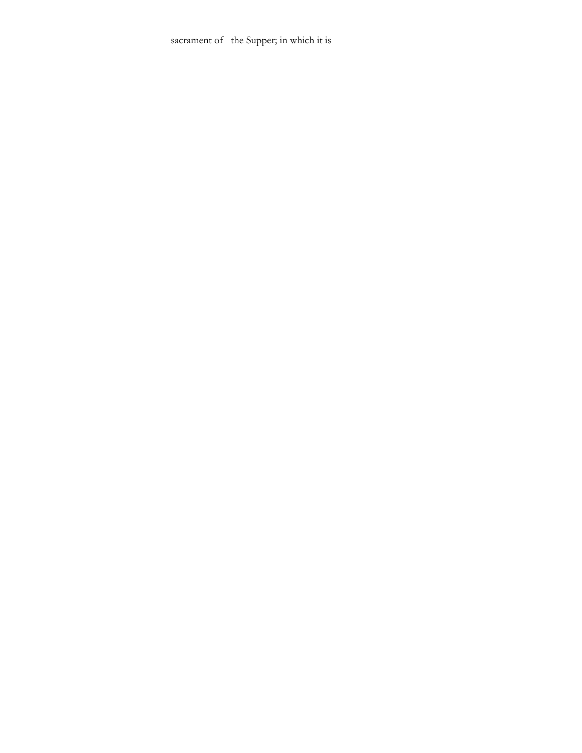sacrament of the Supper; in which it is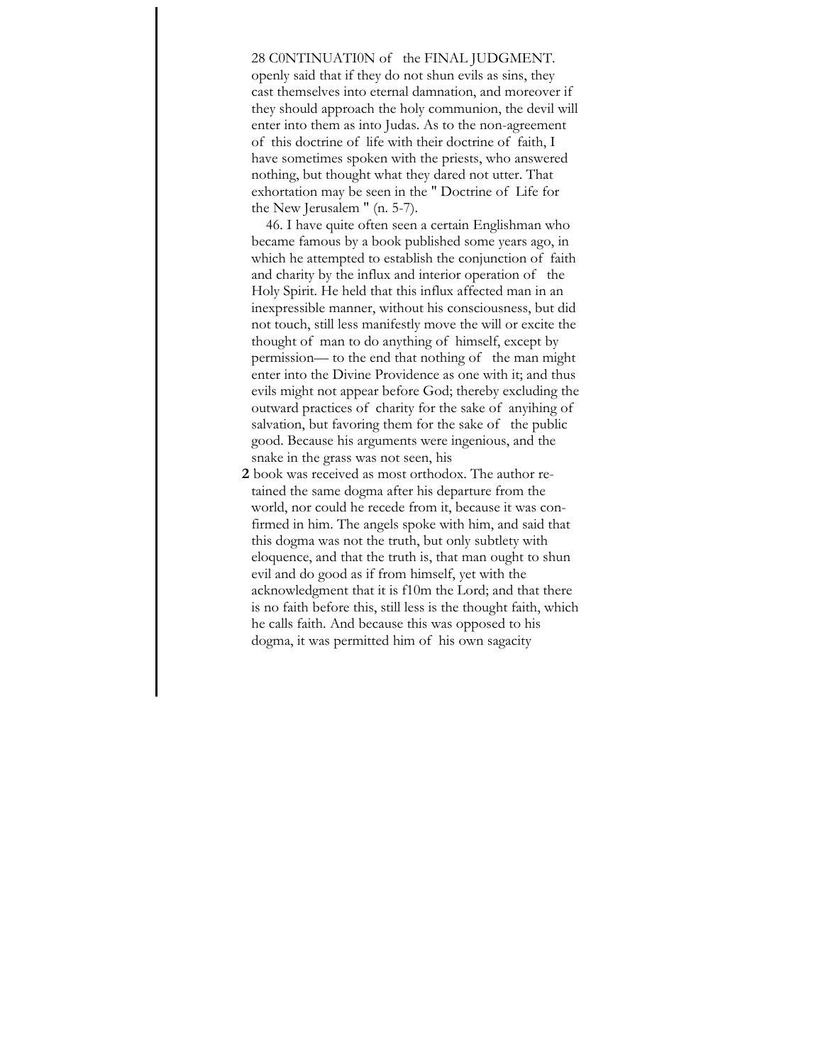openly said that if they do not shun evils as sins, they cast themselves into eternal damnation, and moreover if they should approach the holy communion, the devil will enter into them as into Judas. As to the non-agreement of this doctrine of life with their doctrine of faith, I have sometimes spoken with the priests, who answered nothing, but thought what they dared not utter. That exhortation may be seen in the " Doctrine of Life for the New Jerusalem " (n. 5-7).

46. I have quite often seen a certain Englishman who became famous by a book published some years ago, in which he attempted to establish the conjunction of faith and charity by the influx and interior operation of the Holy Spirit. He held that this influx affected man in an inexpressible manner, without his consciousness, but did not touch, still less manifestly move the will or excite the thought of man to do anything of himself, except by permission— to the end that nothing of the man might enter into the Divine Providence as one with it; and thus evils might not appear before God; thereby excluding the outward practices of charity for the sake of anyihing of salvation, but favoring them for the sake of the public good. Because his arguments were ingenious, and the snake in the grass was not seen, his

**2** book was received as most orthodox. The author retained the same dogma after his departure from the world, nor could he recede from it, because it was confirmed in him. The angels spoke with him, and said that this dogma was not the truth, but only subtlety with eloquence, and that the truth is, that man ought to shun evil and do good as if from himself, yet with the acknowledgment that it is f10m the Lord; and that there is no faith before this, still less is the thought faith, which he calls faith. And because this was opposed to his dogma, it was permitted him of his own sagacity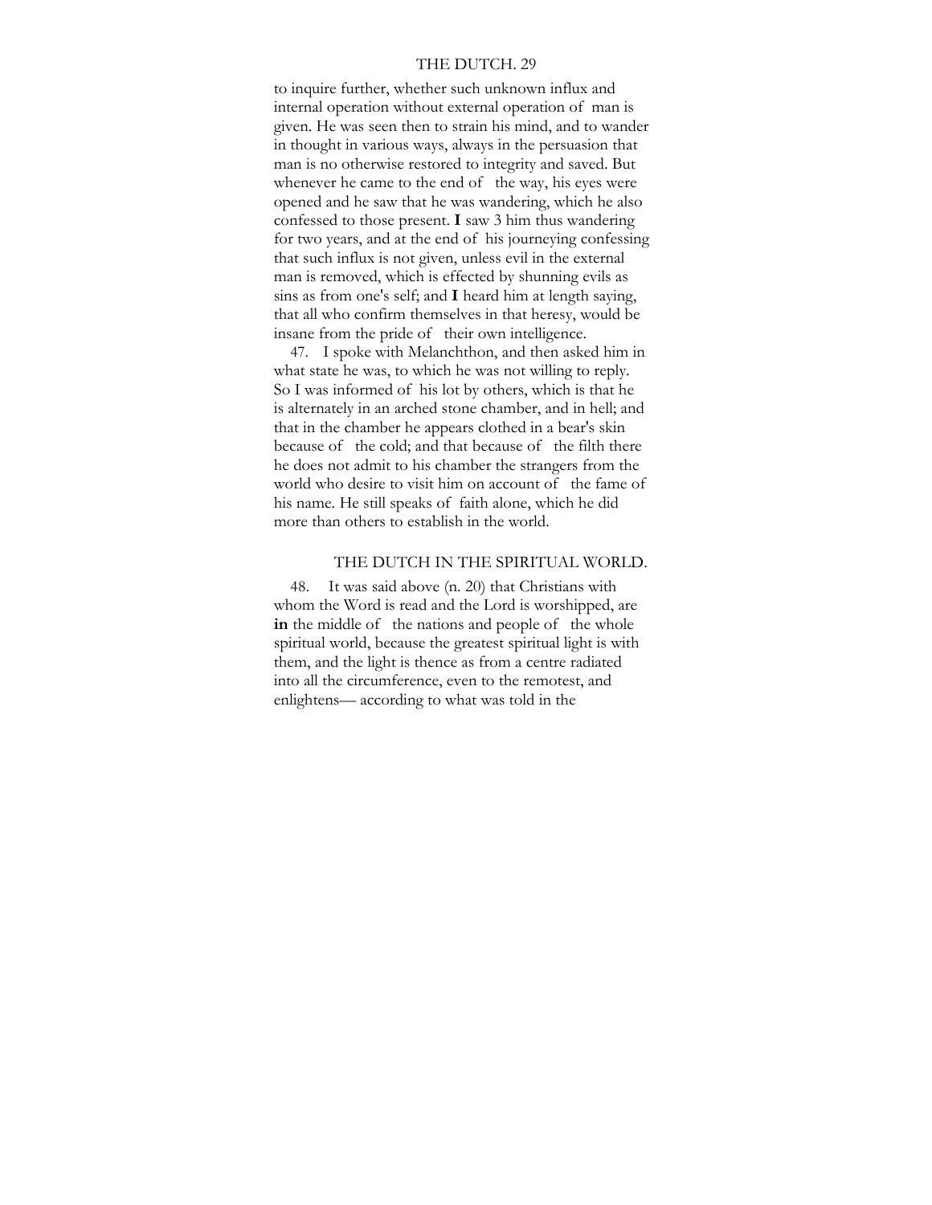to inquire further, whether such unknown influx and internal operation without external operation of man is given. He was seen then to strain his mind, and to wander in thought in various ways, always in the persuasion that man is no otherwise restored to integrity and saved. But whenever he came to the end of the way, his eyes were opened and he saw that he was wandering, which he also confessed to those present. **I** saw 3 him thus wandering for two years, and at the end of his journeying confessing that such influx is not given, unless evil in the external man is removed, which is effected by shunning evils as sins as from one's self; and **I** heard him at length saying, that all who confirm themselves in that heresy, would be insane from the pride of their own intelligence.

47. I spoke with Melanchthon, and then asked him in what state he was, to which he was not willing to reply. So I was informed of his lot by others, which is that he is alternately in an arched stone chamber, and in hell; and that in the chamber he appears clothed in a bear's skin because of the cold; and that because of the filth there he does not admit to his chamber the strangers from the world who desire to visit him on account of the fame of his name. He still speaks of faith alone, which he did more than others to establish in the world.

## THE DUTCH IN THE SPIRITUAL WORLD.

48. It was said above (n. 20) that Christians with whom the Word is read and the Lord is worshipped, are **in** the middle of the nations and people of the whole spiritual world, because the greatest spiritual light is with them, and the light is thence as from a centre radiated into all the circumference, even to the remotest, and enlightens— according to what was told in the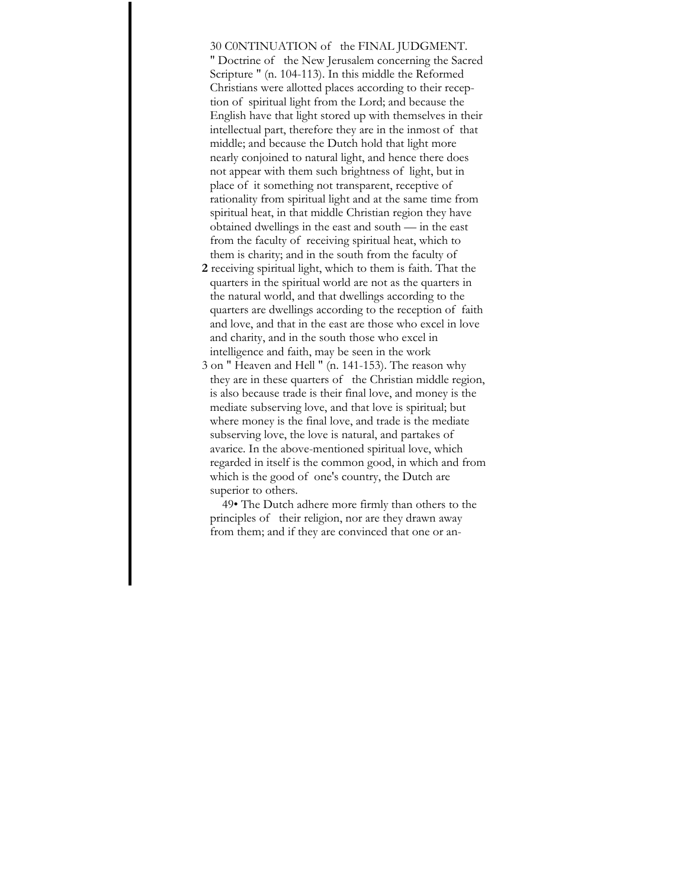" Doctrine of the New Jerusalem concerning the Sacred Scripture " (n. 104-113). In this middle the Reformed Christians were allotted places according to their reception of spiritual light from the Lord; and because the English have that light stored up with themselves in their intellectual part, therefore they are in the inmost of that middle; and because the Dutch hold that light more nearly conjoined to natural light, and hence there does not appear with them such brightness of light, but in place of it something not transparent, receptive of rationality from spiritual light and at the same time from spiritual heat, in that middle Christian region they have obtained dwellings in the east and south — in the east from the faculty of receiving spiritual heat, which to them is charity; and in the south from the faculty of **2** receiving spiritual light, which to them is faith. That the quarters in the spiritual world are not as the quarters in the natural world, and that dwellings according to the quarters are dwellings according to the reception of faith and love, and that in the east are those who excel in love and charity, and in the south those who excel in intelligence and faith, may be seen in the work 3 on " Heaven and Hell " (n. 141-153). The reason why they are in these quarters of the Christian middle region, is also because trade is their final love, and money is the mediate subserving love, and that love is spiritual; but where money is the final love, and trade is the mediate subserving love, the love is natural, and partakes of avarice. In the above-mentioned spiritual love, which regarded in itself is the common good, in which and from which is the good of one's country, the Dutch are superior to others.

49• The Dutch adhere more firmly than others to the principles of their religion, nor are they drawn away from them; and if they are convinced that one or an-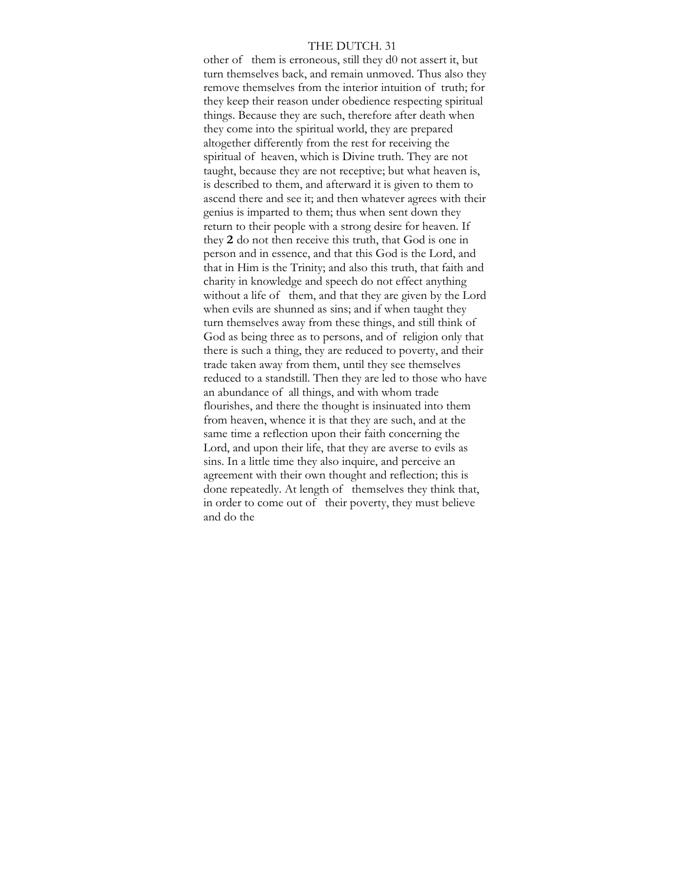other of them is erroneous, still they d0 not assert it, but turn themselves back, and remain unmoved. Thus also they remove themselves from the interior intuition of truth; for they keep their reason under obedience respecting spiritual things. Because they are such, therefore after death when they come into the spiritual world, they are prepared altogether differently from the rest for receiving the spiritual of heaven, which is Divine truth. They are not taught, because they are not receptive; but what heaven is, is described to them, and afterward it is given to them to ascend there and see it; and then whatever agrees with their genius is imparted to them; thus when sent down they return to their people with a strong desire for heaven. If they **2** do not then receive this truth, that God is one in person and in essence, and that this God is the Lord, and that in Him is the Trinity; and also this truth, that faith and charity in knowledge and speech do not effect anything without a life of them, and that they are given by the Lord when evils are shunned as sins; and if when taught they turn themselves away from these things, and still think of God as being three as to persons, and of religion only that there is such a thing, they are reduced to poverty, and their trade taken away from them, until they see themselves reduced to a standstill. Then they are led to those who have an abundance of all things, and with whom trade flourishes, and there the thought is insinuated into them from heaven, whence it is that they are such, and at the same time a reflection upon their faith concerning the Lord, and upon their life, that they are averse to evils as sins. In a little time they also inquire, and perceive an agreement with their own thought and reflection; this is done repeatedly. At length of themselves they think that, in order to come out of their poverty, they must believe and do the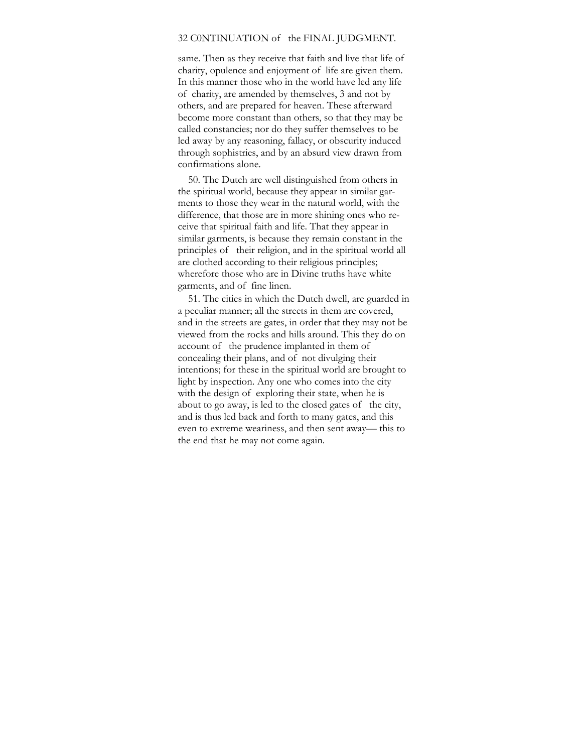same. Then as they receive that faith and live that life of charity, opulence and enjoyment of life are given them. In this manner those who in the world have led any life of charity, are amended by themselves, 3 and not by others, and are prepared for heaven. These afterward become more constant than others, so that they may be called constancies; nor do they suffer themselves to be led away by any reasoning, fallacy, or obscurity induced through sophistries, and by an absurd view drawn from confirmations alone.

50. The Dutch are well distinguished from others in the spiritual world, because they appear in similar garments to those they wear in the natural world, with the difference, that those are in more shining ones who receive that spiritual faith and life. That they appear in similar garments, is because they remain constant in the principles of their religion, and in the spiritual world all are clothed according to their religious principles; wherefore those who are in Divine truths have white garments, and of fine linen.

51. The cities in which the Dutch dwell, are guarded in a peculiar manner; all the streets in them are covered, and in the streets are gates, in order that they may not be viewed from the rocks and hills around. This they do on account of the prudence implanted in them of concealing their plans, and of not divulging their intentions; for these in the spiritual world are brought to light by inspection. Any one who comes into the city with the design of exploring their state, when he is about to go away, is led to the closed gates of the city, and is thus led back and forth to many gates, and this even to extreme weariness, and then sent away— this to the end that he may not come again.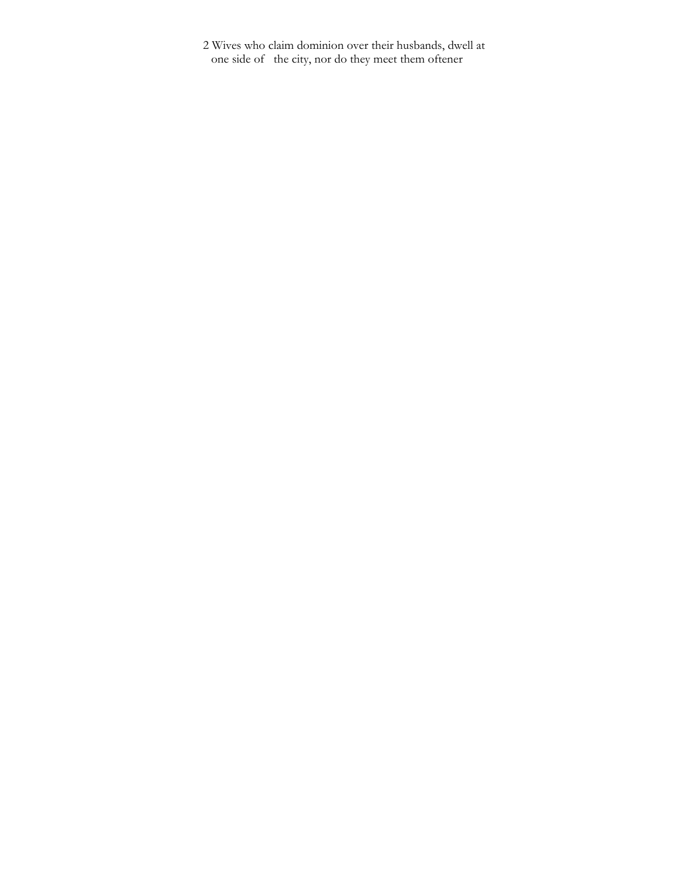2 Wives who claim dominion over their husbands, dwell at one side of the city, nor do they meet them oftener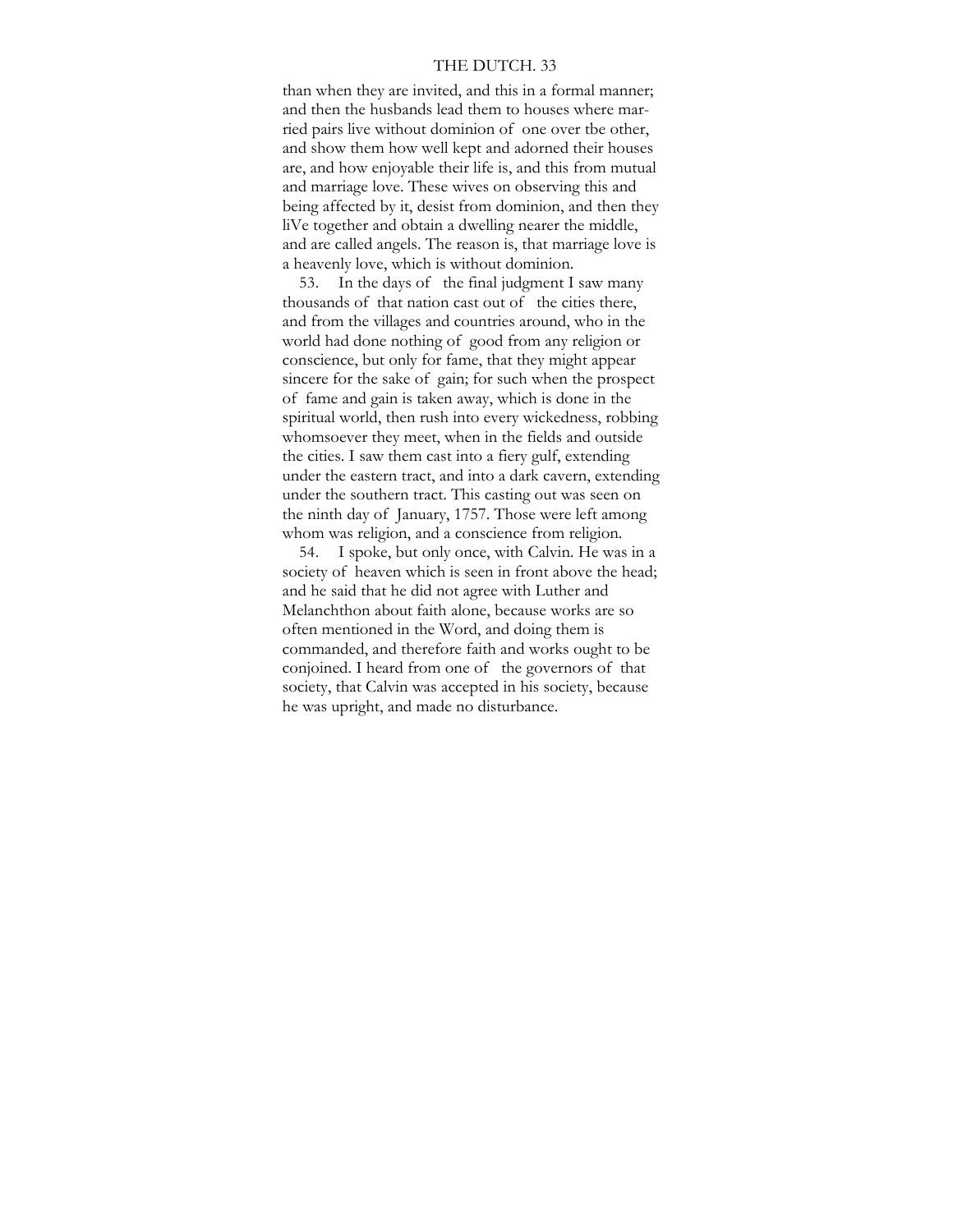than when they are invited, and this in a formal manner; and then the husbands lead them to houses where married pairs live without dominion of one over tbe other, and show them how well kept and adorned their houses are, and how enjoyable their life is, and this from mutual and marriage love. These wives on observing this and being affected by it, desist from dominion, and then they liVe together and obtain a dwelling nearer the middle, and are called angels. The reason is, that marriage love is a heavenly love, which is without dominion.

53. In the days of the final judgment I saw many thousands of that nation cast out of the cities there, and from the villages and countries around, who in the world had done nothing of good from any religion or conscience, but only for fame, that they might appear sincere for the sake of gain; for such when the prospect of fame and gain is taken away, which is done in the spiritual world, then rush into every wickedness, robbing whomsoever they meet, when in the fields and outside the cities. I saw them cast into a fiery gulf, extending under the eastern tract, and into a dark cavern, extending under the southern tract. This casting out was seen on the ninth day of January, 1757. Those were left among whom was religion, and a conscience from religion.

54. I spoke, but only once, with Calvin. He was in a society of heaven which is seen in front above the head; and he said that he did not agree with Luther and Melanchthon about faith alone, because works are so often mentioned in the Word, and doing them is commanded, and therefore faith and works ought to be conjoined. I heard from one of the governors of that society, that Calvin was accepted in his society, because he was upright, and made no disturbance.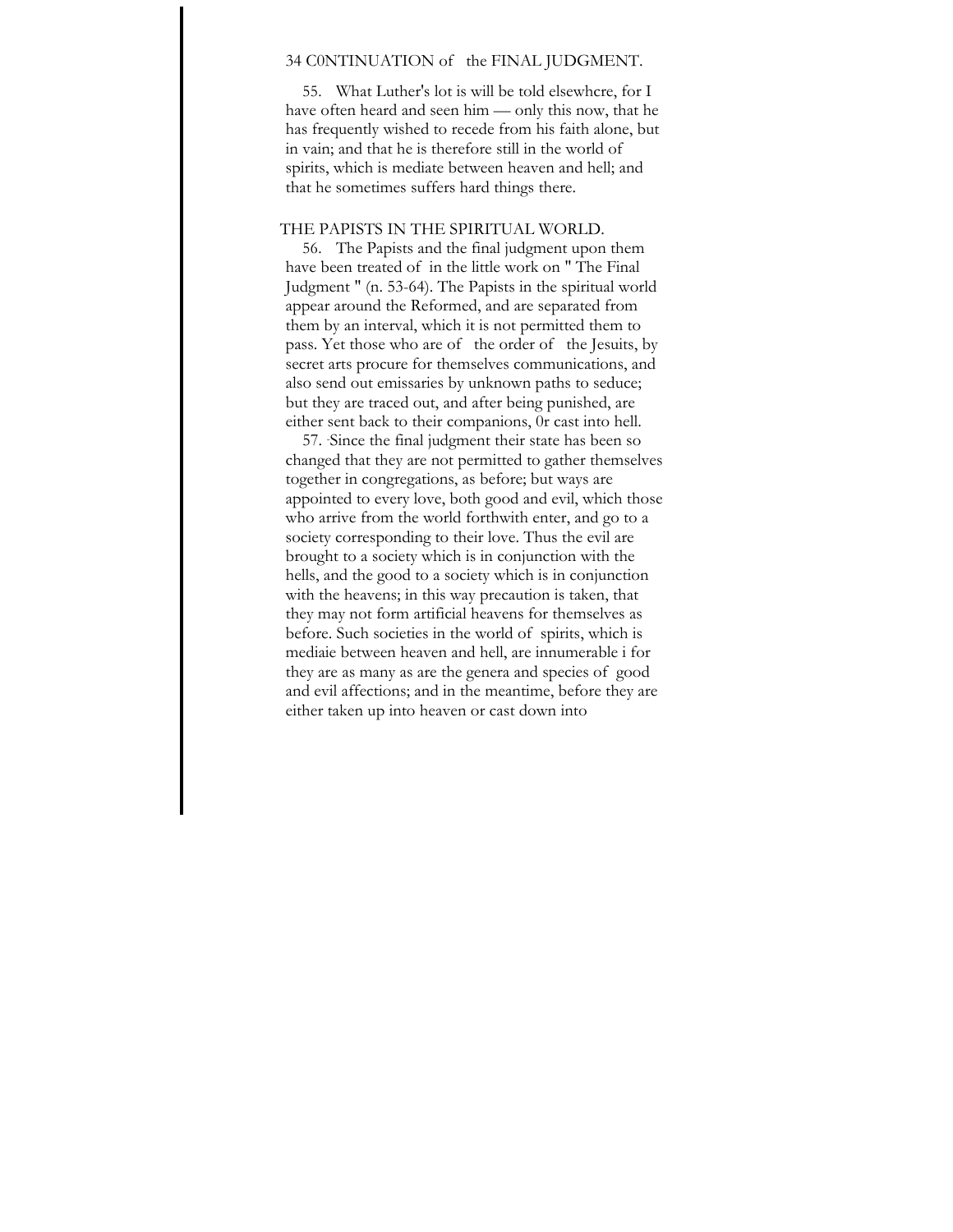55. What Luther's lot is will be told elsewhcre, for I have often heard and seen him — only this now, that he has frequently wished to recede from his faith alone, but in vain; and that he is therefore still in the world of spirits, which is mediate between heaven and hell; and that he sometimes suffers hard things there.

## THE PAPISTS IN THE SPIRITUAL WORLD.

56. The Papists and the final judgment upon them have been treated of in the little work on " The Final Judgment " (n. 53-64). The Papists in the spiritual world appear around the Reformed, and are separated from them by an interval, which it is not permitted them to pass. Yet those who are of the order of the Jesuits, by secret arts procure for themselves communications, and also send out emissaries by unknown paths to seduce; but they are traced out, and after being punished, are either sent back to their companions, 0r cast into hell.

57. Since the final judgment their state has been so changed that they are not permitted to gather themselves together in congregations, as before; but ways are appointed to every love, both good and evil, which those who arrive from the world forthwith enter, and go to a society corresponding to their love. Thus the evil are brought to a society which is in conjunction with the hells, and the good to a society which is in conjunction with the heavens; in this way precaution is taken, that they may not form artificial heavens for themselves as before. Such societies in the world of spirits, which is mediaie between heaven and hell, are innumerable i for they are as many as are the genera and species of good and evil affections; and in the meantime, before they are either taken up into heaven or cast down into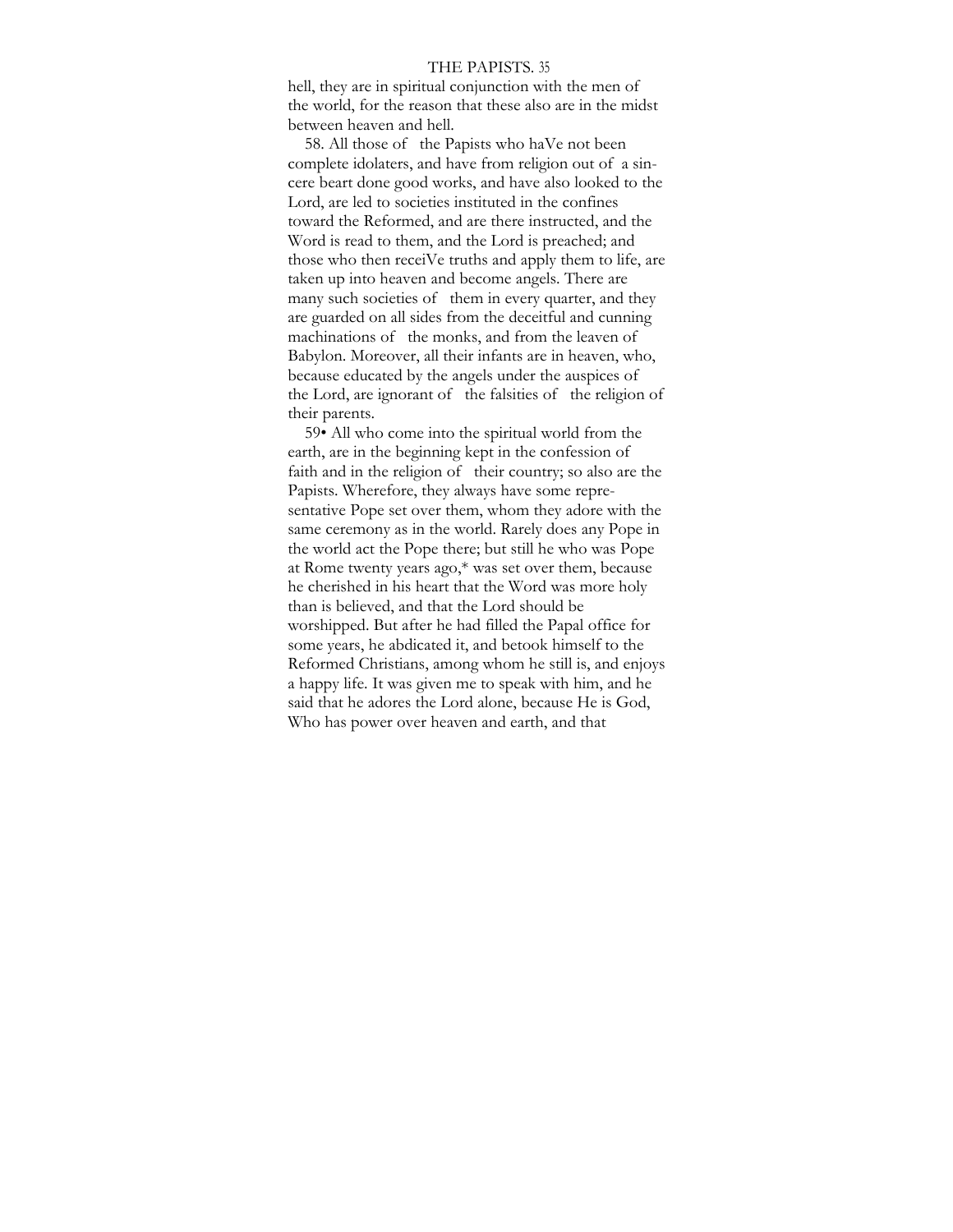hell, they are in spiritual conjunction with the men of the world, for the reason that these also are in the midst between heaven and hell.

58. All those of the Papists who haVe not been complete idolaters, and have from religion out of a sincere beart done good works, and have also looked to the Lord, are led to societies instituted in the confines toward the Reformed, and are there instructed, and the Word is read to them, and the Lord is preached; and those who then receiVe truths and apply them to life, are taken up into heaven and become angels. There are many such societies of them in every quarter, and they are guarded on all sides from the deceitful and cunning machinations of the monks, and from the leaven of Babylon. Moreover, all their infants are in heaven, who, because educated by the angels under the auspices of the Lord, are ignorant of the falsities of the religion of their parents.

59• All who come into the spiritual world from the earth, are in the beginning kept in the confession of faith and in the religion of their country; so also are the Papists. Wherefore, they always have some representative Pope set over them, whom they adore with the same ceremony as in the world. Rarely does any Pope in the world act the Pope there; but still he who was Pope at Rome twenty years ago,* was set over them, because he cherished in his heart that the Word was more holy than is believed, and that the Lord should be worshipped. But after he had filled the Papal office for some years, he abdicated it, and betook himself to the Reformed Christians, among whom he still is, and enjoys a happy life. It was given me to speak with him, and he said that he adores the Lord alone, because He is God, Who has power over heaven and earth, and that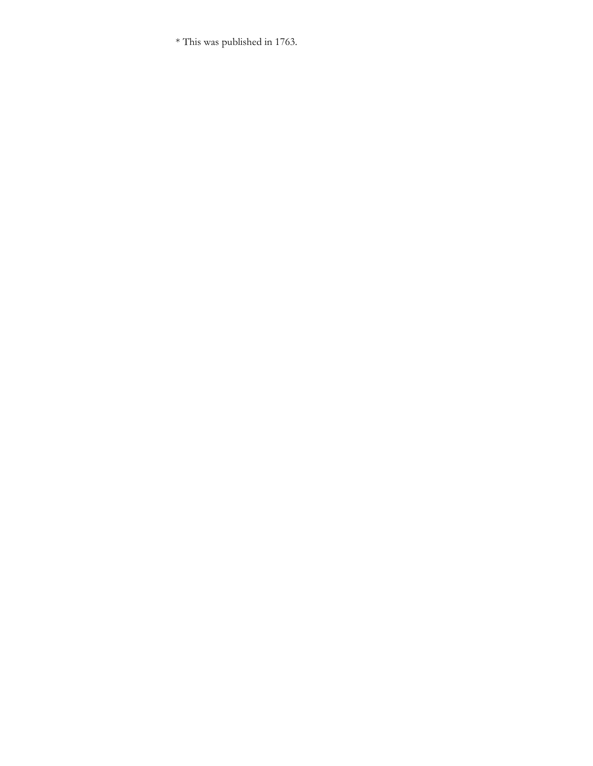* This was published in 1763.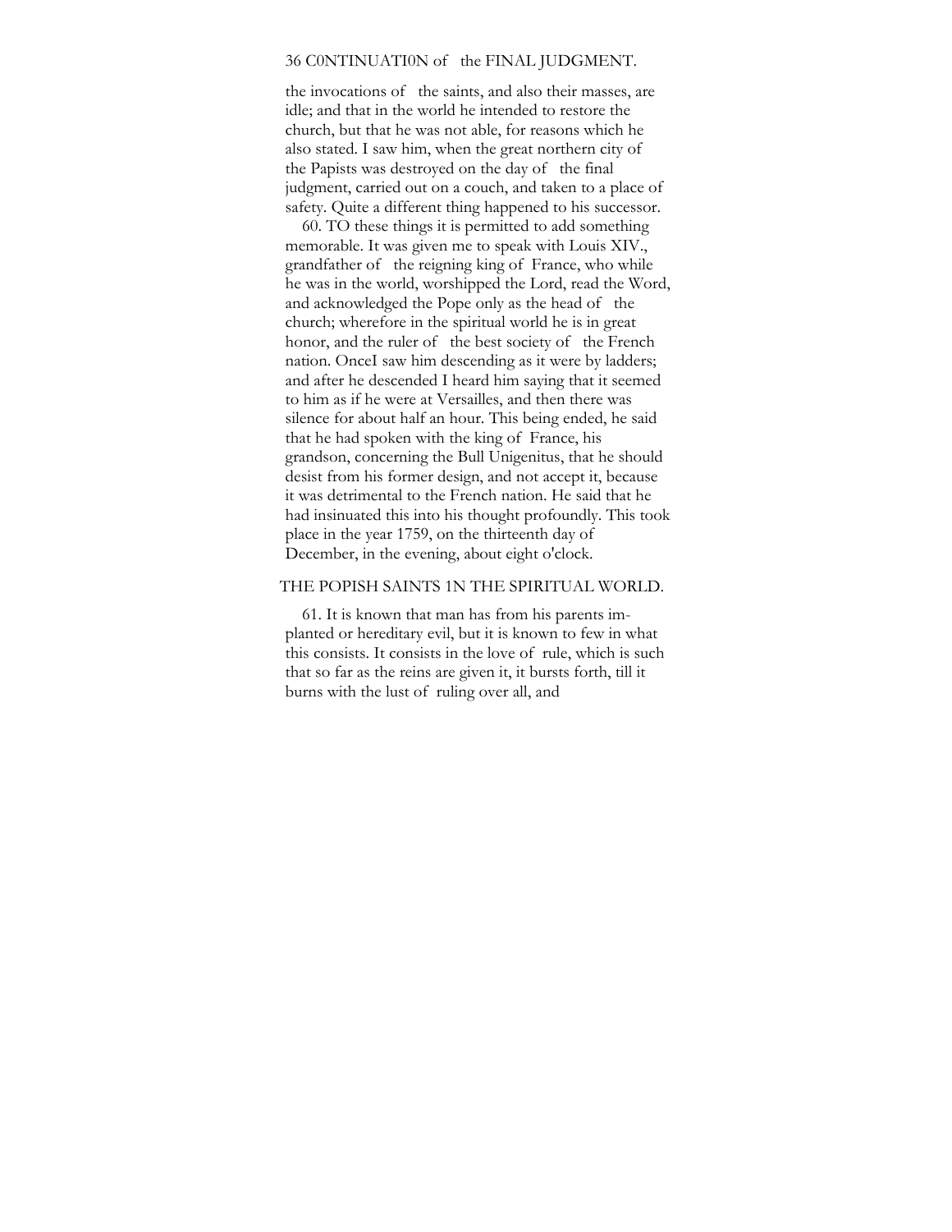the invocations of the saints, and also their masses, are idle; and that in the world he intended to restore the church, but that he was not able, for reasons which he also stated. I saw him, when the great northern city of the Papists was destroyed on the day of the final judgment, carried out on a couch, and taken to a place of safety. Quite a different thing happened to his successor.

60. TO these things it is permitted to add something memorable. It was given me to speak with Louis XIV., grandfather of the reigning king of France, who while he was in the world, worshipped the Lord, read the Word, and acknowledged the Pope only as the head of the church; wherefore in the spiritual world he is in great honor, and the ruler of the best society of the French nation. OnceI saw him descending as it were by ladders; and after he descended I heard him saying that it seemed to him as if he were at Versailles, and then there was silence for about half an hour. This being ended, he said that he had spoken with the king of France, his grandson, concerning the Bull Unigenitus, that he should desist from his former design, and not accept it, because it was detrimental to the French nation. He said that he had insinuated this into his thought profoundly. This took place in the year 1759, on the thirteenth day of December, in the evening, about eight o'clock.

## THE POPISH SAINTS 1N THE SPIRITUAL WORLD.

61. It is known that man has from his parents implanted or hereditary evil, but it is known to few in what this consists. It consists in the love of rule, which is such that so far as the reins are given it, it bursts forth, till it burns with the lust of ruling over all, and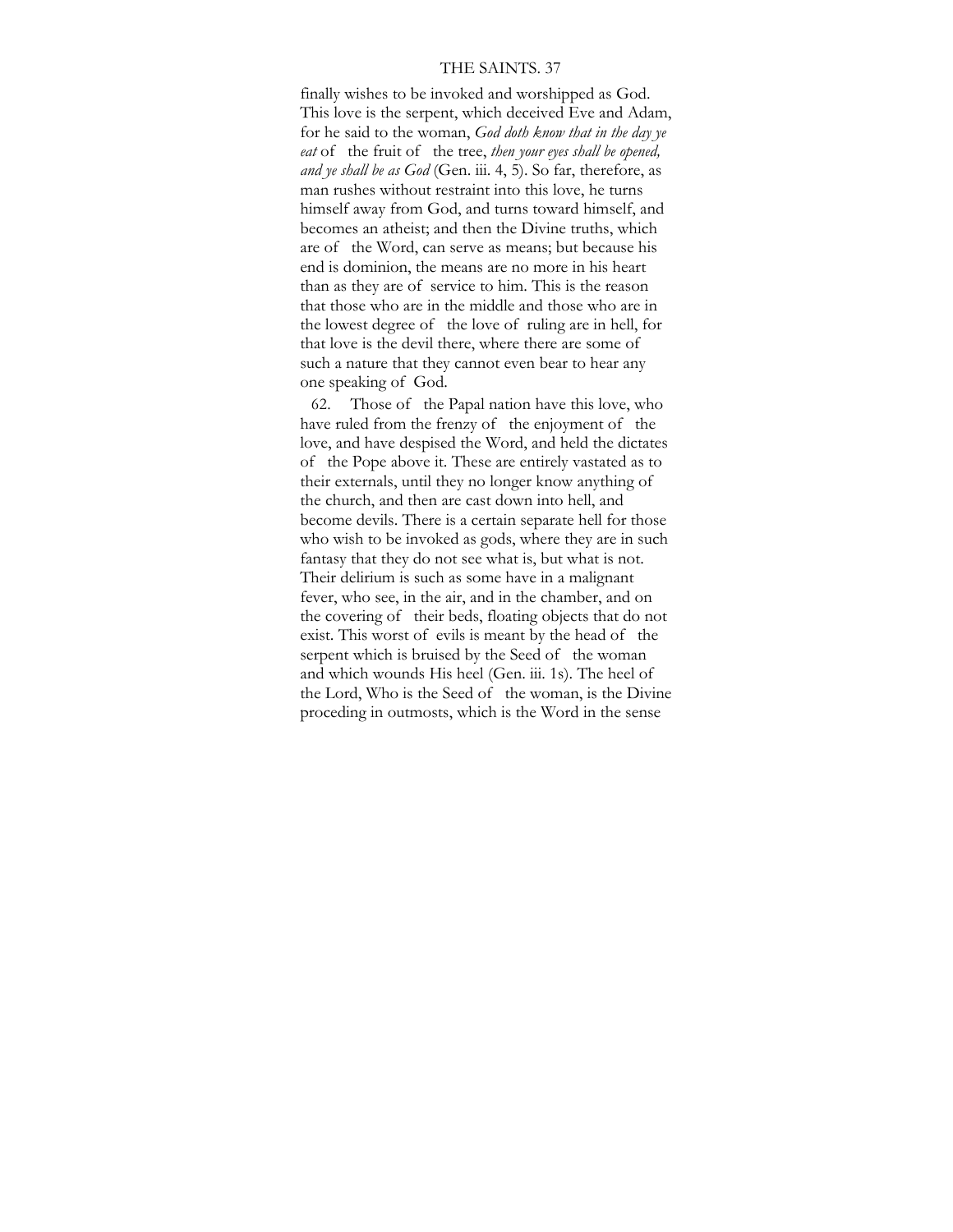finally wishes to be invoked and worshipped as God. This love is the serpent, which deceived Eve and Adam, for he said to the woman, *God doth know that in the day ye eat* of the fruit of the tree, *then your eyes shall be opened, and ye shall be as God* (Gen. iii. 4, 5). So far, therefore, as man rushes without restraint into this love, he turns himself away from God, and turns toward himself, and becomes an atheist; and then the Divine truths, which are of the Word, can serve as means; but because his end is dominion, the means are no more in his heart than as they are of service to him. This is the reason that those who are in the middle and those who are in the lowest degree of the love of ruling are in hell, for that love is the devil there, where there are some of such a nature that they cannot even bear to hear any one speaking of God.

62. Those of the Papal nation have this love, who have ruled from the frenzy of the enjoyment of the love, and have despised the Word, and held the dictates of the Pope above it. These are entirely vastated as to their externals, until they no longer know anything of the church, and then are cast down into hell, and become devils. There is a certain separate hell for those who wish to be invoked as gods, where they are in such fantasy that they do not see what is, but what is not. Their delirium is such as some have in a malignant fever, who see, in the air, and in the chamber, and on the covering of their beds, floating objects that do not exist. This worst of evils is meant by the head of the serpent which is bruised by the Seed of the woman and which wounds His heel (Gen. iii. 1s). The heel of the Lord, Who is the Seed of the woman, is the Divine proceding in outmosts, which is the Word in the sense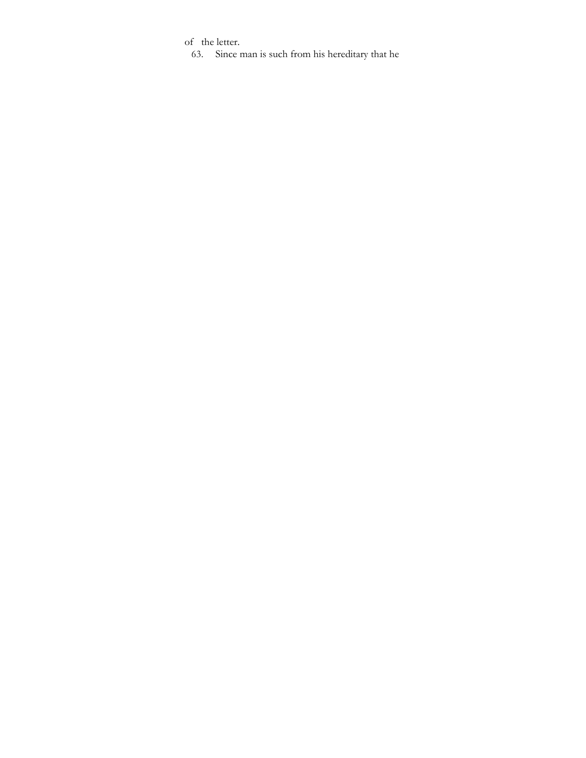of the letter.

63. Since man is such from his hereditary that he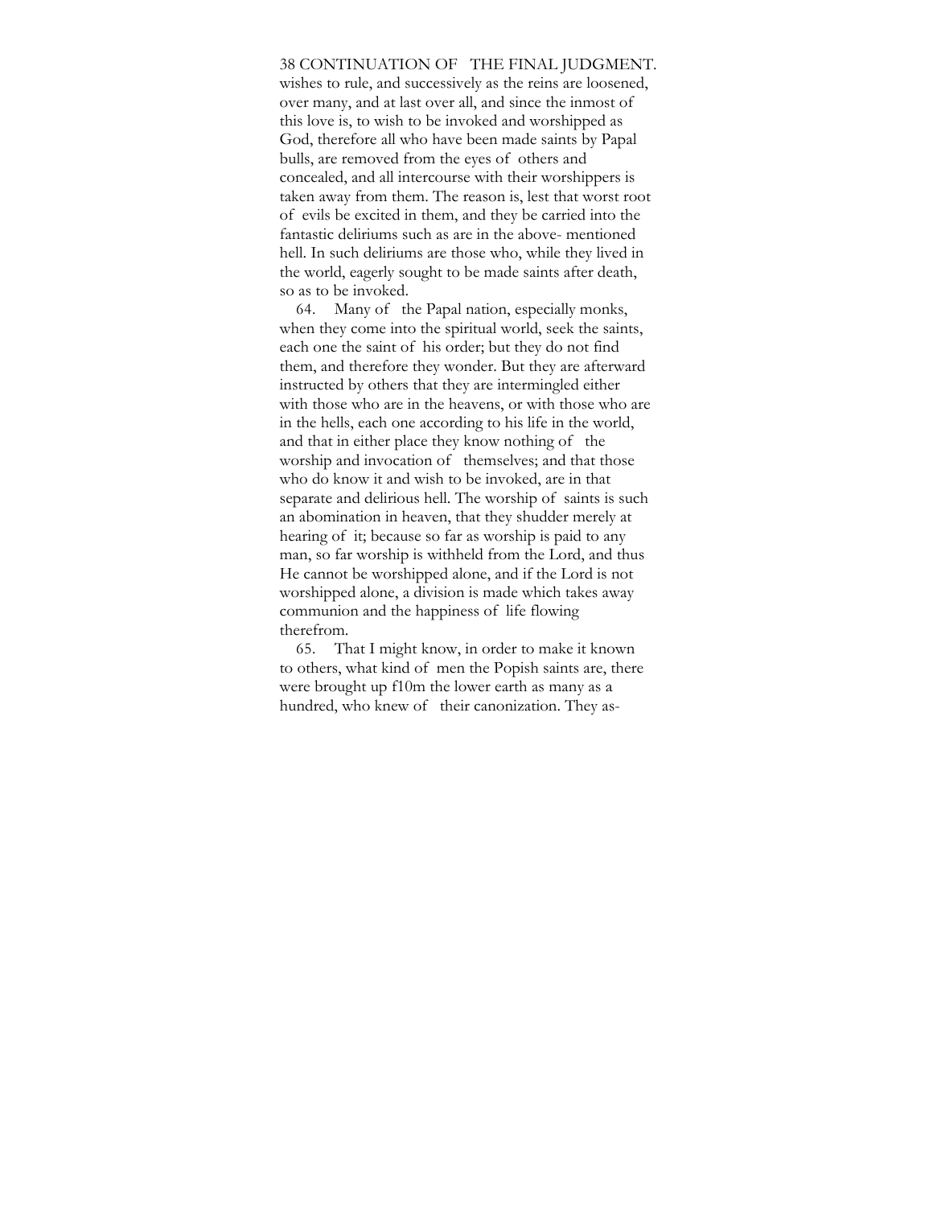wishes to rule, and successively as the reins are loosened, over many, and at last over all, and since the inmost of this love is, to wish to be invoked and worshipped as God, therefore all who have been made saints by Papal bulls, are removed from the eyes of others and concealed, and all intercourse with their worshippers is taken away from them. The reason is, lest that worst root of evils be excited in them, and they be carried into the fantastic deliriums such as are in the above- mentioned hell. In such deliriums are those who, while they lived in the world, eagerly sought to be made saints after death, so as to be invoked.

64. Many of the Papal nation, especially monks, when they come into the spiritual world, seek the saints, each one the saint of his order; but they do not find them, and therefore they wonder. But they are afterward instructed by others that they are intermingled either with those who are in the heavens, or with those who are in the hells, each one according to his life in the world, and that in either place they know nothing of the worship and invocation of themselves; and that those who do know it and wish to be invoked, are in that separate and delirious hell. The worship of saints is such an abomination in heaven, that they shudder merely at hearing of it; because so far as worship is paid to any man, so far worship is withheld from the Lord, and thus He cannot be worshipped alone, and if the Lord is not worshipped alone, a division is made which takes away communion and the happiness of life flowing therefrom.

65. That I might know, in order to make it known to others, what kind of men the Popish saints are, there were brought up f10m the lower earth as many as a hundred, who knew of their canonization. They as-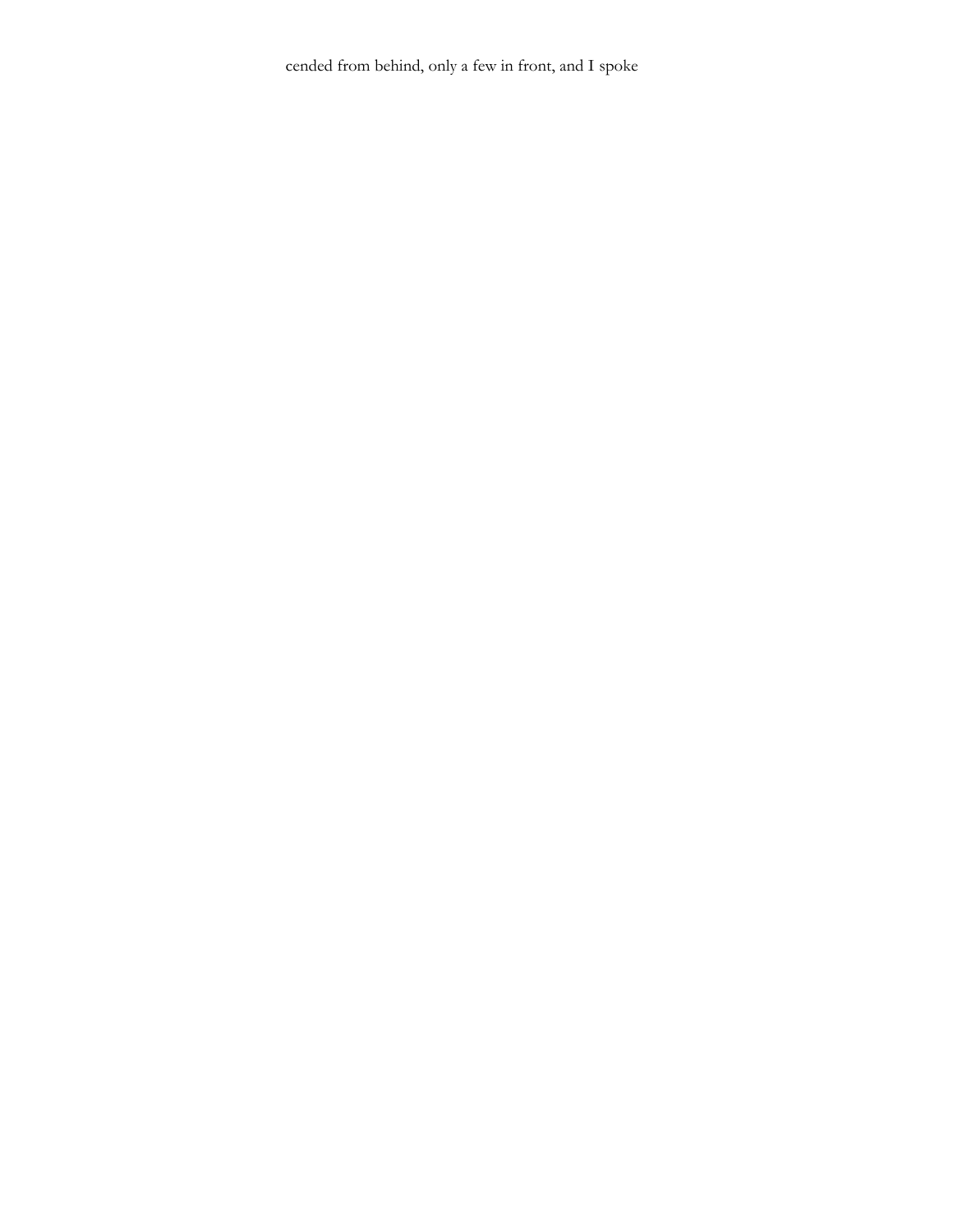cended from behind, only a few in front, and I spoke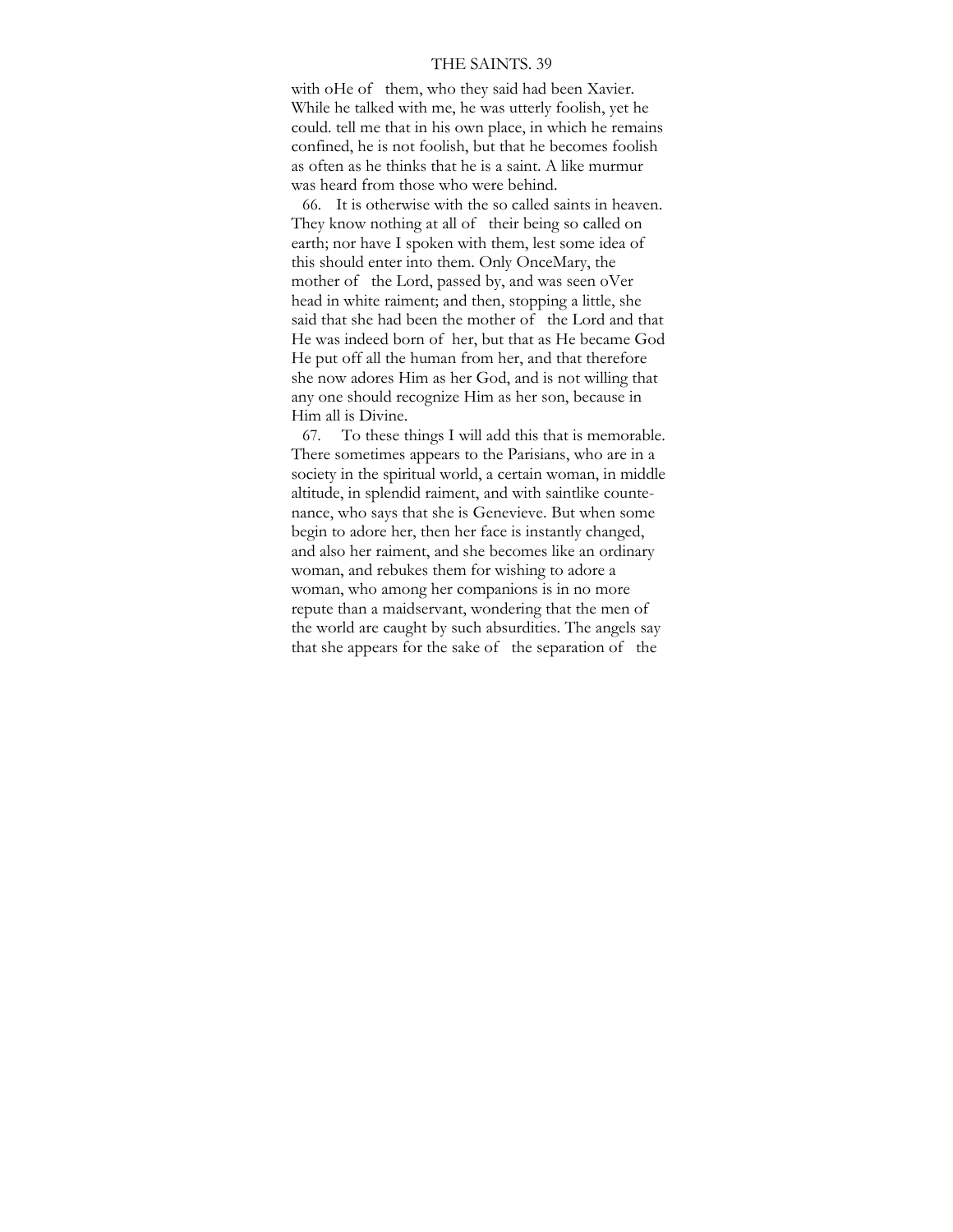with oHe of them, who they said had been Xavier. While he talked with me, he was utterly foolish, yet he could. tell me that in his own place, in which he remains confined, he is not foolish, but that he becomes foolish as often as he thinks that he is a saint. A like murmur was heard from those who were behind.

66. It is otherwise with the so called saints in heaven. They know nothing at all of their being so called on earth; nor have I spoken with them, lest some idea of this should enter into them. Only OnceMary, the mother of the Lord, passed by, and was seen oVer head in white raiment; and then, stopping a little, she said that she had been the mother of the Lord and that He was indeed born of her, but that as He became God He put off all the human from her, and that therefore she now adores Him as her God, and is not willing that any one should recognize Him as her son, because in Him all is Divine.

67. To these things I will add this that is memorable. There sometimes appears to the Parisians, who are in a society in the spiritual world, a certain woman, in middle altitude, in splendid raiment, and with saintlike countenance, who says that she is Genevieve. But when some begin to adore her, then her face is instantly changed, and also her raiment, and she becomes like an ordinary woman, and rebukes them for wishing to adore a woman, who among her companions is in no more repute than a maidservant, wondering that the men of the world are caught by such absurdities. The angels say that she appears for the sake of the separation of the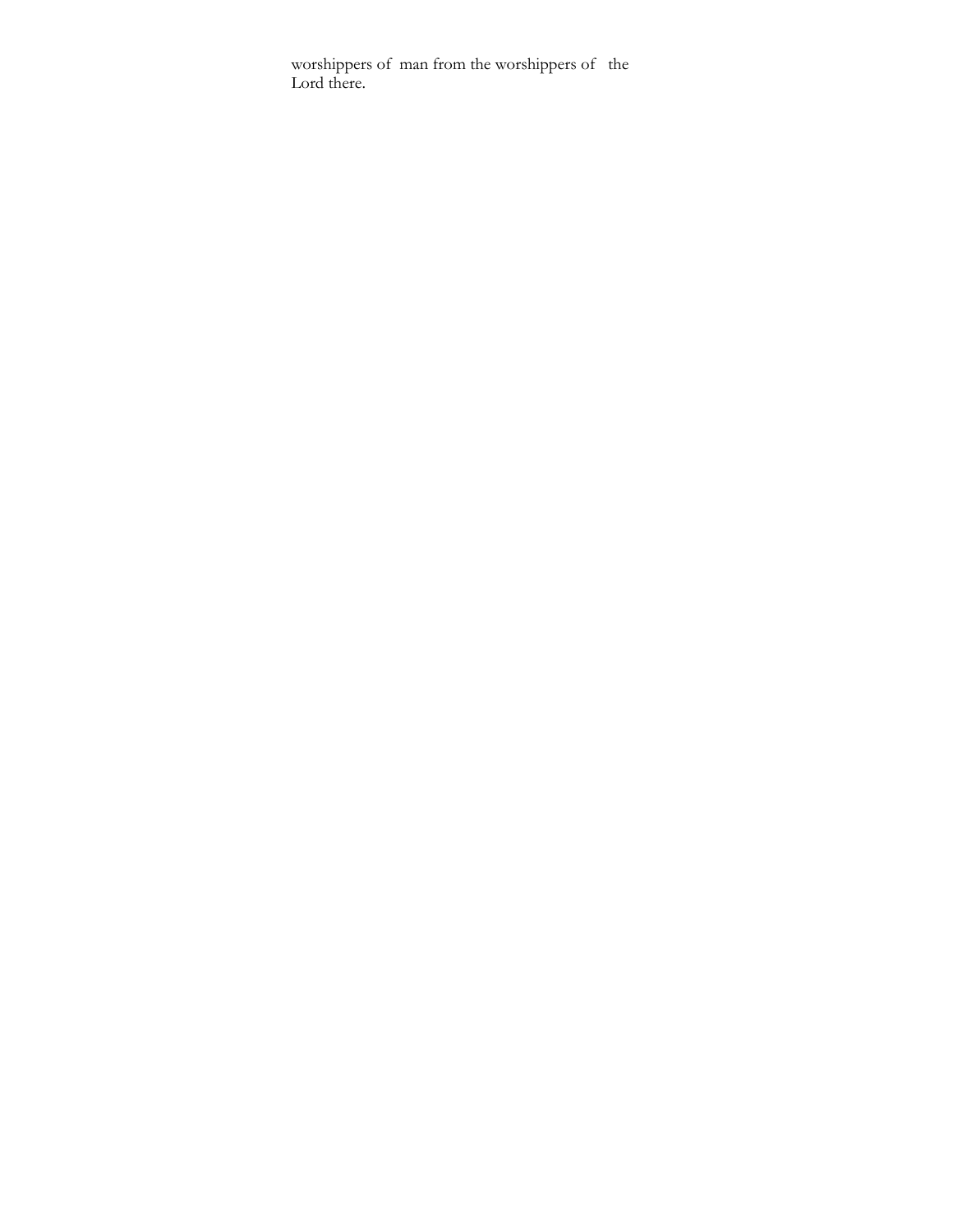worshippers of man from the worshippers of the Lord there.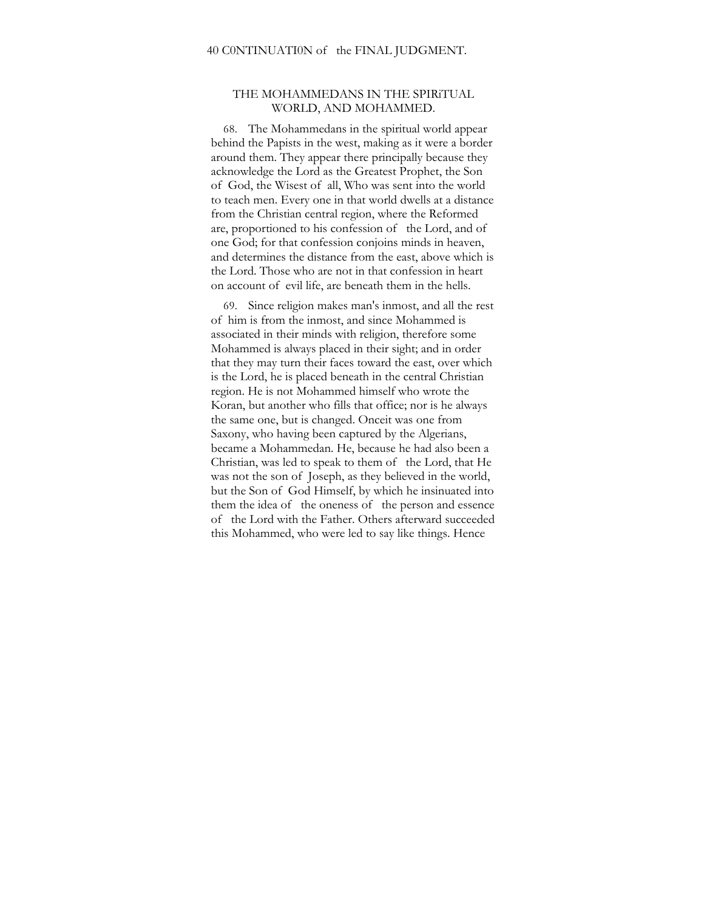## THE MOHAMMEDANS IN THE SPIRiTUAL WORLD, AND MOHAMMED.

68. The Mohammedans in the spiritual world appear behind the Papists in the west, making as it were a border around them. They appear there principally because they acknowledge the Lord as the Greatest Prophet, the Son of God, the Wisest of all, Who was sent into the world to teach men. Every one in that world dwells at a distance from the Christian central region, where the Reformed are, proportioned to his confession of the Lord, and of one God; for that confession conjoins minds in heaven, and determines the distance from the east, above which is the Lord. Those who are not in that confession in heart on account of evil life, are beneath them in the hells.

69. Since religion makes man's inmost, and all the rest of him is from the inmost, and since Mohammed is associated in their minds with religion, therefore some Mohammed is always placed in their sight; and in order that they may turn their faces toward the east, over which is the Lord, he is placed beneath in the central Christian region. He is not Mohammed himself who wrote the Koran, but another who fills that office; nor is he always the same one, but is changed. Onceit was one from Saxony, who having been captured by the Algerians, became a Mohammedan. He, because he had also been a Christian, was led to speak to them of the Lord, that He was not the son of Joseph, as they believed in the world, but the Son of God Himself, by which he insinuated into them the idea of the oneness of the person and essence of the Lord with the Father. Others afterward succeeded this Mohammed, who were led to say like things. Hence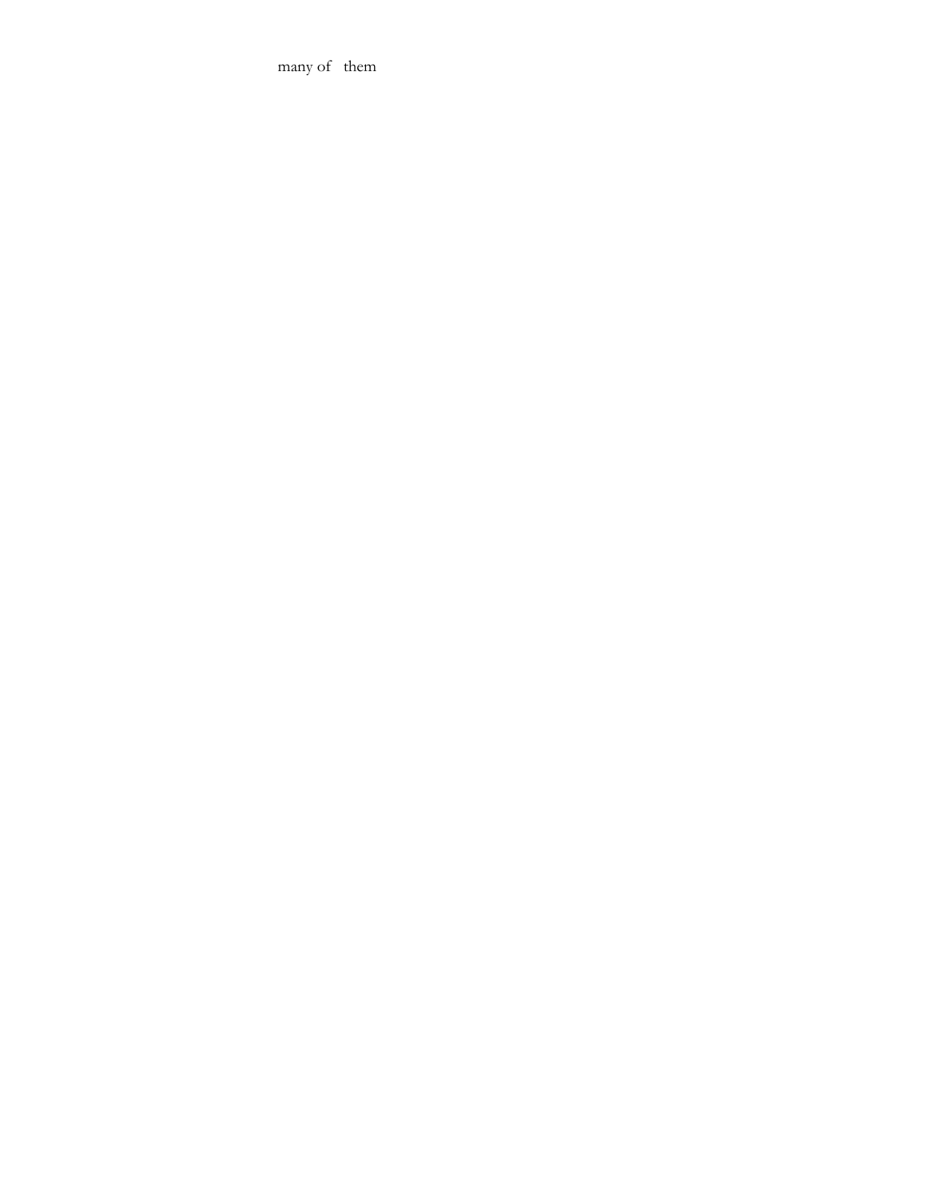many of them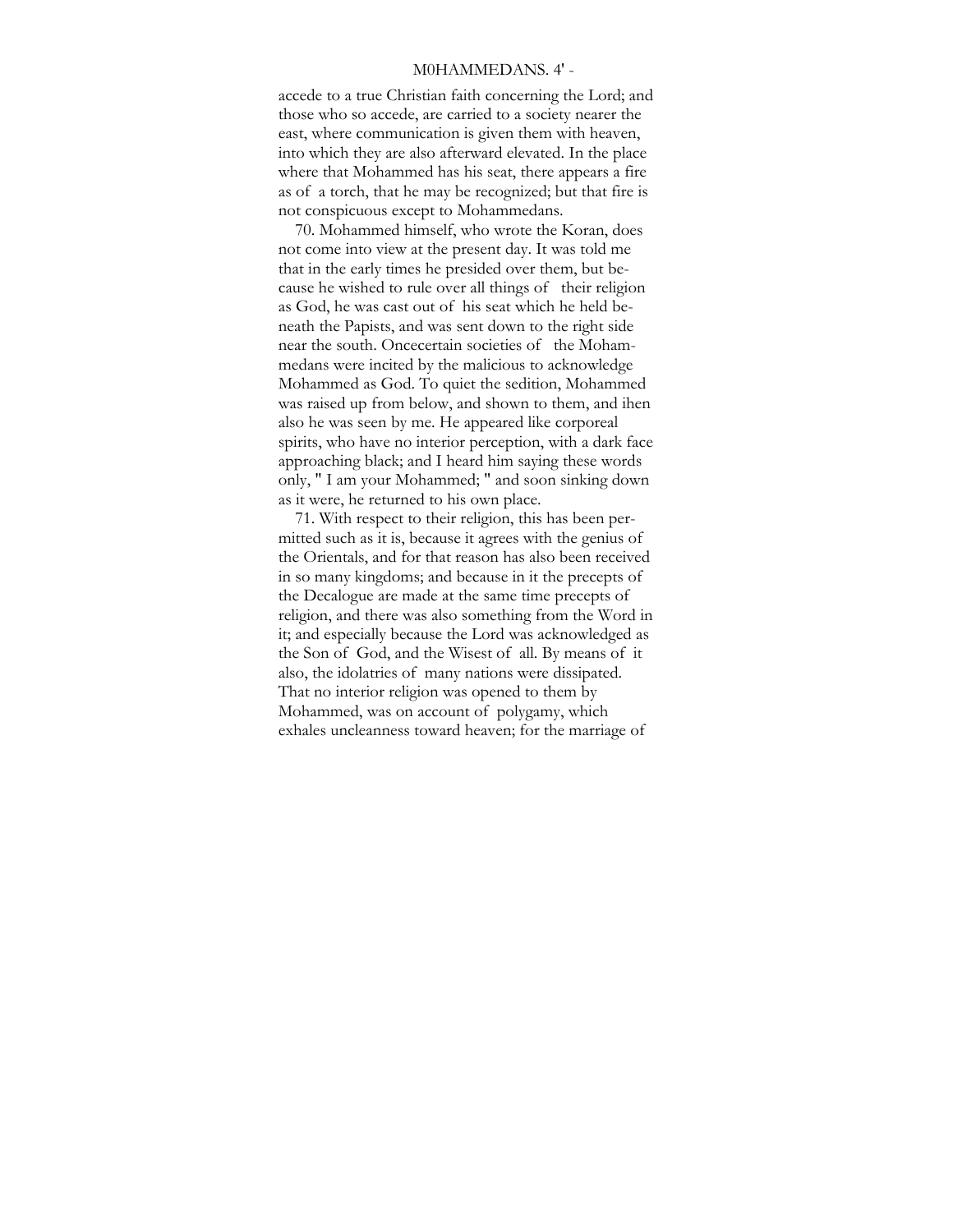accede to a true Christian faith concerning the Lord; and those who so accede, are carried to a society nearer the east, where communication is given them with heaven, into which they are also afterward elevated. In the place where that Mohammed has his seat, there appears a fire as of a torch, that he may be recognized; but that fire is not conspicuous except to Mohammedans.

70. Mohammed himself, who wrote the Koran, does not come into view at the present day. It was told me that in the early times he presided over them, but because he wished to rule over all things of their religion as God, he was cast out of his seat which he held beneath the Papists, and was sent down to the right side near the south. Oncecertain societies of the Mohammedans were incited by the malicious to acknowledge Mohammed as God. To quiet the sedition, Mohammed was raised up from below, and shown to them, and ihen also he was seen by me. He appeared like corporeal spirits, who have no interior perception, with a dark face approaching black; and I heard him saying these words only, " I am your Mohammed; " and soon sinking down as it were, he returned to his own place.

71. With respect to their religion, this has been permitted such as it is, because it agrees with the genius of the Orientals, and for that reason has also been received in so many kingdoms; and because in it the precepts of the Decalogue are made at the same time precepts of religion, and there was also something from the Word in it; and especially because the Lord was acknowledged as the Son of God, and the Wisest of all. By means of it also, the idolatries of many nations were dissipated. That no interior religion was opened to them by Mohammed, was on account of polygamy, which exhales uncleanness toward heaven; for the marriage of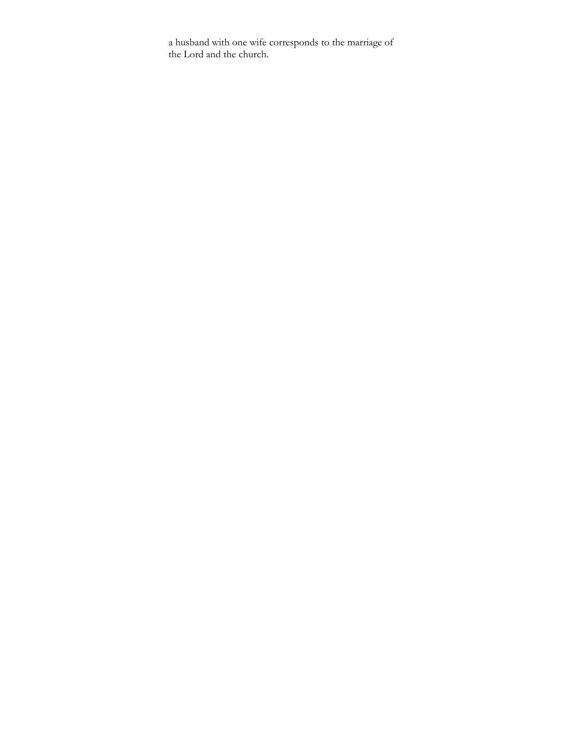a husband with one wife corresponds to the marriage of the Lord and the church.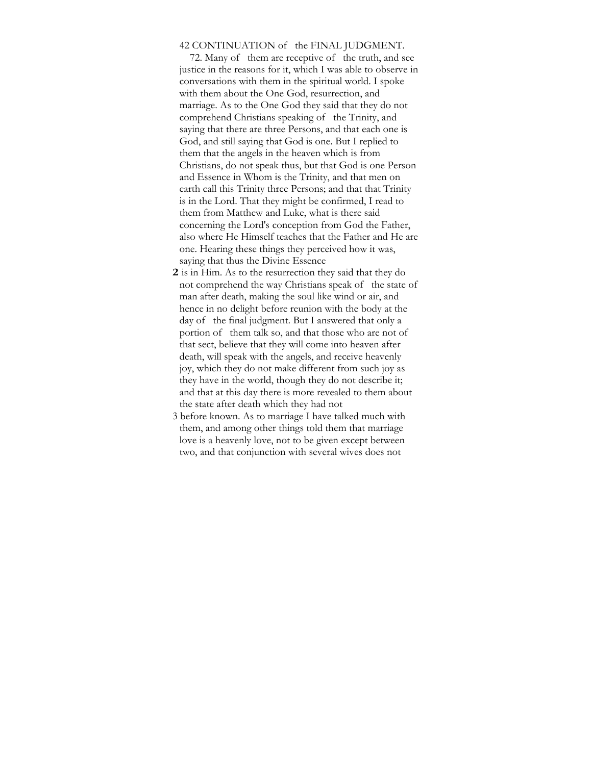72. Many of them are receptive of the truth, and see justice in the reasons for it, which I was able to observe in conversations with them in the spiritual world. I spoke with them about the One God, resurrection, and marriage. As to the One God they said that they do not comprehend Christians speaking of the Trinity, and saying that there are three Persons, and that each one is God, and still saying that God is one. But I replied to them that the angels in the heaven which is from Christians, do not speak thus, but that God is one Person and Essence in Whom is the Trinity, and that men on earth call this Trinity three Persons; and that that Trinity is in the Lord. That they might be confirmed, I read to them from Matthew and Luke, what is there said concerning the Lord's conception from God the Father, also where He Himself teaches that the Father and He are one. Hearing these things they perceived how it was, saying that thus the Divine Essence

**2** is in Him. As to the resurrection they said that they do not comprehend the way Christians speak of the state of man after death, making the soul like wind or air, and hence in no delight before reunion with the body at the day of the final judgment. But I answered that only a portion of them talk so, and that those who are not of that sect, believe that they will come into heaven after death, will speak with the angels, and receive heavenly joy, which they do not make different from such joy as they have in the world, though they do not describe it; and that at this day there is more revealed to them about the state after death which they had not

3 before known. As to marriage I have talked much with them, and among other things told them that marriage love is a heavenly love, not to be given except between two, and that conjunction with several wives does not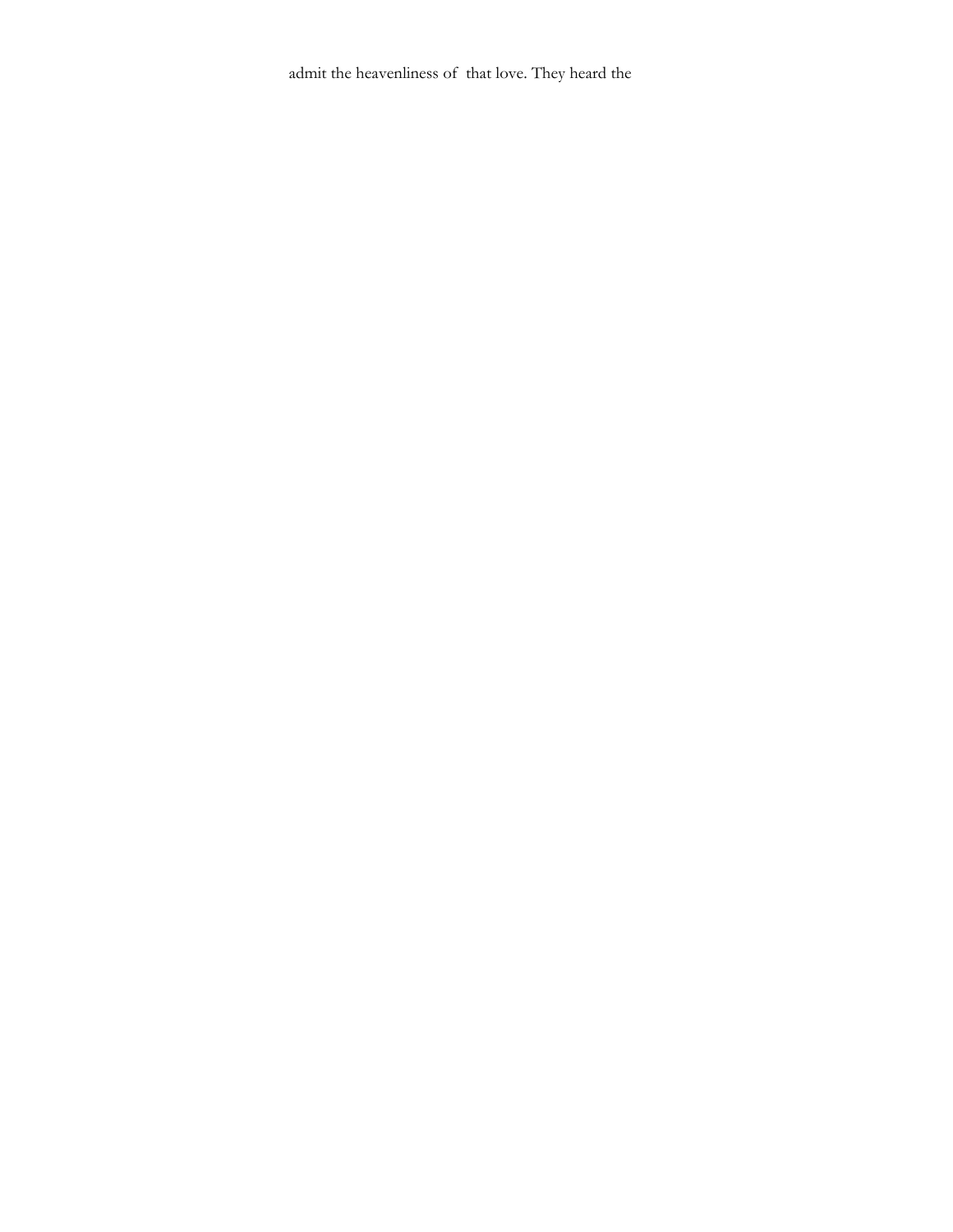admit the heavenliness of that love. They heard the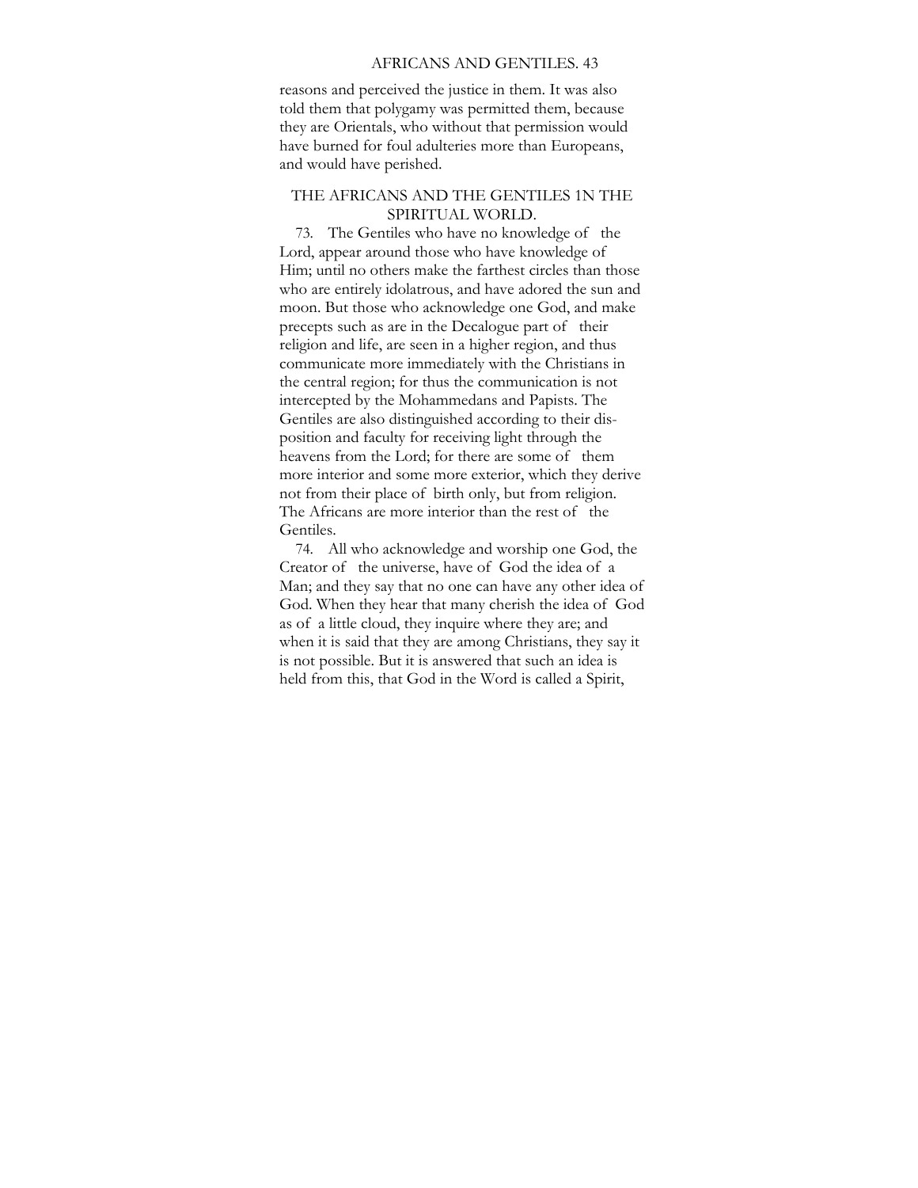reasons and perceived the justice in them. It was also told them that polygamy was permitted them, because they are Orientals, who without that permission would have burned for foul adulteries more than Europeans, and would have perished.

## THE AFRICANS AND THE GENTILES 1N THE SPIRITUAL WORLD.

73. The Gentiles who have no knowledge of the Lord, appear around those who have knowledge of Him; until no others make the farthest circles than those who are entirely idolatrous, and have adored the sun and moon. But those who acknowledge one God, and make precepts such as are in the Decalogue part of their religion and life, are seen in a higher region, and thus communicate more immediately with the Christians in the central region; for thus the communication is not intercepted by the Mohammedans and Papists. The Gentiles are also distinguished according to their disposition and faculty for receiving light through the heavens from the Lord; for there are some of them more interior and some more exterior, which they derive not from their place of birth only, but from religion. The Africans are more interior than the rest of the Gentiles.

74. All who acknowledge and worship one God, the Creator of the universe, have of God the idea of a Man; and they say that no one can have any other idea of God. When they hear that many cherish the idea of God as of a little cloud, they inquire where they are; and when it is said that they are among Christians, they say it is not possible. But it is answered that such an idea is held from this, that God in the Word is called a Spirit,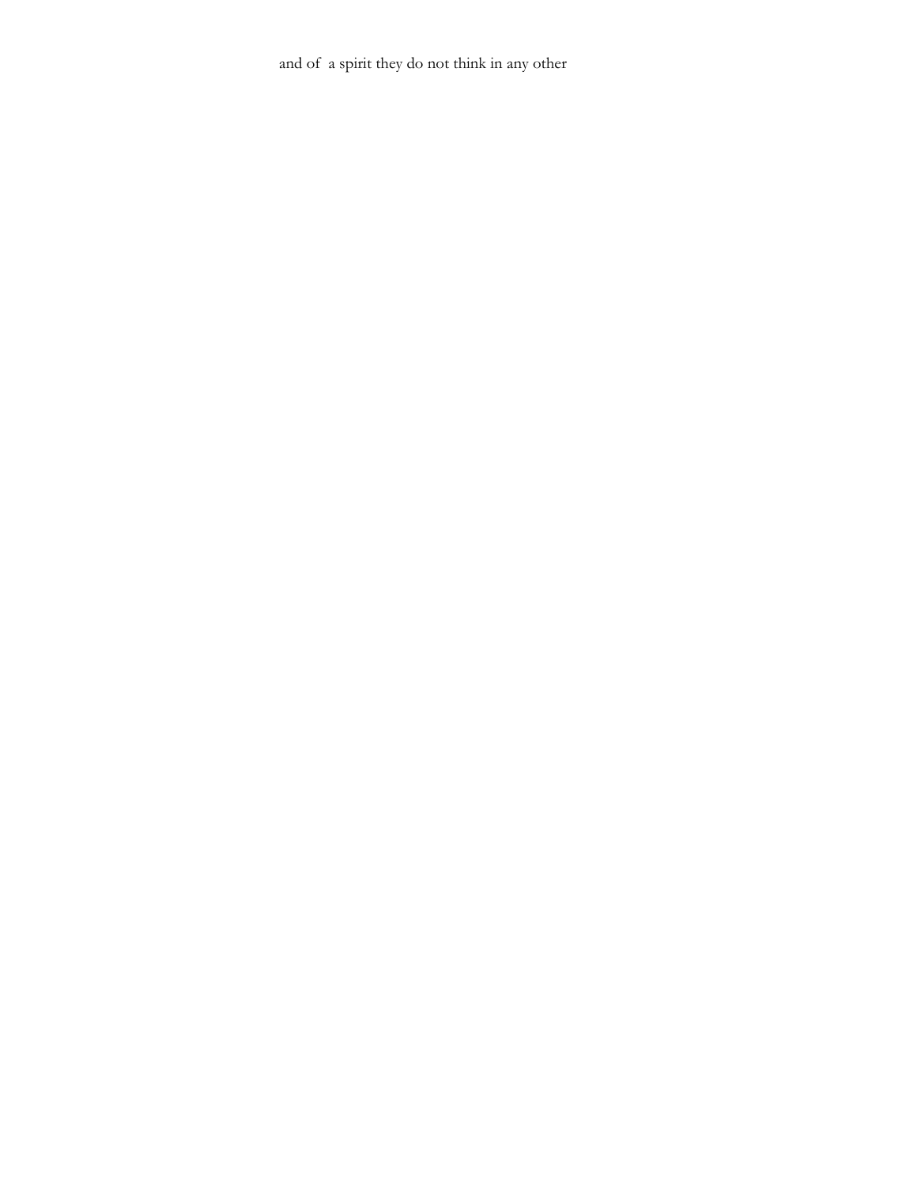and of a spirit they do not think in any other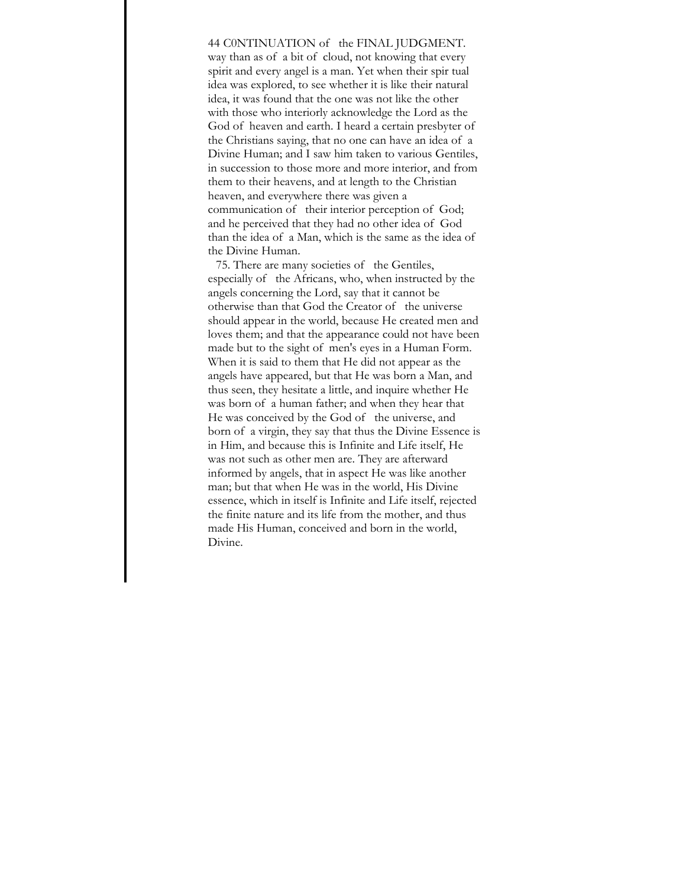way than as of a bit of cloud, not knowing that every spirit and every angel is a man. Yet when their spir tual idea was explored, to see whether it is like their natural idea, it was found that the one was not like the other with those who interiorly acknowledge the Lord as the God of heaven and earth. I heard a certain presbyter of the Christians saying, that no one can have an idea of a Divine Human; and I saw him taken to various Gentiles, in succession to those more and more interior, and from them to their heavens, and at length to the Christian heaven, and everywhere there was given a communication of their interior perception of God; and he perceived that they had no other idea of God than the idea of a Man, which is the same as the idea of the Divine Human.

75. There are many societies of the Gentiles, especially of the Africans, who, when instructed by the angels concerning the Lord, say that it cannot be otherwise than that God the Creator of the universe should appear in the world, because He created men and loves them; and that the appearance could not have been made but to the sight of men's eyes in a Human Form. When it is said to them that He did not appear as the angels have appeared, but that He was born a Man, and thus seen, they hesitate a little, and inquire whether He was born of a human father; and when they hear that He was conceived by the God of the universe, and born of a virgin, they say that thus the Divine Essence is in Him, and because this is Infinite and Life itself, He was not such as other men are. They are afterward informed by angels, that in aspect He was like another man; but that when He was in the world, His Divine essence, which in itself is Infinite and Life itself, rejected the finite nature and its life from the mother, and thus made His Human, conceived and born in the world, Divine.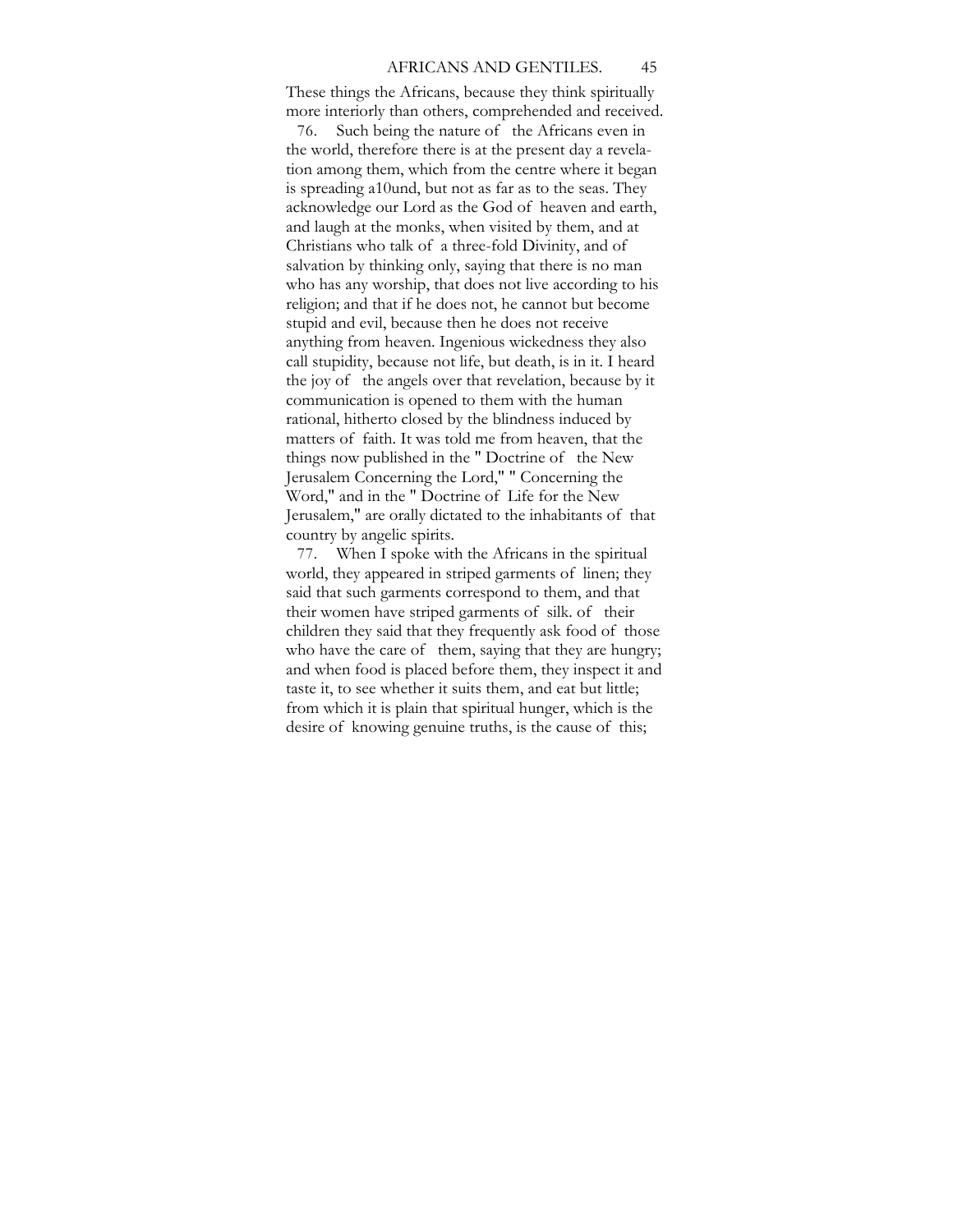These things the Africans, because they think spiritually more interiorly than others, comprehended and received.

76. Such being the nature of the Africans even in the world, therefore there is at the present day a revelation among them, which from the centre where it began is spreading a10und, but not as far as to the seas. They acknowledge our Lord as the God of heaven and earth, and laugh at the monks, when visited by them, and at Christians who talk of a three-fold Divinity, and of salvation by thinking only, saying that there is no man who has any worship, that does not live according to his religion; and that if he does not, he cannot but become stupid and evil, because then he does not receive anything from heaven. Ingenious wickedness they also call stupidity, because not life, but death, is in it. I heard the joy of the angels over that revelation, because by it communication is opened to them with the human rational, hitherto closed by the blindness induced by matters of faith. It was told me from heaven, that the things now published in the " Doctrine of the New Jerusalem Concerning the Lord," " Concerning the Word," and in the " Doctrine of Life for the New Jerusalem," are orally dictated to the inhabitants of that country by angelic spirits.

77. When I spoke with the Africans in the spiritual world, they appeared in striped garments of linen; they said that such garments correspond to them, and that their women have striped garments of silk. of their children they said that they frequently ask food of those who have the care of them, saying that they are hungry; and when food is placed before them, they inspect it and taste it, to see whether it suits them, and eat but little; from which it is plain that spiritual hunger, which is the desire of knowing genuine truths, is the cause of this;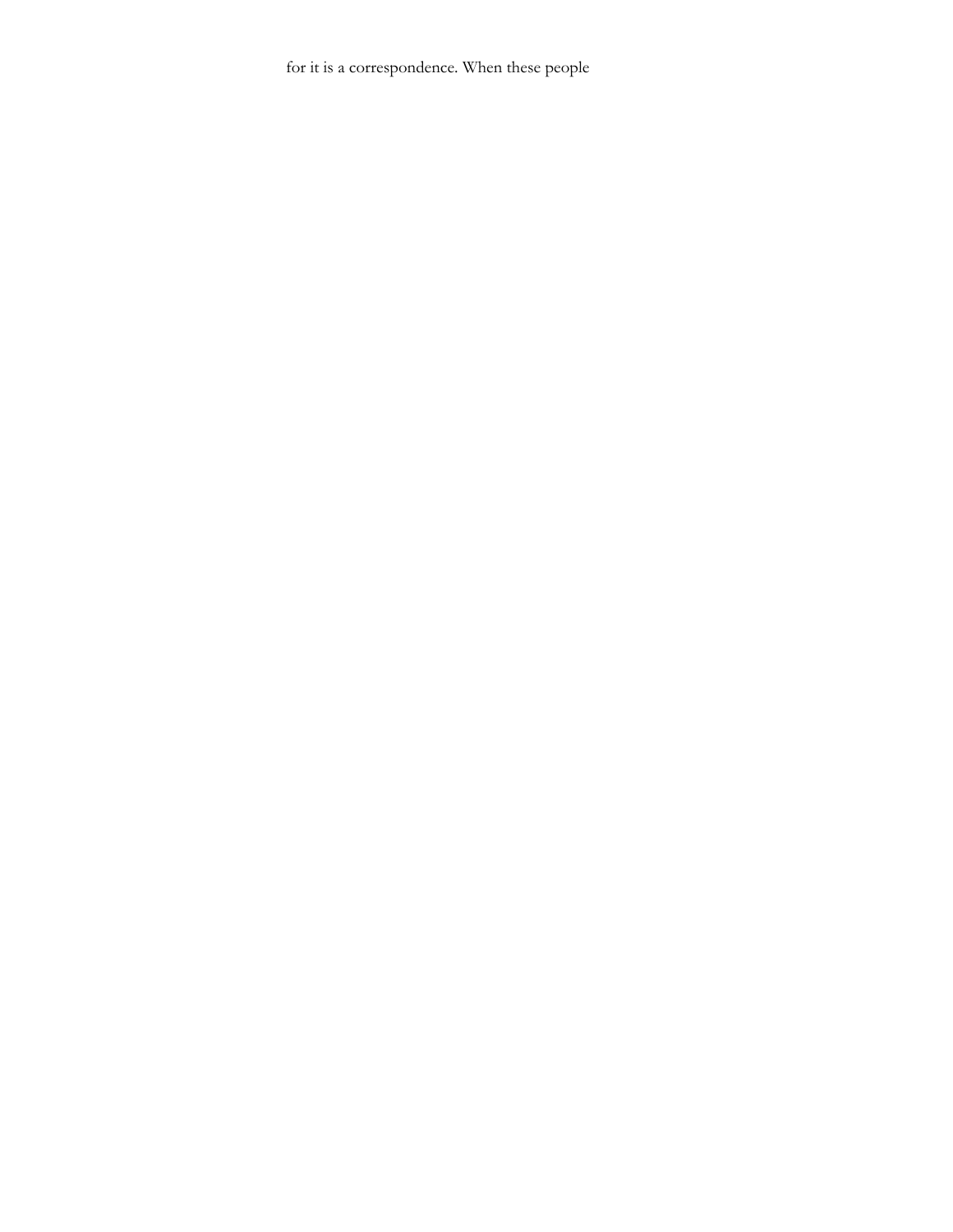for it is a correspondence. When these people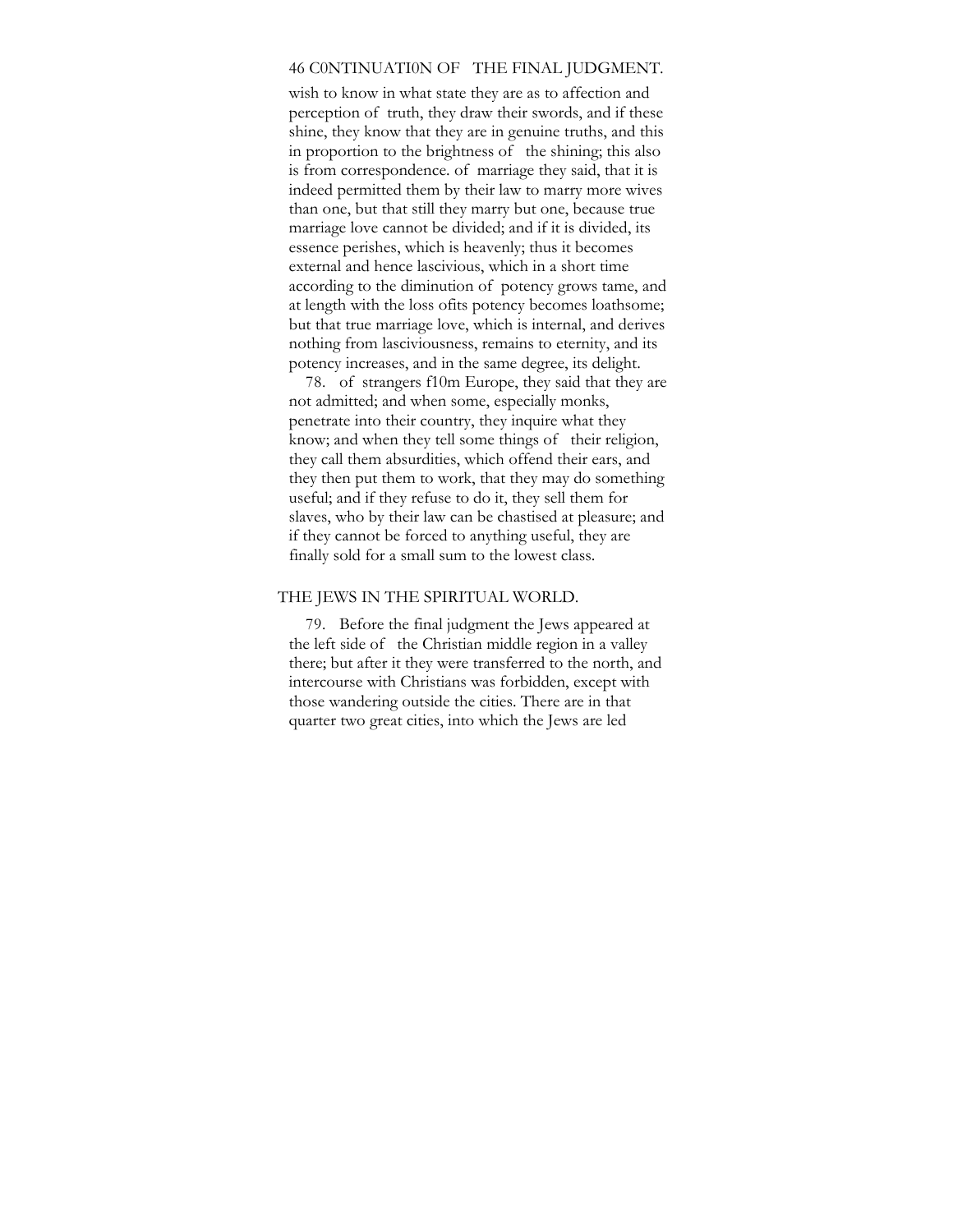wish to know in what state they are as to affection and perception of truth, they draw their swords, and if these shine, they know that they are in genuine truths, and this in proportion to the brightness of the shining; this also is from correspondence. of marriage they said, that it is indeed permitted them by their law to marry more wives than one, but that still they marry but one, because true marriage love cannot be divided; and if it is divided, its essence perishes, which is heavenly; thus it becomes external and hence lascivious, which in a short time according to the diminution of potency grows tame, and at length with the loss ofits potency becomes loathsome; but that true marriage love, which is internal, and derives nothing from lasciviousness, remains to eternity, and its potency increases, and in the same degree, its delight.

78. of strangers f10m Europe, they said that they are not admitted; and when some, especially monks, penetrate into their country, they inquire what they know; and when they tell some things of their religion, they call them absurdities, which offend their ears, and they then put them to work, that they may do something useful; and if they refuse to do it, they sell them for slaves, who by their law can be chastised at pleasure; and if they cannot be forced to anything useful, they are finally sold for a small sum to the lowest class.

## THE JEWS IN THE SPIRITUAL WORLD.

79. Before the final judgment the Jews appeared at the left side of the Christian middle region in a valley there; but after it they were transferred to the north, and intercourse with Christians was forbidden, except with those wandering outside the cities. There are in that quarter two great cities, into which the Jews are led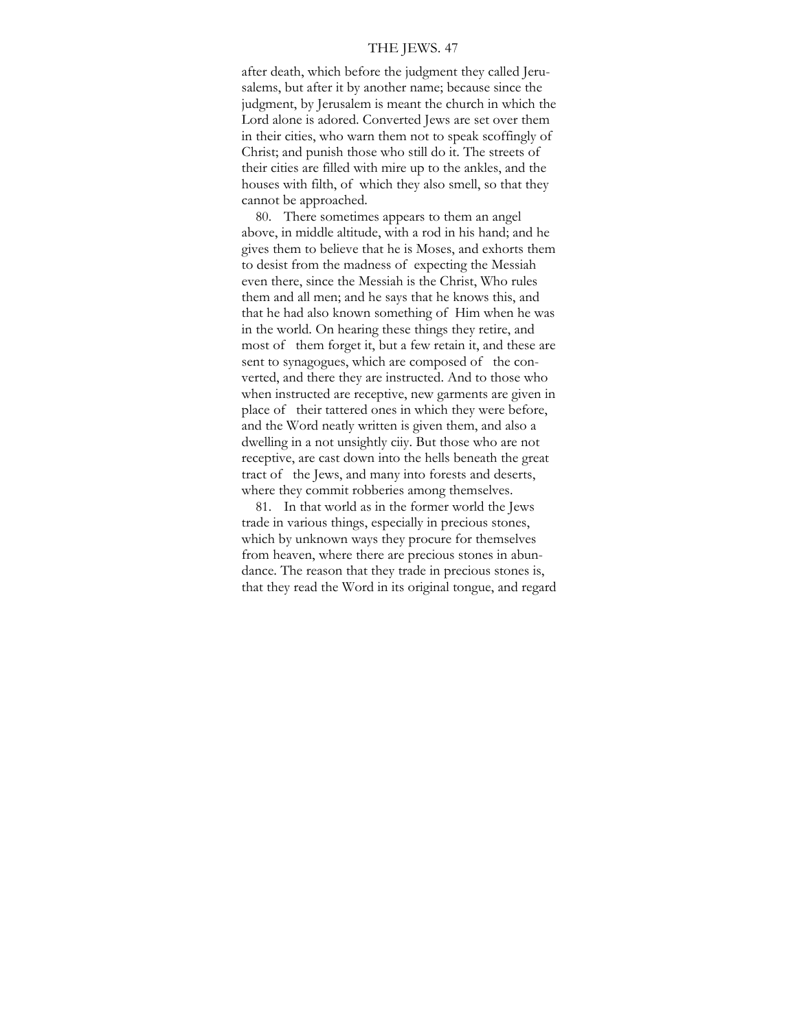after death, which before the judgment they called Jerusalems, but after it by another name; because since the judgment, by Jerusalem is meant the church in which the Lord alone is adored. Converted Jews are set over them in their cities, who warn them not to speak scoffingly of Christ; and punish those who still do it. The streets of their cities are filled with mire up to the ankles, and the houses with filth, of which they also smell, so that they cannot be approached.

80. There sometimes appears to them an angel above, in middle altitude, with a rod in his hand; and he gives them to believe that he is Moses, and exhorts them to desist from the madness of expecting the Messiah even there, since the Messiah is the Christ, Who rules them and all men; and he says that he knows this, and that he had also known something of Him when he was in the world. On hearing these things they retire, and most of them forget it, but a few retain it, and these are sent to synagogues, which are composed of the converted, and there they are instructed. And to those who when instructed are receptive, new garments are given in place of their tattered ones in which they were before, and the Word neatly written is given them, and also a dwelling in a not unsightly ciiy. But those who are not receptive, are cast down into the hells beneath the great tract of the Jews, and many into forests and deserts, where they commit robberies among themselves.

81. In that world as in the former world the Jews trade in various things, especially in precious stones, which by unknown ways they procure for themselves from heaven, where there are precious stones in abundance. The reason that they trade in precious stones is, that they read the Word in its original tongue, and regard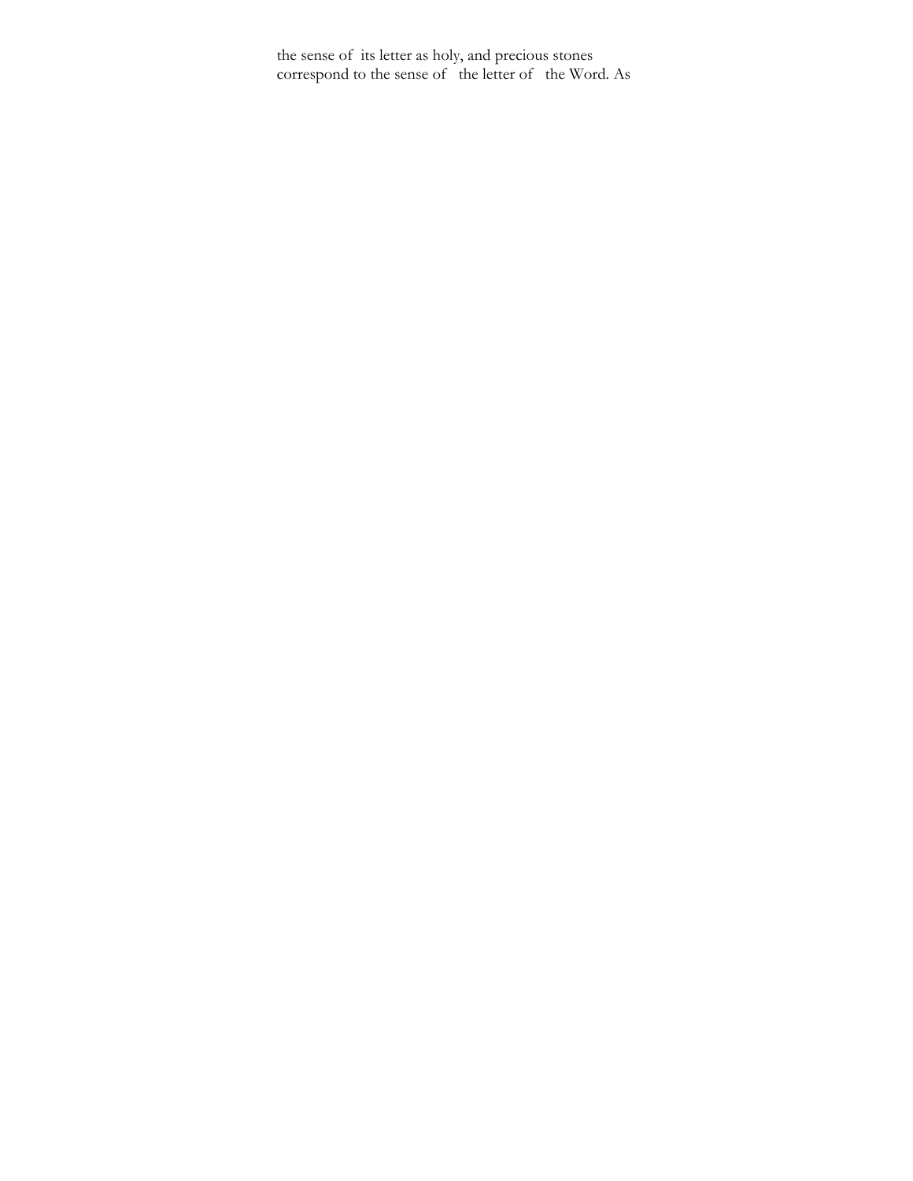the sense of its letter as holy, and precious stones correspond to the sense of the letter of the Word. As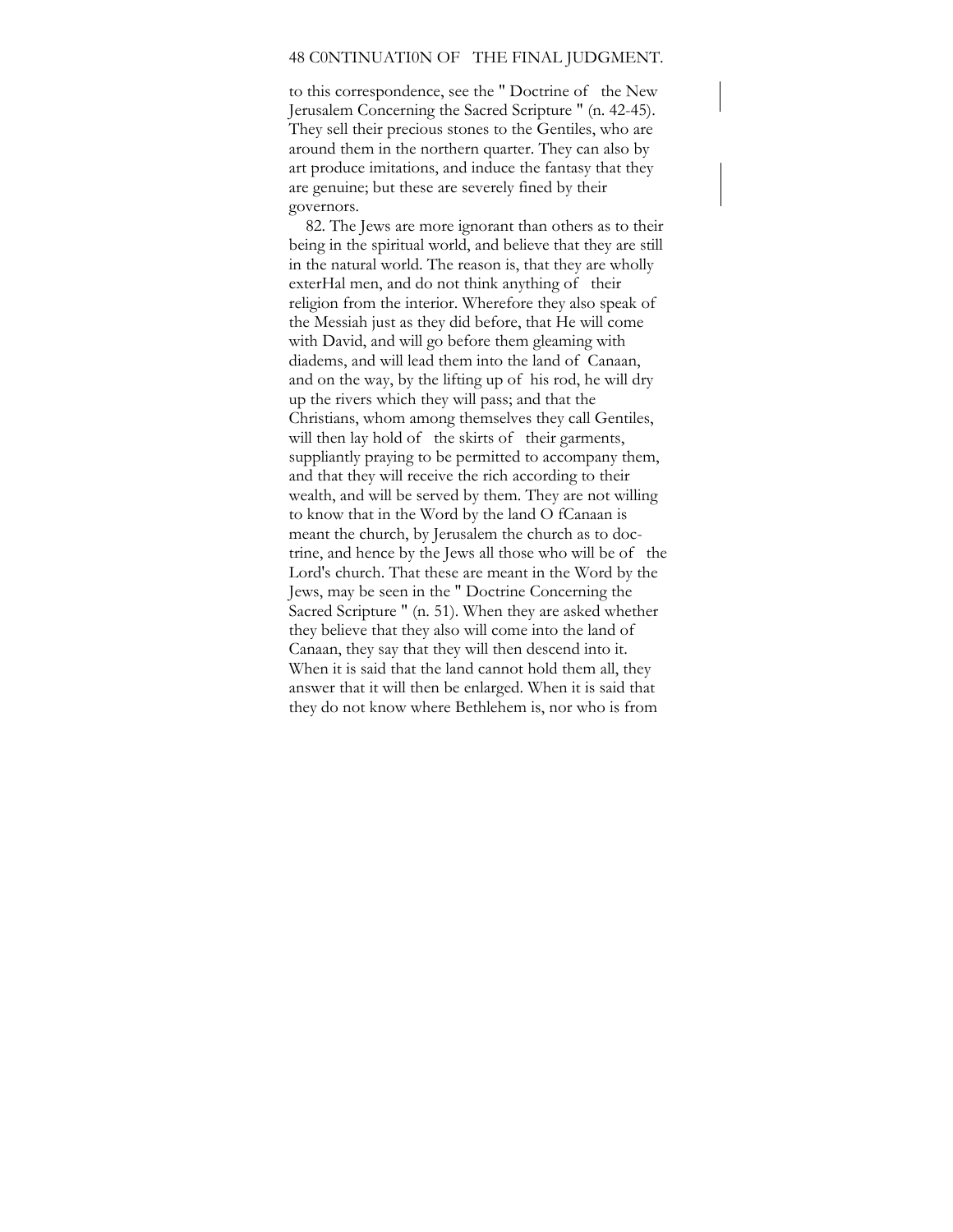to this correspondence, see the " Doctrine of the New Jerusalem Concerning the Sacred Scripture " (n. 42-45). They sell their precious stones to the Gentiles, who are around them in the northern quarter. They can also by art produce imitations, and induce the fantasy that they are genuine; but these are severely fined by their governors.

82. The Jews are more ignorant than others as to their being in the spiritual world, and believe that they are still in the natural world. The reason is, that they are wholly exterHal men, and do not think anything of their religion from the interior. Wherefore they also speak of the Messiah just as they did before, that He will come with David, and will go before them gleaming with diadems, and will lead them into the land of Canaan, and on the way, by the lifting up of his rod, he will dry up the rivers which they will pass; and that the Christians, whom among themselves they call Gentiles, will then lay hold of the skirts of their garments, suppliantly praying to be permitted to accompany them, and that they will receive the rich according to their wealth, and will be served by them. They are not willing to know that in the Word by the land O fCanaan is meant the church, by Jerusalem the church as to doctrine, and hence by the Jews all those who will be of the Lord's church. That these are meant in the Word by the Jews, may be seen in the " Doctrine Concerning the Sacred Scripture " (n. 51). When they are asked whether they believe that they also will come into the land of Canaan, they say that they will then descend into it. When it is said that the land cannot hold them all, they answer that it will then be enlarged. When it is said that they do not know where Bethlehem is, nor who is from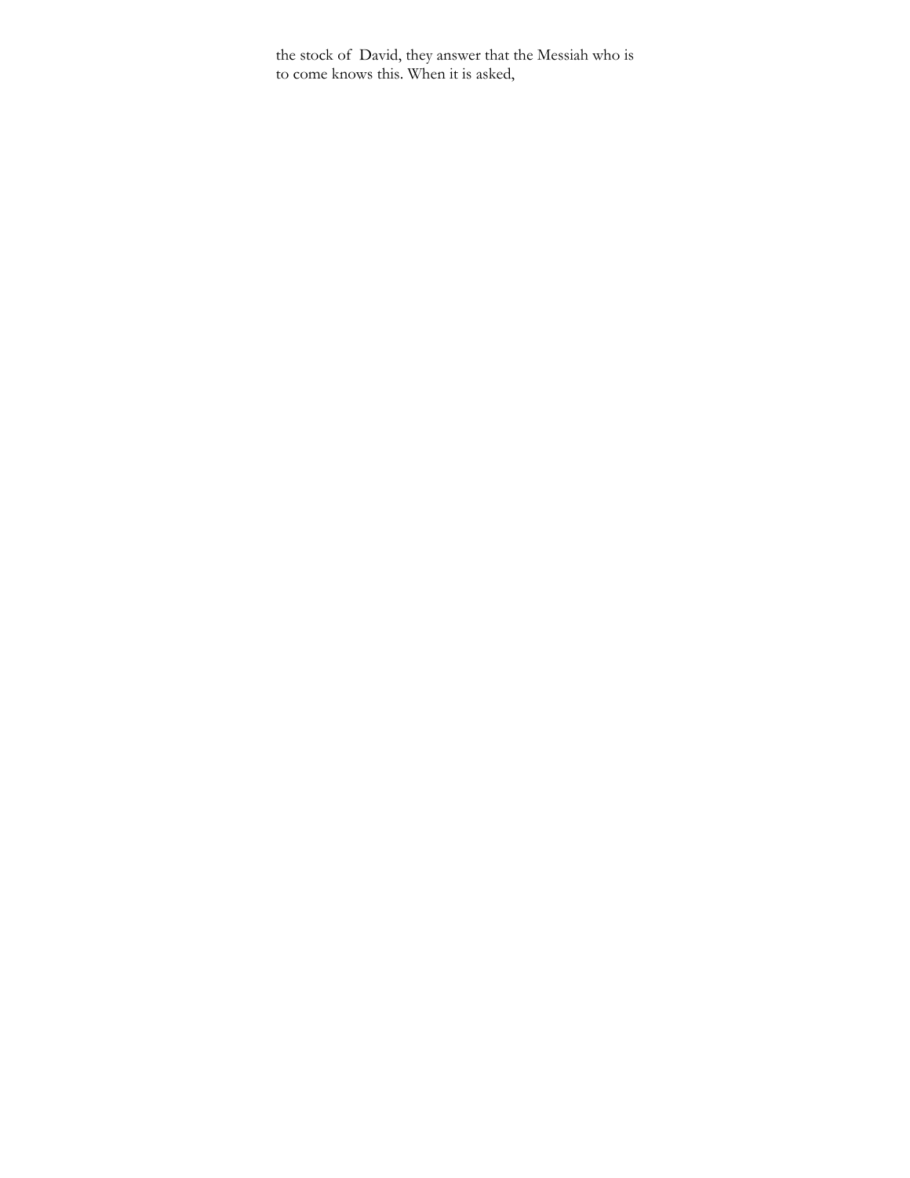the stock of David, they answer that the Messiah who is to come knows this. When it is asked,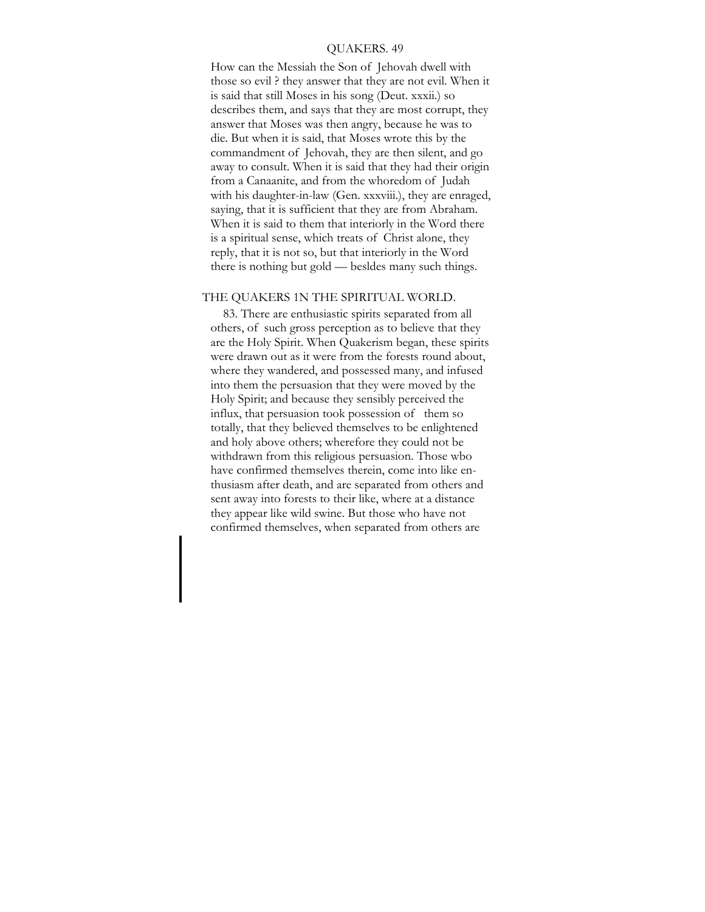How can the Messiah the Son of Jehovah dwell with those so evil ? they answer that they are not evil. When it is said that still Moses in his song (Deut. xxxii.) so describes them, and says that they are most corrupt, they answer that Moses was then angry, because he was to die. But when it is said, that Moses wrote this by the commandment of Jehovah, they are then silent, and go away to consult. When it is said that they had their origin from a Canaanite, and from the whoredom of Judah with his daughter-in-law (Gen. xxxviii.), they are enraged, saying, that it is sufficient that they are from Abraham. When it is said to them that interiorly in the Word there is a spiritual sense, which treats of Christ alone, they reply, that it is not so, but that interiorly in the Word there is nothing but gold — besldes many such things.

## THE QUAKERS 1N THE SPIRITUAL WORLD.

83. There are enthusiastic spirits separated from all others, of such gross perception as to believe that they are the Holy Spirit. When Quakerism began, these spirits were drawn out as it were from the forests round about, where they wandered, and possessed many, and infused into them the persuasion that they were moved by the Holy Spirit; and because they sensibly perceived the influx, that persuasion took possession of them so totally, that they believed themselves to be enlightened and holy above others; wherefore they could not be withdrawn from this religious persuasion. Those wbo have confirmed themselves therein, come into like enthusiasm after death, and are separated from others and sent away into forests to their like, where at a distance they appear like wild swine. But those who have not confirmed themselves, when separated from others are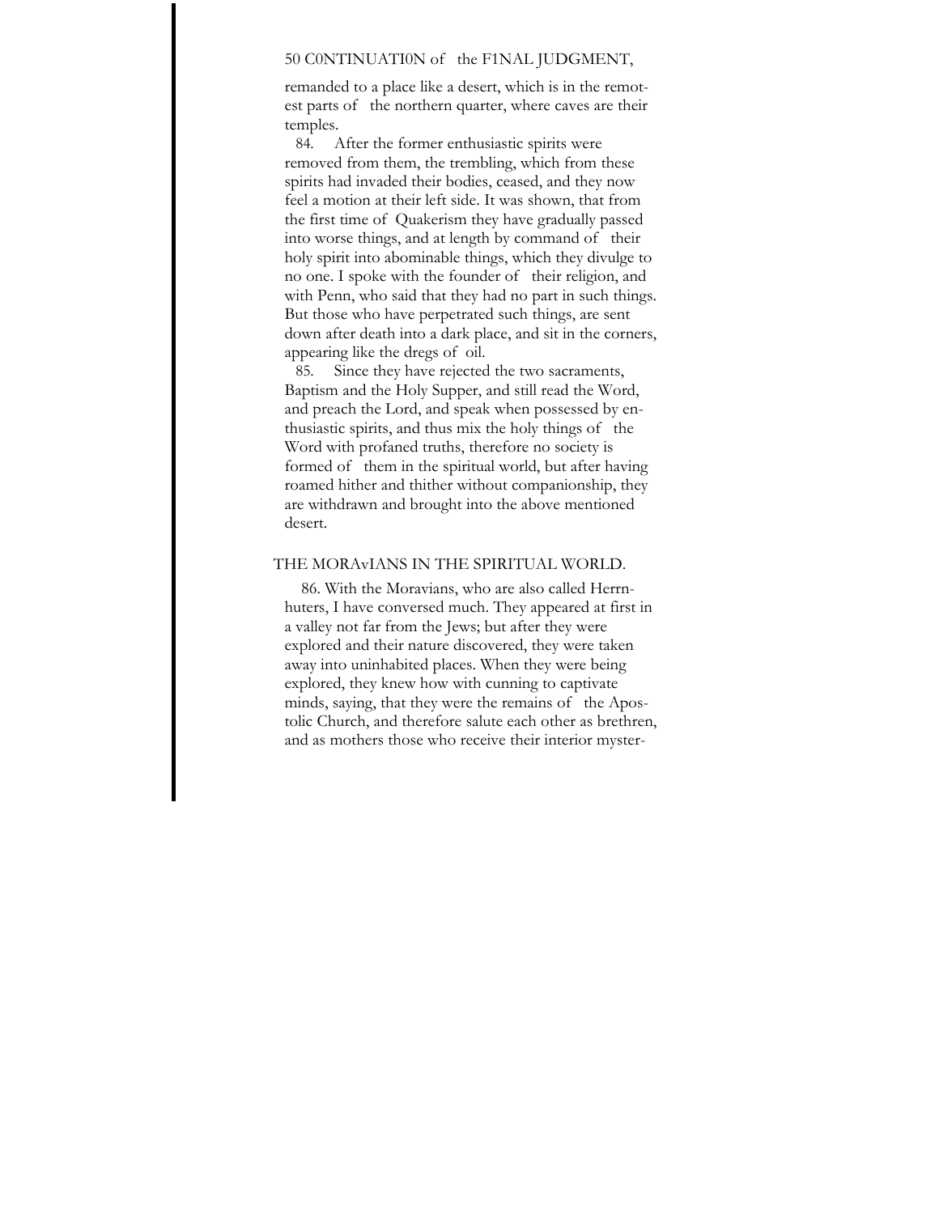remanded to a place like a desert, which is in the remotest parts of the northern quarter, where caves are their temples.

84. After the former enthusiastic spirits were removed from them, the trembling, which from these spirits had invaded their bodies, ceased, and they now feel a motion at their left side. It was shown, that from the first time of Quakerism they have gradually passed into worse things, and at length by command of their holy spirit into abominable things, which they divulge to no one. I spoke with the founder of their religion, and with Penn, who said that they had no part in such things. But those who have perpetrated such things, are sent down after death into a dark place, and sit in the corners, appearing like the dregs of oil.

85. Since they have rejected the two sacraments, Baptism and the Holy Supper, and still read the Word, and preach the Lord, and speak when possessed by enthusiastic spirits, and thus mix the holy things of the Word with profaned truths, therefore no society is formed of them in the spiritual world, but after having roamed hither and thither without companionship, they are withdrawn and brought into the above mentioned desert.

## THE MORAVIANS IN THE SPIRITUAL WORLD.

86. With the Moravians, who are also called Herrnhuters, I have conversed much. They appeared at first in a valley not far from the Jews; but after they were explored and their nature discovered, they were taken away into uninhabited places. When they were being explored, they knew how with cunning to captivate minds, saying, that they were the remains of the Apostolic Church, and therefore salute each other as brethren, and as mothers those who receive their interior myster-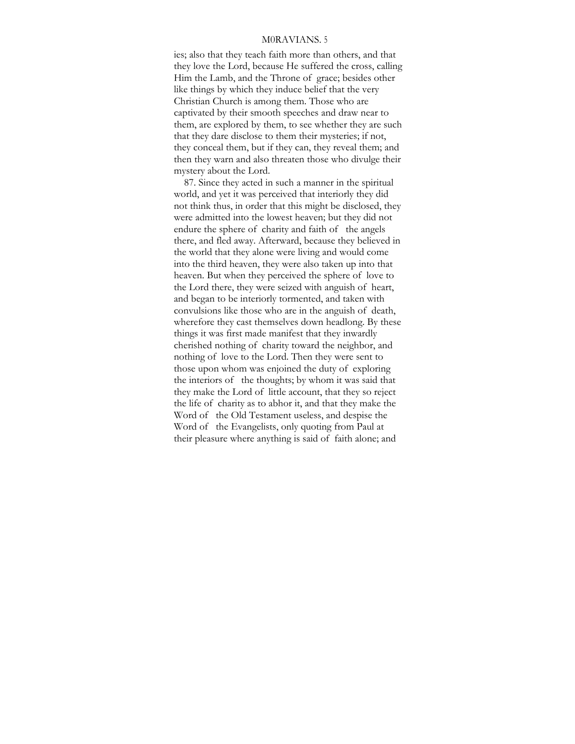ies; also that they teach faith more than others, and that they love the Lord, because He suffered the cross, calling Him the Lamb, and the Throne of grace; besides other like things by which they induce belief that the very Christian Church is among them. Those who are captivated by their smooth speeches and draw near to them, are explored by them, to see whether they are such that they dare disclose to them their mysteries; if not, they conceal them, but if they can, they reveal them; and then they warn and also threaten those who divulge their mystery about the Lord.

87. Since they acted in such a manner in the spiritual world, and yet it was perceived that interiorly they did not think thus, in order that this might be disclosed, they were admitted into the lowest heaven; but they did not endure the sphere of charity and faith of the angels there, and fled away. Afterward, because they believed in the world that they alone were living and would come into the third heaven, they were also taken up into that heaven. But when they perceived the sphere of love to the Lord there, they were seized with anguish of heart, and began to be interiorly tormented, and taken with convulsions like those who are in the anguish of death, wherefore they cast themselves down headlong. By these things it was first made manifest that they inwardly cherished nothing of charity toward the neighbor, and nothing of love to the Lord. Then they were sent to those upon whom was enjoined the duty of exploring the interiors of the thoughts; by whom it was said that they make the Lord of little account, that they so reject the life of charity as to abhor it, and that they make the Word of the Old Testament useless, and despise the Word of the Evangelists, only quoting from Paul at their pleasure where anything is said of faith alone; and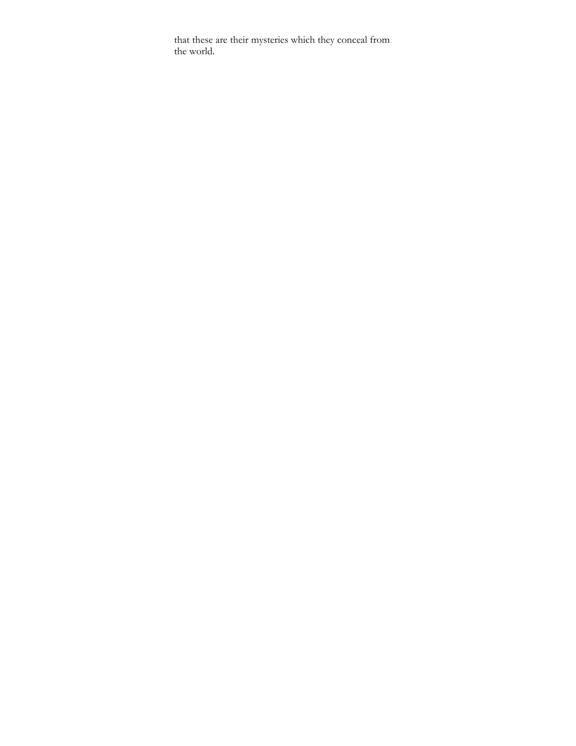that these are their mysteries which they conceal from the world.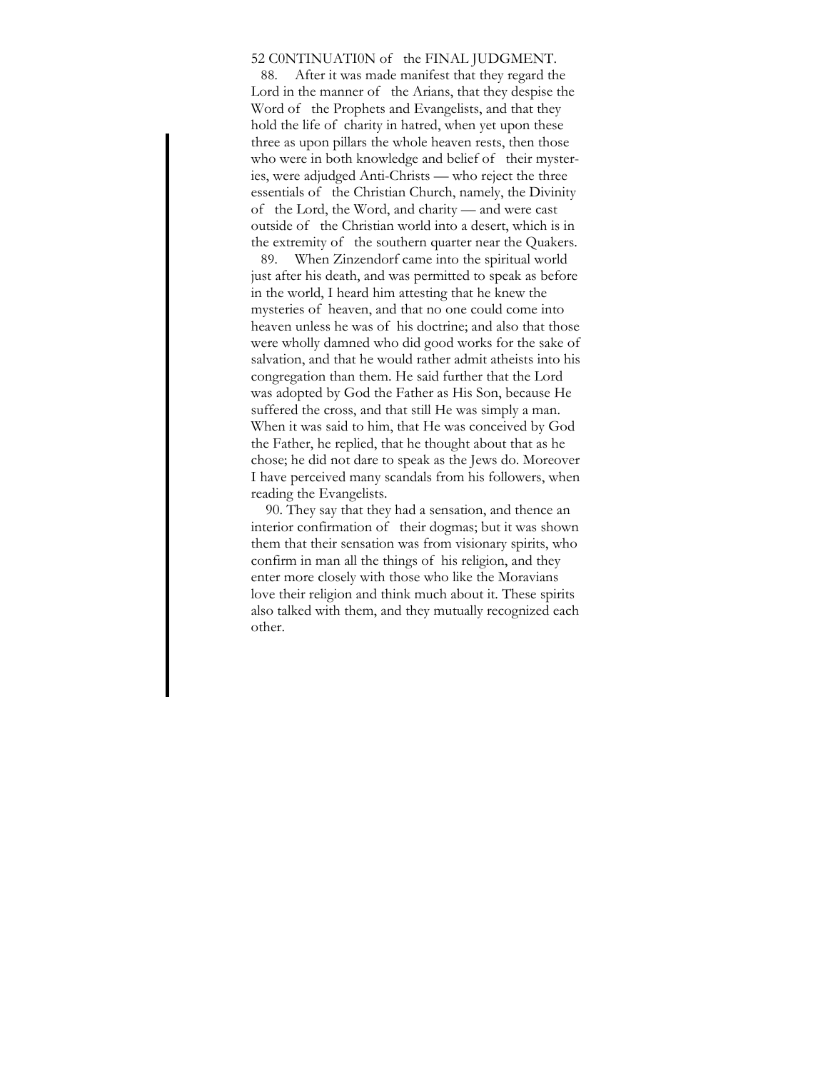88. After it was made manifest that they regard the Lord in the manner of the Arians, that they despise the Word of the Prophets and Evangelists, and that they hold the life of charity in hatred, when yet upon these three as upon pillars the whole heaven rests, then those who were in both knowledge and belief of their mysteries, were adjudged Anti-Christs — who reject the three essentials of the Christian Church, namely, the Divinity of the Lord, the Word, and charity — and were cast outside of the Christian world into a desert, which is in the extremity of the southern quarter near the Quakers.

89. When Zinzendorf came into the spiritual world just after his death, and was permitted to speak as before in the world, I heard him attesting that he knew the mysteries of heaven, and that no one could come into heaven unless he was of his doctrine; and also that those were wholly damned who did good works for the sake of salvation, and that he would rather admit atheists into his congregation than them. He said further that the Lord was adopted by God the Father as His Son, because He suffered the cross, and that still He was simply a man. When it was said to him, that He was conceived by God the Father, he replied, that he thought about that as he chose; he did not dare to speak as the Jews do. Moreover I have perceived many scandals from his followers, when reading the Evangelists.

90. They say that they had a sensation, and thence an interior confirmation of their dogmas; but it was shown them that their sensation was from visionary spirits, who confirm in man all the things of his religion, and they enter more closely with those who like the Moravians love their religion and think much about it. These spirits also talked with them, and they mutually recognized each other.